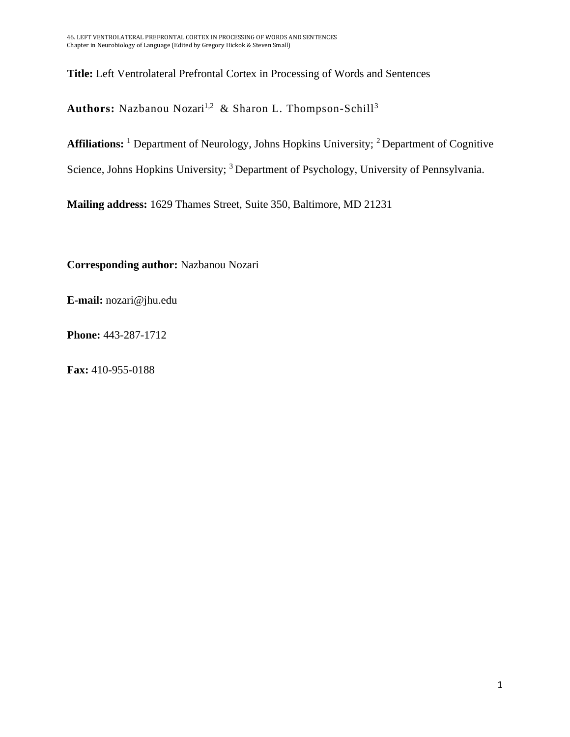**Title:** Left Ventrolateral Prefrontal Cortex in Processing of Words and Sentences

**Authors:** Nazbanou Nozari[1,2] & Sharon L. Thompson-Schill[3]

**Affiliations:** [1] Department of Neurology, Johns Hopkins University; [2] Department of Cognitive Science, Johns Hopkins University; [3] Department of Psychology, University of Pennsylvania.

**Mailing address:** 1629 Thames Street, Suite 350, Baltimore, MD 21231

**Corresponding author:** Nazbanou Nozari

**E-mail:** nozari@jhu.edu

**Phone:** 443-287-1712

**Fax:** 410-955-0188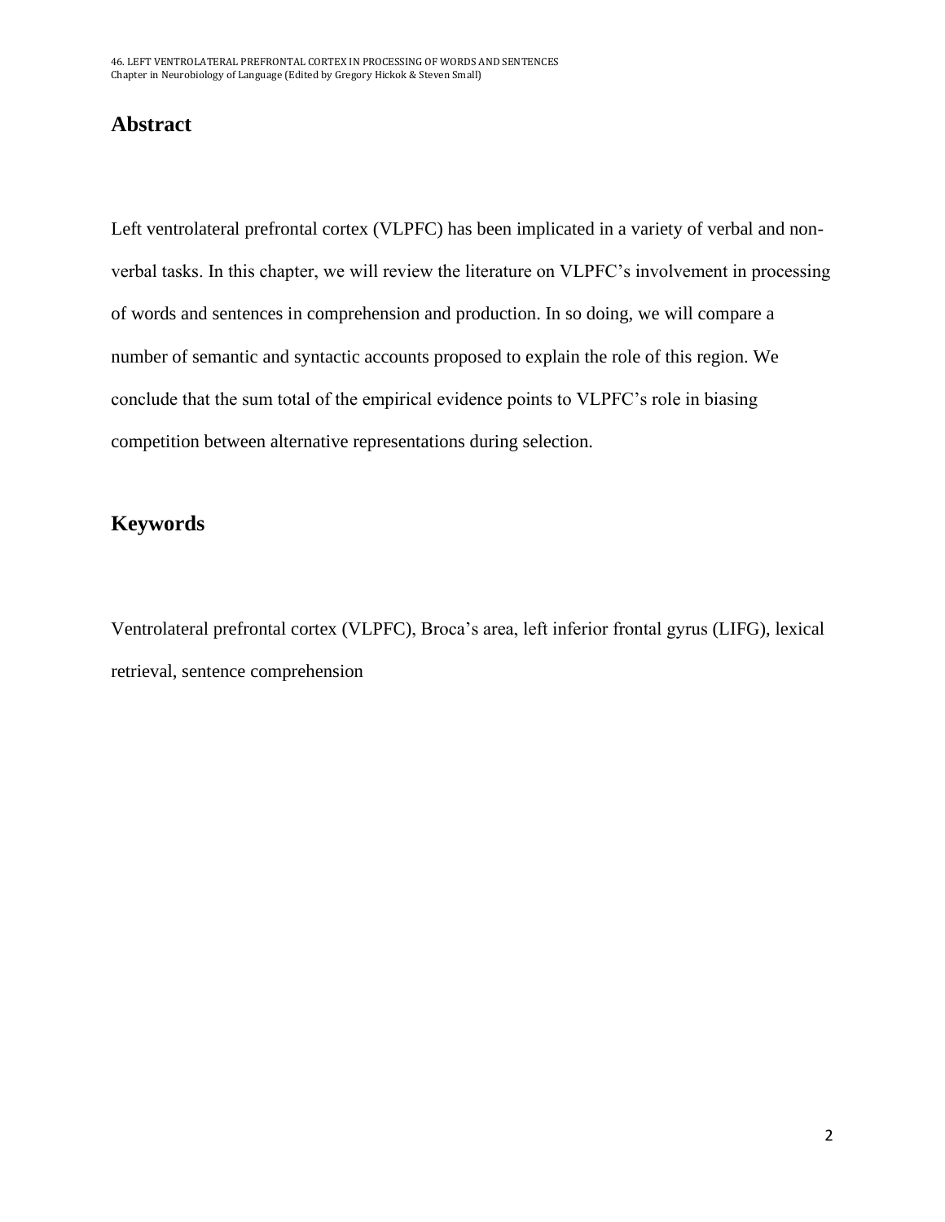## Abstract

Left ventrolateral prefrontal cortex (VLPFC) has been implicated in a variety of verbal and non-verbal tasks. In this chapter, we will review the literature on VLPFC's involvement in processing of words and sentences in comprehension and production. In so doing, we will compare a number of semantic and syntactic accounts proposed to explain the role of this region. We conclude that the sum total of the empirical evidence points to VLPFC's role in biasing competition between alternative representations during selection.

## Keywords

Ventrolateral prefrontal cortex (VLPFC), Broca's area, left inferior frontal gyrus (LIFG), lexical retrieval, sentence comprehension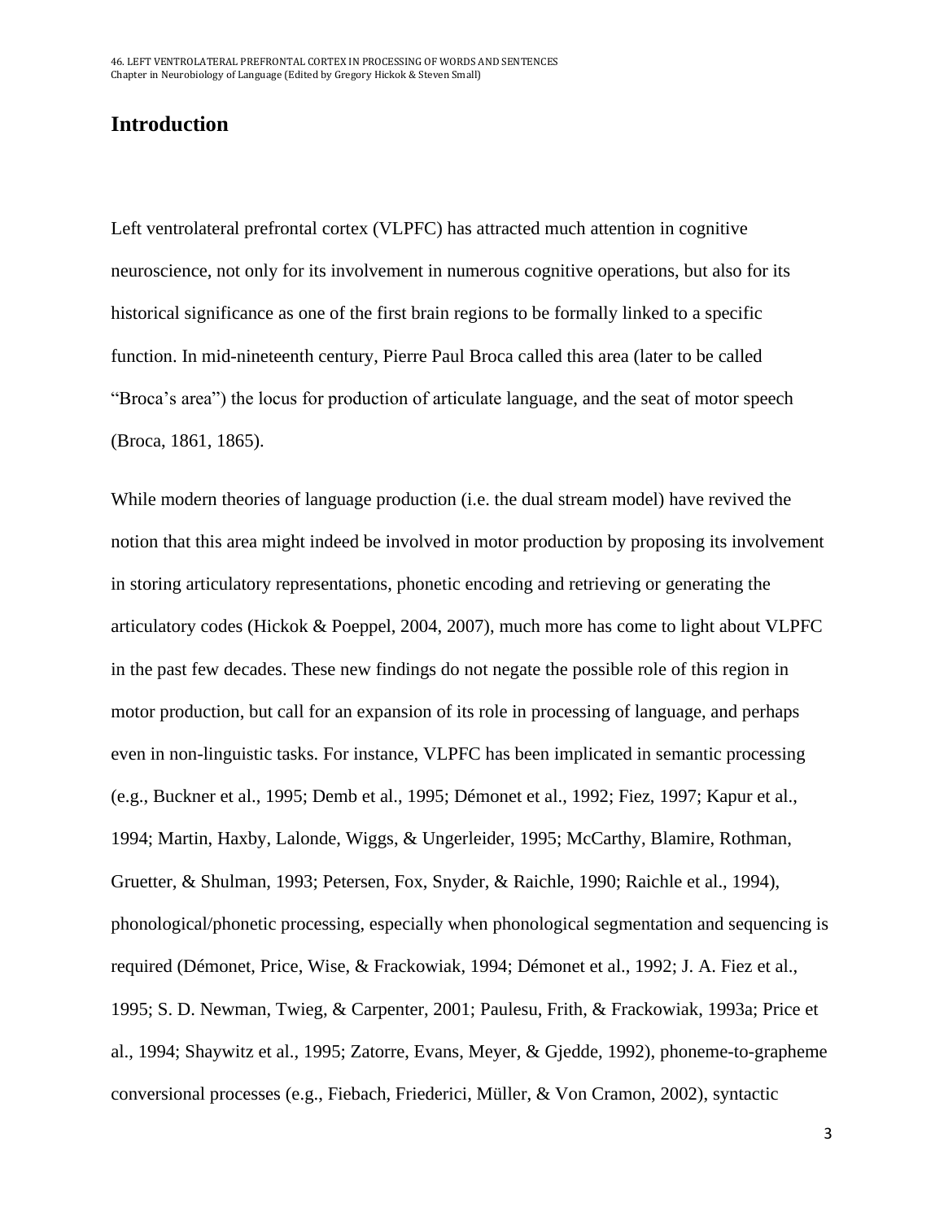## Introduction

Left ventrolateral prefrontal cortex (VLPFC) has attracted much attention in cognitive neuroscience, not only for its involvement in numerous cognitive operations, but also for its historical significance as one of the first brain regions to be formally linked to a specific function. In mid-nineteenth century, Pierre Paul Broca called this area (later to be called "Broca's area") the locus for production of articulate language, and the seat of motor speech (Broca, 1861, 1865).

While modern theories of language production (i.e. the dual stream model) have revived the notion that this area might indeed be involved in motor production by proposing its involvement in storing articulatory representations, phonetic encoding and retrieving or generating the articulatory codes (Hickok & Poeppel, 2004, 2007), much more has come to light about VLPFC in the past few decades. These new findings do not negate the possible role of this region in motor production, but call for an expansion of its role in processing of language, and perhaps even in non-linguistic tasks. For instance, VLPFC has been implicated in semantic processing (e.g., Buckner et al., 1995; Demb et al., 1995; Démonet et al., 1992; Fiez, 1997; Kapur et al., 1994; Martin, Haxby, Lalonde, Wiggs, & Ungerleider, 1995; McCarthy, Blamire, Rothman, Gruetter, & Shulman, 1993; Petersen, Fox, Snyder, & Raichle, 1990; Raichle et al., 1994), phonological/phonetic processing, especially when phonological segmentation and sequencing is required (Démonet, Price, Wise, & Frackowiak, 1994; Démonet et al., 1992; J. A. Fiez et al., 1995; S. D. Newman, Twieg, & Carpenter, 2001; Paulesu, Frith, & Frackowiak, 1993a; Price et al., 1994; Shaywitz et al., 1995; Zatorre, Evans, Meyer, & Gjedde, 1992), phoneme-to-grapheme conversional processes (e.g., Fiebach, Friederici, Müller, & Von Cramon, 2002), syntactic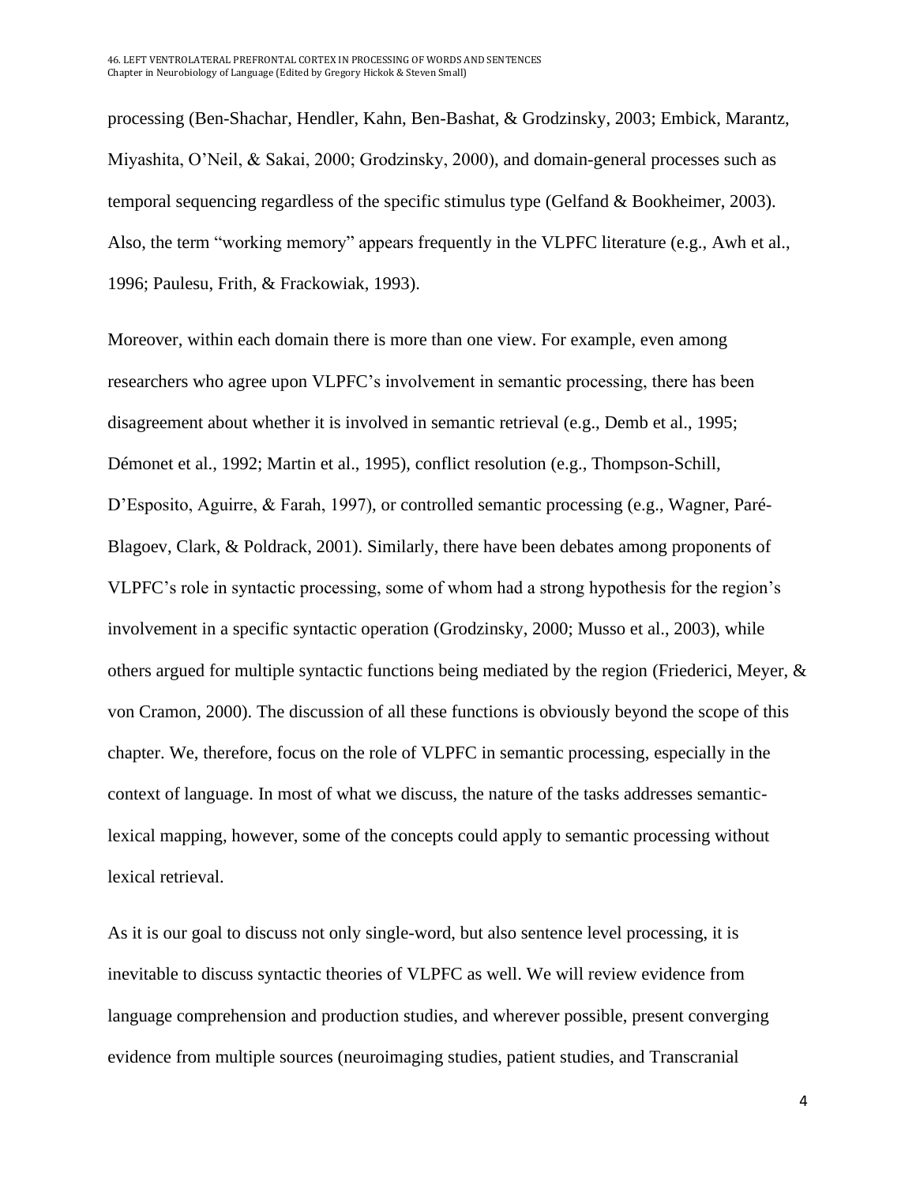processing (Ben-Shachar, Hendler, Kahn, Ben-Bashat, & Grodzinsky, 2003; Embick, Marantz, Miyashita, O'Neil, & Sakai, 2000; Grodzinsky, 2000), and domain-general processes such as temporal sequencing regardless of the specific stimulus type (Gelfand & Bookheimer, 2003). Also, the term "working memory" appears frequently in the VLPFC literature (e.g., Awh et al., 1996; Paulesu, Frith, & Frackowiak, 1993).

Moreover, within each domain there is more than one view. For example, even among researchers who agree upon VLPFC's involvement in semantic processing, there has been disagreement about whether it is involved in semantic retrieval (e.g., Demb et al., 1995; Démonet et al., 1992; Martin et al., 1995), conflict resolution (e.g., Thompson-Schill, D'Esposito, Aguirre, & Farah, 1997), or controlled semantic processing (e.g., Wagner, Paré-Blagoev, Clark, & Poldrack, 2001). Similarly, there have been debates among proponents of VLPFC's role in syntactic processing, some of whom had a strong hypothesis for the region's involvement in a specific syntactic operation (Grodzinsky, 2000; Musso et al., 2003), while others argued for multiple syntactic functions being mediated by the region (Friederici, Meyer, & von Cramon, 2000). The discussion of all these functions is obviously beyond the scope of this chapter. We, therefore, focus on the role of VLPFC in semantic processing, especially in the context of language. In most of what we discuss, the nature of the tasks addresses semantic-lexical mapping, however, some of the concepts could apply to semantic processing without lexical retrieval.

As it is our goal to discuss not only single-word, but also sentence level processing, it is inevitable to discuss syntactic theories of VLPFC as well. We will review evidence from language comprehension and production studies, and wherever possible, present converging evidence from multiple sources (neuroimaging studies, patient studies, and Transcranial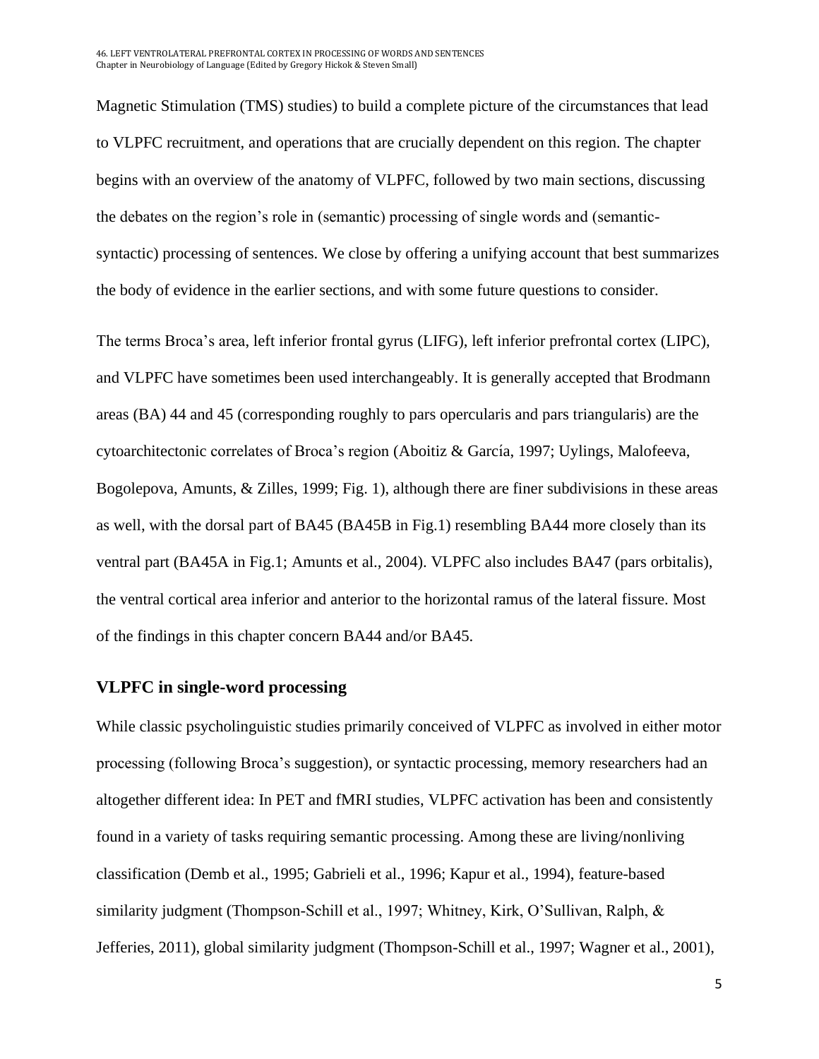Magnetic Stimulation (TMS) studies) to build a complete picture of the circumstances that lead to VLPFC recruitment, and operations that are crucially dependent on this region. The chapter begins with an overview of the anatomy of VLPFC, followed by two main sections, discussing the debates on the region's role in (semantic) processing of single words and (semantic-syntactic) processing of sentences. We close by offering a unifying account that best summarizes the body of evidence in the earlier sections, and with some future questions to consider.

The terms Broca's area, left inferior frontal gyrus (LIFG), left inferior prefrontal cortex (LIPC), and VLPFC have sometimes been used interchangeably. It is generally accepted that Brodmann areas (BA) 44 and 45 (corresponding roughly to pars opercularis and pars triangularis) are the cytoarchitectonic correlates of Broca's region (Aboitiz & García, 1997; Uylings, Malofeeva, Bogolepova, Amunts, & Zilles, 1999; Fig. 1), although there are finer subdivisions in these areas as well, with the dorsal part of BA45 (BA45B in Fig.1) resembling BA44 more closely than its ventral part (BA45A in Fig.1; Amunts et al., 2004). VLPFC also includes BA47 (pars orbitalis), the ventral cortical area inferior and anterior to the horizontal ramus of the lateral fissure. Most of the findings in this chapter concern BA44 and/or BA45.

## VLPFC in single-word processing

While classic psycholinguistic studies primarily conceived of VLPFC as involved in either motor processing (following Broca's suggestion), or syntactic processing, memory researchers had an altogether different idea: In PET and fMRI studies, VLPFC activation has been and consistently found in a variety of tasks requiring semantic processing. Among these are living/nonliving classification (Demb et al., 1995; Gabrieli et al., 1996; Kapur et al., 1994), feature-based similarity judgment (Thompson-Schill et al., 1997; Whitney, Kirk, O'Sullivan, Ralph, & Jefferies, 2011), global similarity judgment (Thompson-Schill et al., 1997; Wagner et al., 2001),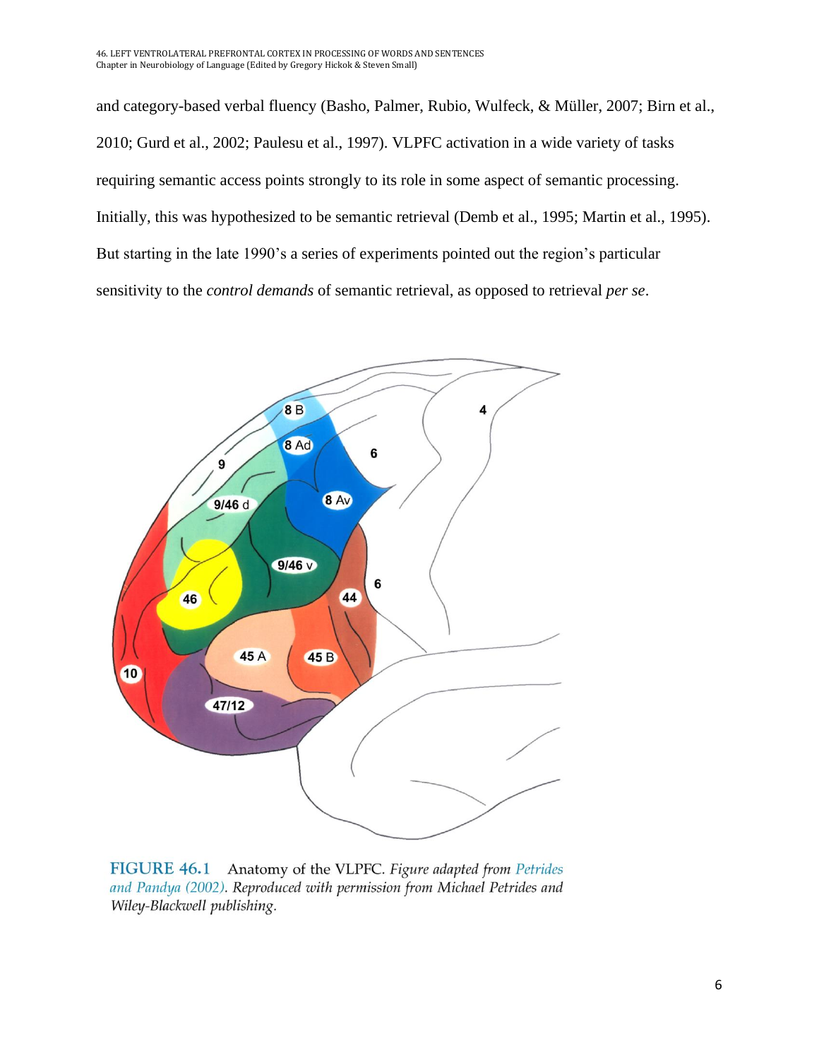and category-based verbal fluency (Basho, Palmer, Rubio, Wulfeck, & Müller, 2007; Birn et al., 2010; Gurd et al., 2002; Paulesu et al., 1997). VLPFC activation in a wide variety of tasks requiring semantic access points strongly to its role in some aspect of semantic processing. Initially, this was hypothesized to be semantic retrieval (Demb et al., 1995; Martin et al., 1995). But starting in the late 1990's a series of experiments pointed out the region's particular sensitivity to the *control demands* of semantic retrieval, as opposed to retrieval *per se*.

**FIGURE 46.1** Anatomy of the VLPFC. *Figure adapted from Petrides and Pandya (2002). Reproduced with permission from Michael Petrides and Wiley-Blackwell publishing.*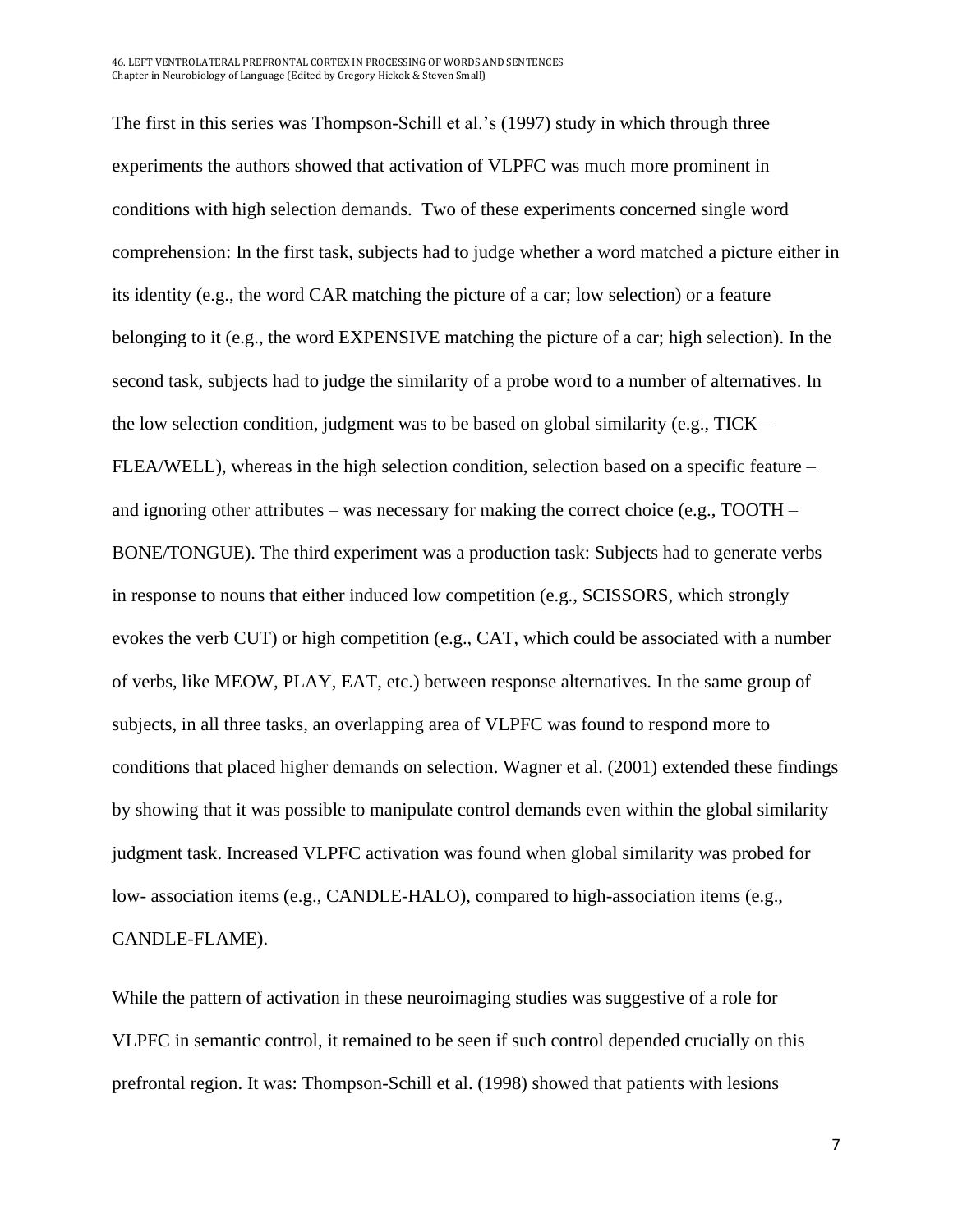The first in this series was Thompson-Schill et al.'s (1997) study in which through three experiments the authors showed that activation of VLPFC was much more prominent in conditions with high selection demands. Two of these experiments concerned single word comprehension: In the first task, subjects had to judge whether a word matched a picture either in its identity (e.g., the word CAR matching the picture of a car; low selection) or a feature belonging to it (e.g., the word EXPENSIVE matching the picture of a car; high selection). In the second task, subjects had to judge the similarity of a probe word to a number of alternatives. In the low selection condition, judgment was to be based on global similarity (e.g., TICK – FLEA/WELL), whereas in the high selection condition, selection based on a specific feature – and ignoring other attributes – was necessary for making the correct choice (e.g., TOOTH – BONE/TONGUE). The third experiment was a production task: Subjects had to generate verbs in response to nouns that either induced low competition (e.g., SCISSORS, which strongly evokes the verb CUT) or high competition (e.g., CAT, which could be associated with a number of verbs, like MEOW, PLAY, EAT, etc.) between response alternatives. In the same group of subjects, in all three tasks, an overlapping area of VLPFC was found to respond more to conditions that placed higher demands on selection. Wagner et al. (2001) extended these findings by showing that it was possible to manipulate control demands even within the global similarity judgment task. Increased VLPFC activation was found when global similarity was probed for low- association items (e.g., CANDLE-HALO), compared to high-association items (e.g., CANDLE-FLAME).

While the pattern of activation in these neuroimaging studies was suggestive of a role for VLPFC in semantic control, it remained to be seen if such control depended crucially on this prefrontal region. It was: Thompson-Schill et al. (1998) showed that patients with lesions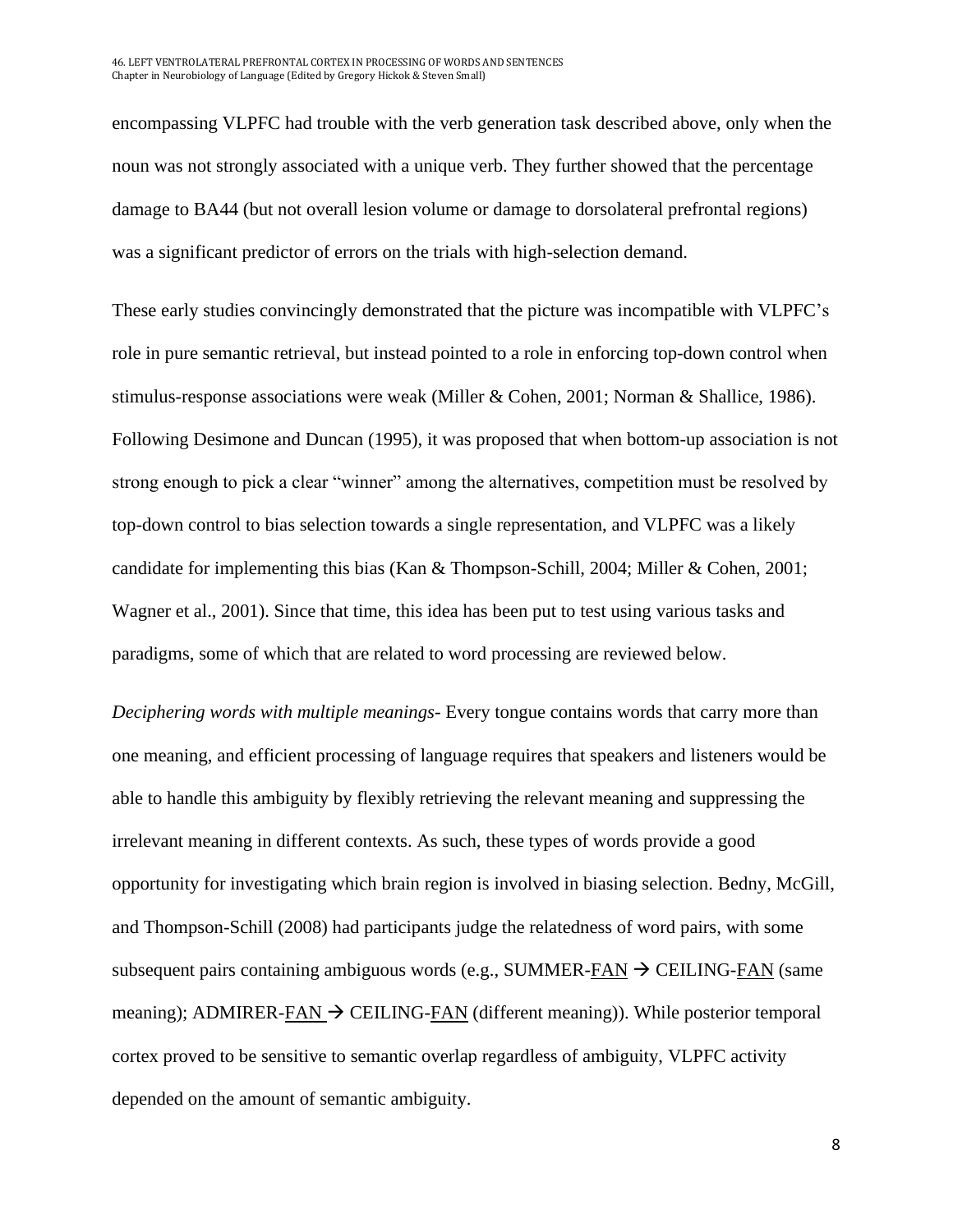encompassing VLPFC had trouble with the verb generation task described above, only when the noun was not strongly associated with a unique verb. They further showed that the percentage damage to BA44 (but not overall lesion volume or damage to dorsolateral prefrontal regions) was a significant predictor of errors on the trials with high-selection demand.

These early studies convincingly demonstrated that the picture was incompatible with VLPFC's role in pure semantic retrieval, but instead pointed to a role in enforcing top-down control when stimulus-response associations were weak (Miller & Cohen, 2001; Norman & Shallice, 1986). Following Desimone and Duncan (1995), it was proposed that when bottom-up association is not strong enough to pick a clear "winner" among the alternatives, competition must be resolved by top-down control to bias selection towards a single representation, and VLPFC was a likely candidate for implementing this bias (Kan & Thompson-Schill, 2004; Miller & Cohen, 2001; Wagner et al., 2001). Since that time, this idea has been put to test using various tasks and paradigms, some of which that are related to word processing are reviewed below.

*Deciphering words with multiple meanings*- Every tongue contains words that carry more than one meaning, and efficient processing of language requires that speakers and listeners would be able to handle this ambiguity by flexibly retrieving the relevant meaning and suppressing the irrelevant meaning in different contexts. As such, these types of words provide a good opportunity for investigating which brain region is involved in biasing selection. Bedny, McGill, and Thompson-Schill (2008) had participants judge the relatedness of word pairs, with some subsequent pairs containing ambiguous words (e.g., SUMMER-<u>FAN</u> → CEILING-<u>FAN</u> (same meaning); ADMIRER-<u>FAN</u> → CEILING-<u>FAN</u> (different meaning)). While posterior temporal cortex proved to be sensitive to semantic overlap regardless of ambiguity, VLPFC activity depended on the amount of semantic ambiguity.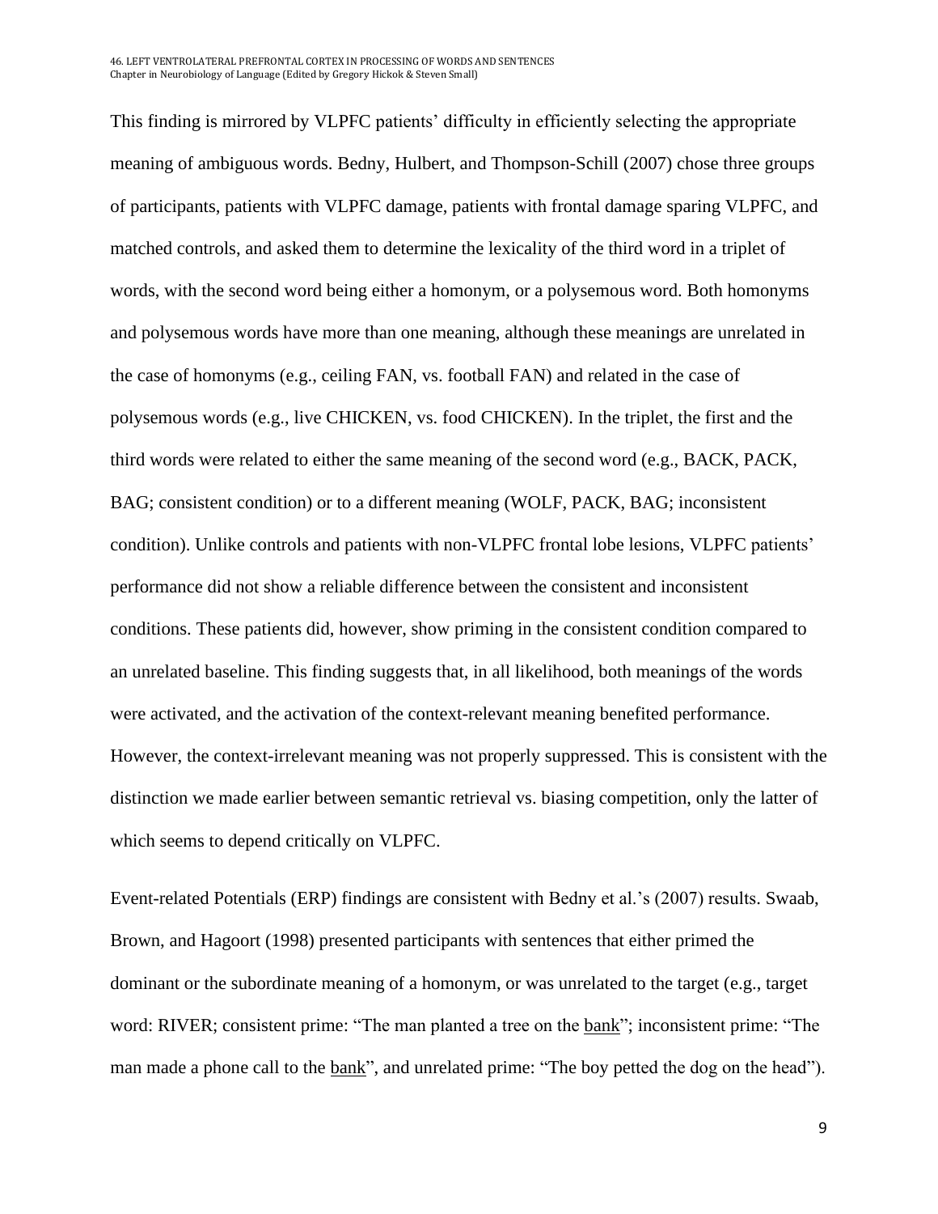This finding is mirrored by VLPFC patients' difficulty in efficiently selecting the appropriate meaning of ambiguous words. Bedny, Hulbert, and Thompson-Schill (2007) chose three groups of participants, patients with VLPFC damage, patients with frontal damage sparing VLPFC, and matched controls, and asked them to determine the lexicality of the third word in a triplet of words, with the second word being either a homonym, or a polysemous word. Both homonyms and polysemous words have more than one meaning, although these meanings are unrelated in the case of homonyms (e.g., ceiling FAN, vs. football FAN) and related in the case of polysemous words (e.g., live CHICKEN, vs. food CHICKEN). In the triplet, the first and the third words were related to either the same meaning of the second word (e.g., BACK, PACK, BAG; consistent condition) or to a different meaning (WOLF, PACK, BAG; inconsistent condition). Unlike controls and patients with non-VLPFC frontal lobe lesions, VLPFC patients' performance did not show a reliable difference between the consistent and inconsistent conditions. These patients did, however, show priming in the consistent condition compared to an unrelated baseline. This finding suggests that, in all likelihood, both meanings of the words were activated, and the activation of the context-relevant meaning benefited performance. However, the context-irrelevant meaning was not properly suppressed. This is consistent with the distinction we made earlier between semantic retrieval vs. biasing competition, only the latter of which seems to depend critically on VLPFC.

Event-related Potentials (ERP) findings are consistent with Bedny et al.'s (2007) results. Swaab, Brown, and Hagoort (1998) presented participants with sentences that either primed the dominant or the subordinate meaning of a homonym, or was unrelated to the target (e.g., target word: RIVER; consistent prime: "The man planted a tree on the <u>bank</u>"; inconsistent prime: "The man made a phone call to the <u>bank</u>", and unrelated prime: "The boy petted the dog on the head").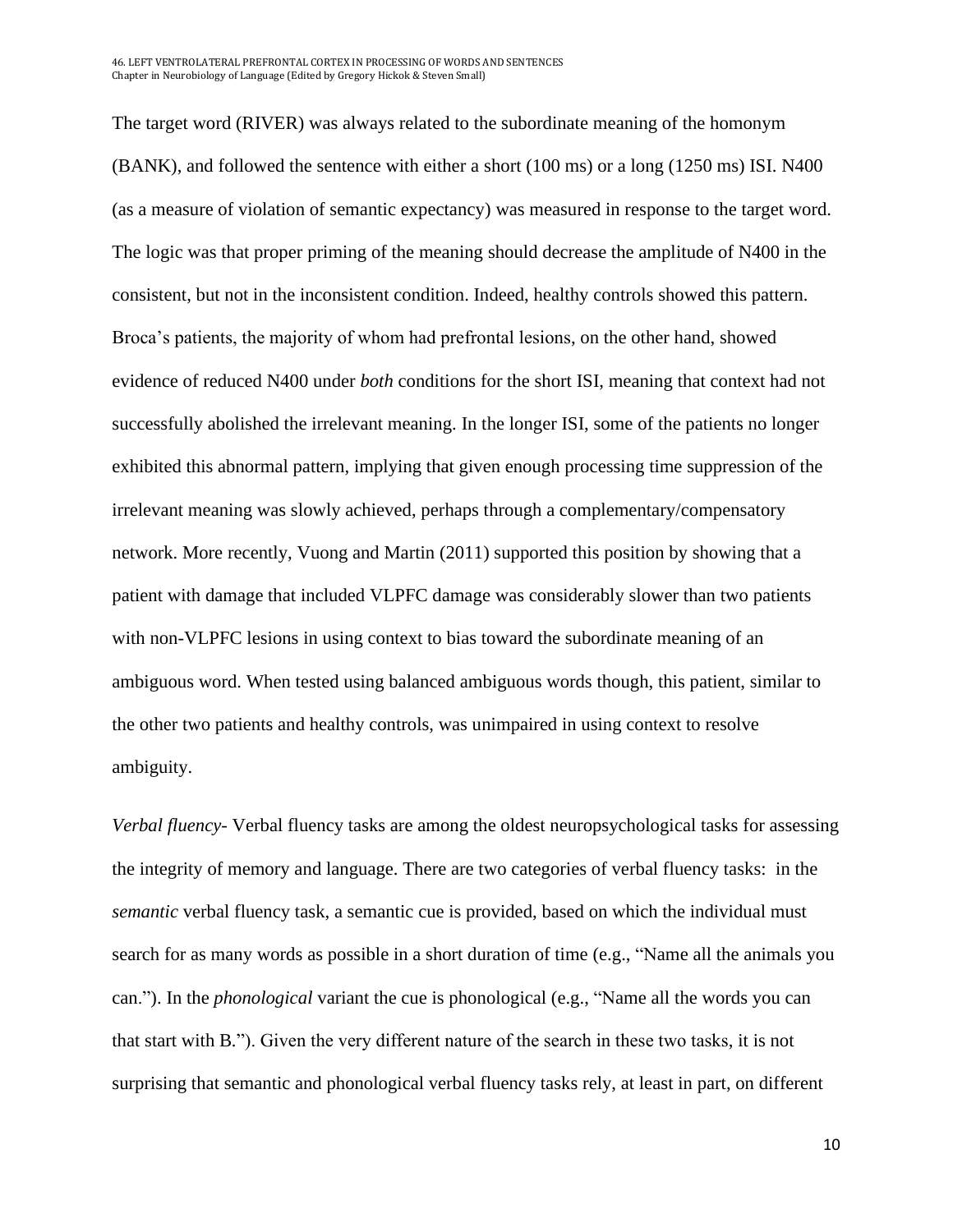The target word (RIVER) was always related to the subordinate meaning of the homonym (BANK), and followed the sentence with either a short (100 ms) or a long (1250 ms) ISI. N400 (as a measure of violation of semantic expectancy) was measured in response to the target word. The logic was that proper priming of the meaning should decrease the amplitude of N400 in the consistent, but not in the inconsistent condition. Indeed, healthy controls showed this pattern. Broca's patients, the majority of whom had prefrontal lesions, on the other hand, showed evidence of reduced N400 under *both* conditions for the short ISI, meaning that context had not successfully abolished the irrelevant meaning. In the longer ISI, some of the patients no longer exhibited this abnormal pattern, implying that given enough processing time suppression of the irrelevant meaning was slowly achieved, perhaps through a complementary/compensatory network. More recently, Vuong and Martin (2011) supported this position by showing that a patient with damage that included VLPFC damage was considerably slower than two patients with non-VLPFC lesions in using context to bias toward the subordinate meaning of an ambiguous word. When tested using balanced ambiguous words though, this patient, similar to the other two patients and healthy controls, was unimpaired in using context to resolve ambiguity.

*Verbal fluency*- Verbal fluency tasks are among the oldest neuropsychological tasks for assessing the integrity of memory and language. There are two categories of verbal fluency tasks: in the *semantic* verbal fluency task, a semantic cue is provided, based on which the individual must search for as many words as possible in a short duration of time (e.g., "Name all the animals you can."). In the *phonological* variant the cue is phonological (e.g., "Name all the words you can that start with B."). Given the very different nature of the search in these two tasks, it is not surprising that semantic and phonological verbal fluency tasks rely, at least in part, on different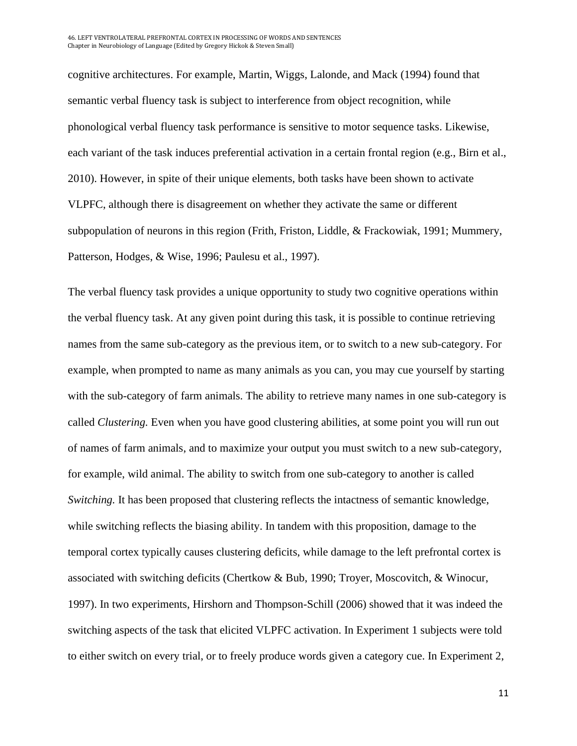cognitive architectures. For example, Martin, Wiggs, Lalonde, and Mack (1994) found that semantic verbal fluency task is subject to interference from object recognition, while phonological verbal fluency task performance is sensitive to motor sequence tasks. Likewise, each variant of the task induces preferential activation in a certain frontal region (e.g., Birn et al., 2010). However, in spite of their unique elements, both tasks have been shown to activate VLPFC, although there is disagreement on whether they activate the same or different subpopulation of neurons in this region (Frith, Friston, Liddle, & Frackowiak, 1991; Mummery, Patterson, Hodges, & Wise, 1996; Paulesu et al., 1997).

The verbal fluency task provides a unique opportunity to study two cognitive operations within the verbal fluency task. At any given point during this task, it is possible to continue retrieving names from the same sub-category as the previous item, or to switch to a new sub-category. For example, when prompted to name as many animals as you can, you may cue yourself by starting with the sub-category of farm animals. The ability to retrieve many names in one sub-category is called *Clustering.* Even when you have good clustering abilities, at some point you will run out of names of farm animals, and to maximize your output you must switch to a new sub-category, for example, wild animal. The ability to switch from one sub-category to another is called *Switching.* It has been proposed that clustering reflects the intactness of semantic knowledge, while switching reflects the biasing ability. In tandem with this proposition, damage to the temporal cortex typically causes clustering deficits, while damage to the left prefrontal cortex is associated with switching deficits (Chertkow & Bub, 1990; Troyer, Moscovitch, & Winocur, 1997). In two experiments, Hirshorn and Thompson-Schill (2006) showed that it was indeed the switching aspects of the task that elicited VLPFC activation. In Experiment 1 subjects were told to either switch on every trial, or to freely produce words given a category cue. In Experiment 2,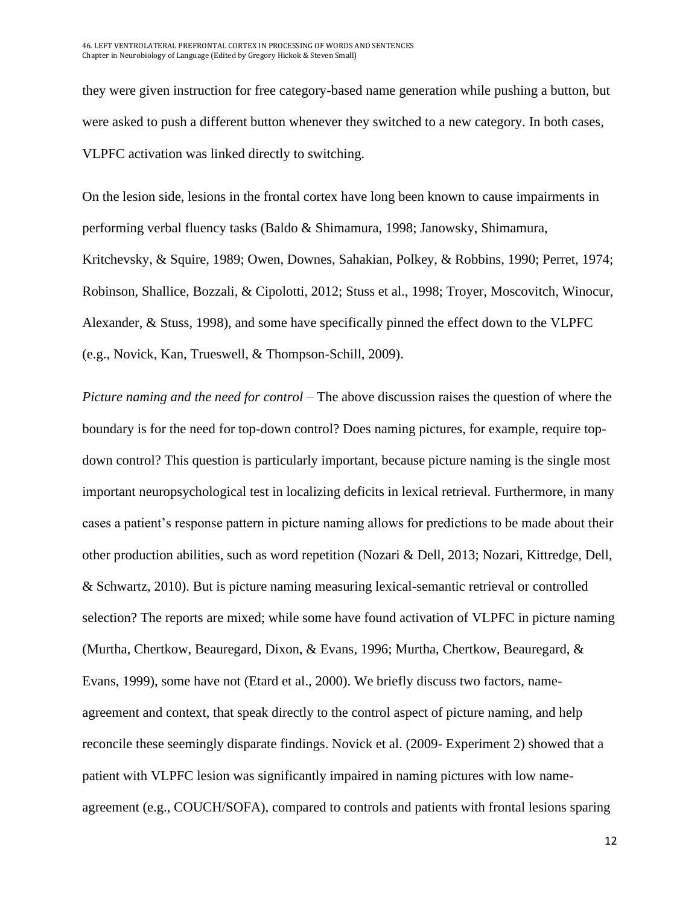they were given instruction for free category-based name generation while pushing a button, but were asked to push a different button whenever they switched to a new category. In both cases, VLPFC activation was linked directly to switching.

On the lesion side, lesions in the frontal cortex have long been known to cause impairments in performing verbal fluency tasks (Baldo & Shimamura, 1998; Janowsky, Shimamura, Kritchevsky, & Squire, 1989; Owen, Downes, Sahakian, Polkey, & Robbins, 1990; Perret, 1974; Robinson, Shallice, Bozzali, & Cipolotti, 2012; Stuss et al., 1998; Troyer, Moscovitch, Winocur, Alexander, & Stuss, 1998), and some have specifically pinned the effect down to the VLPFC (e.g., Novick, Kan, Trueswell, & Thompson-Schill, 2009).

*Picture naming and the need for control* – The above discussion raises the question of where the boundary is for the need for top-down control? Does naming pictures, for example, require top-down control? This question is particularly important, because picture naming is the single most important neuropsychological test in localizing deficits in lexical retrieval. Furthermore, in many cases a patient's response pattern in picture naming allows for predictions to be made about their other production abilities, such as word repetition (Nozari & Dell, 2013; Nozari, Kittredge, Dell, & Schwartz, 2010). But is picture naming measuring lexical-semantic retrieval or controlled selection? The reports are mixed; while some have found activation of VLPFC in picture naming (Murtha, Chertkow, Beauregard, Dixon, & Evans, 1996; Murtha, Chertkow, Beauregard, & Evans, 1999), some have not (Etard et al., 2000). We briefly discuss two factors, name-agreement and context, that speak directly to the control aspect of picture naming, and help reconcile these seemingly disparate findings. Novick et al. (2009- Experiment 2) showed that a patient with VLPFC lesion was significantly impaired in naming pictures with low name-agreement (e.g., COUCH/SOFA), compared to controls and patients with frontal lesions sparing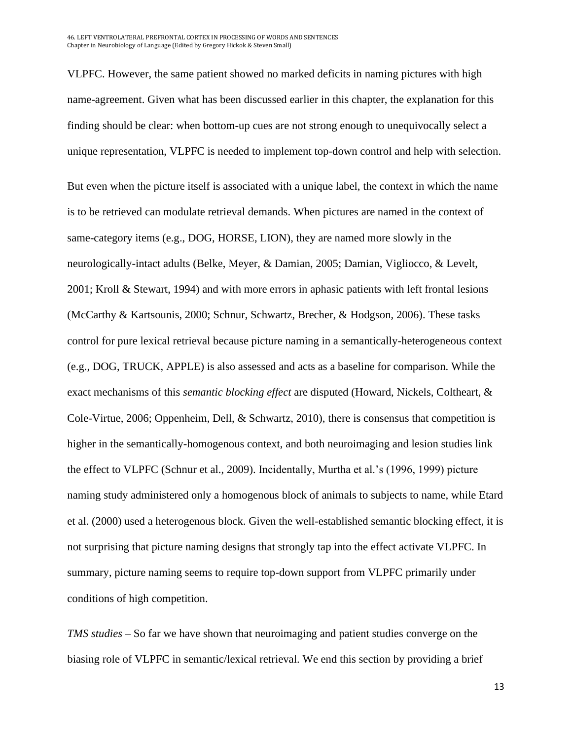VLPFC. However, the same patient showed no marked deficits in naming pictures with high name-agreement. Given what has been discussed earlier in this chapter, the explanation for this finding should be clear: when bottom-up cues are not strong enough to unequivocally select a unique representation, VLPFC is needed to implement top-down control and help with selection.

But even when the picture itself is associated with a unique label, the context in which the name is to be retrieved can modulate retrieval demands. When pictures are named in the context of same-category items (e.g., DOG, HORSE, LION), they are named more slowly in the neurologically-intact adults (Belke, Meyer, & Damian, 2005; Damian, Vigliocco, & Levelt, 2001; Kroll & Stewart, 1994) and with more errors in aphasic patients with left frontal lesions (McCarthy & Kartsounis, 2000; Schnur, Schwartz, Brecher, & Hodgson, 2006). These tasks control for pure lexical retrieval because picture naming in a semantically-heterogeneous context (e.g., DOG, TRUCK, APPLE) is also assessed and acts as a baseline for comparison. While the exact mechanisms of this *semantic blocking effect* are disputed (Howard, Nickels, Coltheart, & Cole-Virtue, 2006; Oppenheim, Dell, & Schwartz, 2010), there is consensus that competition is higher in the semantically-homogenous context, and both neuroimaging and lesion studies link the effect to VLPFC (Schnur et al., 2009). Incidentally, Murtha et al.'s (1996, 1999) picture naming study administered only a homogenous block of animals to subjects to name, while Etard et al. (2000) used a heterogenous block. Given the well-established semantic blocking effect, it is not surprising that picture naming designs that strongly tap into the effect activate VLPFC. In summary, picture naming seems to require top-down support from VLPFC primarily under conditions of high competition.

*TMS studies* – So far we have shown that neuroimaging and patient studies converge on the biasing role of VLPFC in semantic/lexical retrieval. We end this section by providing a brief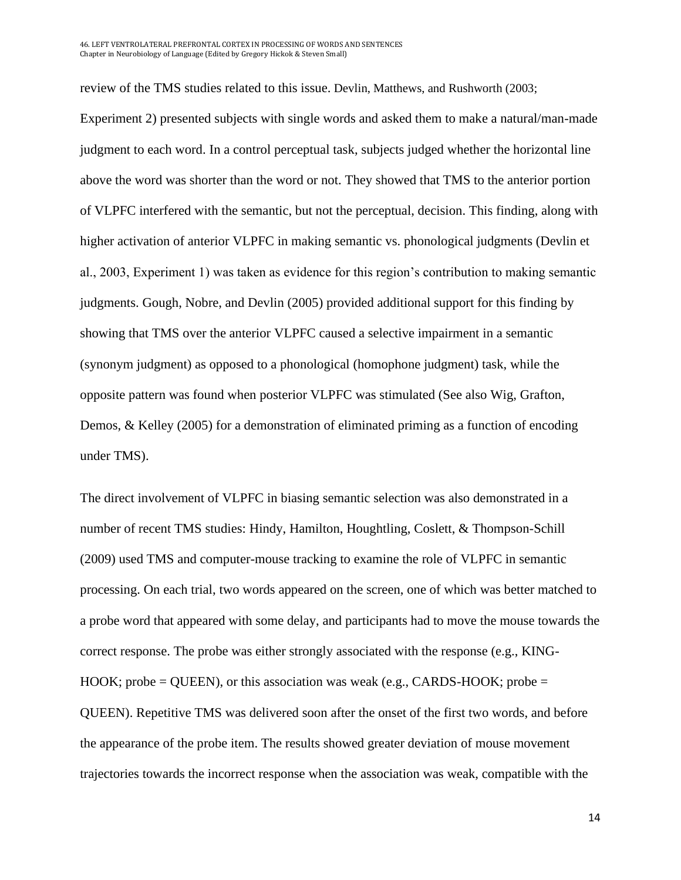review of the TMS studies related to this issue. Devlin, Matthews, and Rushworth (2003; Experiment 2) presented subjects with single words and asked them to make a natural/man-made judgment to each word. In a control perceptual task, subjects judged whether the horizontal line above the word was shorter than the word or not. They showed that TMS to the anterior portion of VLPFC interfered with the semantic, but not the perceptual, decision. This finding, along with higher activation of anterior VLPFC in making semantic vs. phonological judgments (Devlin et al., 2003, Experiment 1) was taken as evidence for this region's contribution to making semantic judgments. Gough, Nobre, and Devlin (2005) provided additional support for this finding by showing that TMS over the anterior VLPFC caused a selective impairment in a semantic (synonym judgment) as opposed to a phonological (homophone judgment) task, while the opposite pattern was found when posterior VLPFC was stimulated (See also Wig, Grafton, Demos, & Kelley (2005) for a demonstration of eliminated priming as a function of encoding under TMS).

The direct involvement of VLPFC in biasing semantic selection was also demonstrated in a number of recent TMS studies: Hindy, Hamilton, Houghtling, Coslett, & Thompson-Schill (2009) used TMS and computer-mouse tracking to examine the role of VLPFC in semantic processing. On each trial, two words appeared on the screen, one of which was better matched to a probe word that appeared with some delay, and participants had to move the mouse towards the correct response. The probe was either strongly associated with the response (e.g., KING-HOOK; probe = QUEEN), or this association was weak (e.g., CARDS-HOOK; probe = QUEEN). Repetitive TMS was delivered soon after the onset of the first two words, and before the appearance of the probe item. The results showed greater deviation of mouse movement trajectories towards the incorrect response when the association was weak, compatible with the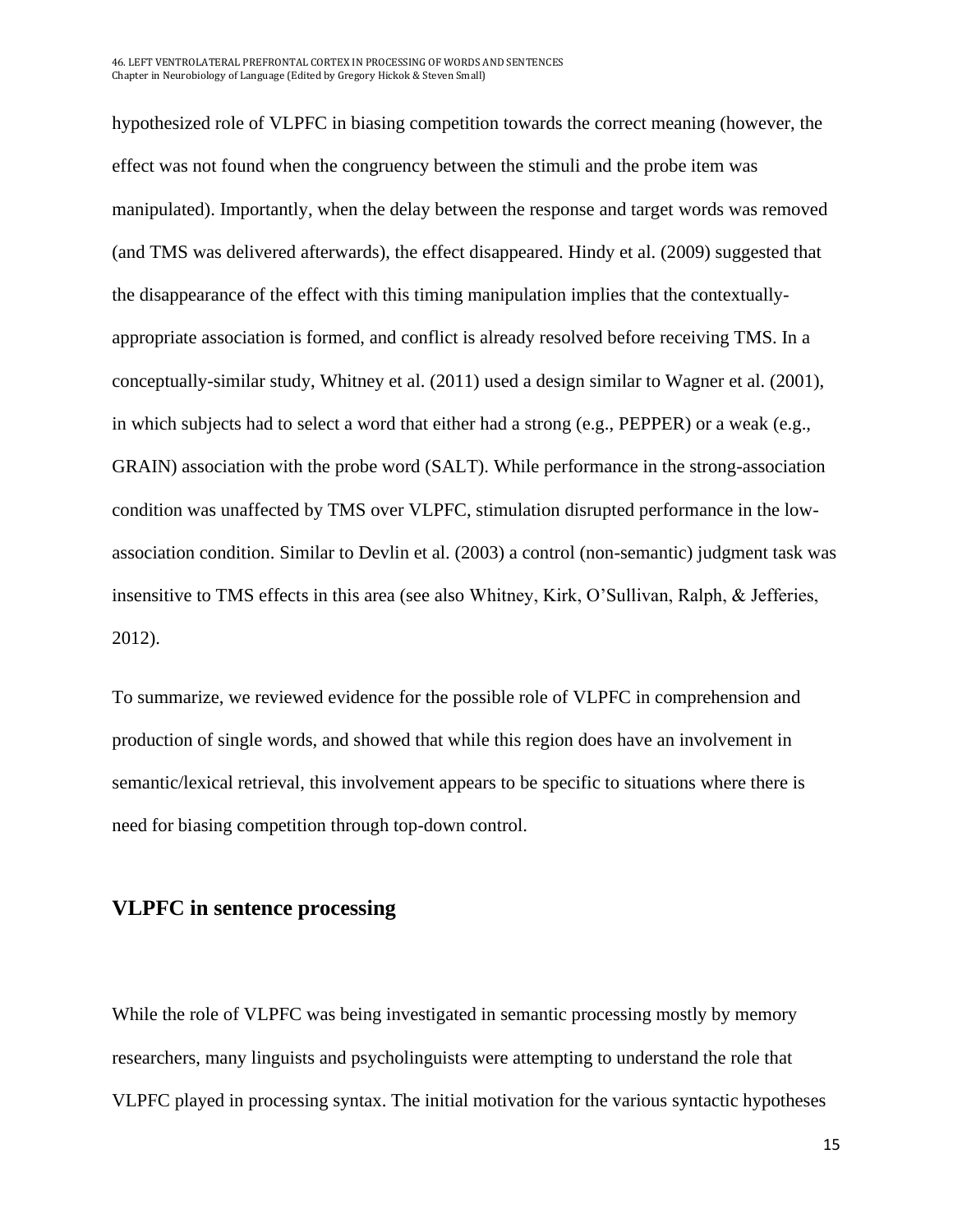hypothesized role of VLPFC in biasing competition towards the correct meaning (however, the effect was not found when the congruency between the stimuli and the probe item was manipulated). Importantly, when the delay between the response and target words was removed (and TMS was delivered afterwards), the effect disappeared. Hindy et al. (2009) suggested that the disappearance of the effect with this timing manipulation implies that the contextually-appropriate association is formed, and conflict is already resolved before receiving TMS. In a conceptually-similar study, Whitney et al. (2011) used a design similar to Wagner et al. (2001), in which subjects had to select a word that either had a strong (e.g., PEPPER) or a weak (e.g., GRAIN) association with the probe word (SALT). While performance in the strong-association condition was unaffected by TMS over VLPFC, stimulation disrupted performance in the low-association condition. Similar to Devlin et al. (2003) a control (non-semantic) judgment task was insensitive to TMS effects in this area (see also Whitney, Kirk, O'Sullivan, Ralph, & Jefferies, 2012).

To summarize, we reviewed evidence for the possible role of VLPFC in comprehension and production of single words, and showed that while this region does have an involvement in semantic/lexical retrieval, this involvement appears to be specific to situations where there is need for biasing competition through top-down control.

## VLPFC in sentence processing

While the role of VLPFC was being investigated in semantic processing mostly by memory researchers, many linguists and psycholinguists were attempting to understand the role that VLPFC played in processing syntax. The initial motivation for the various syntactic hypotheses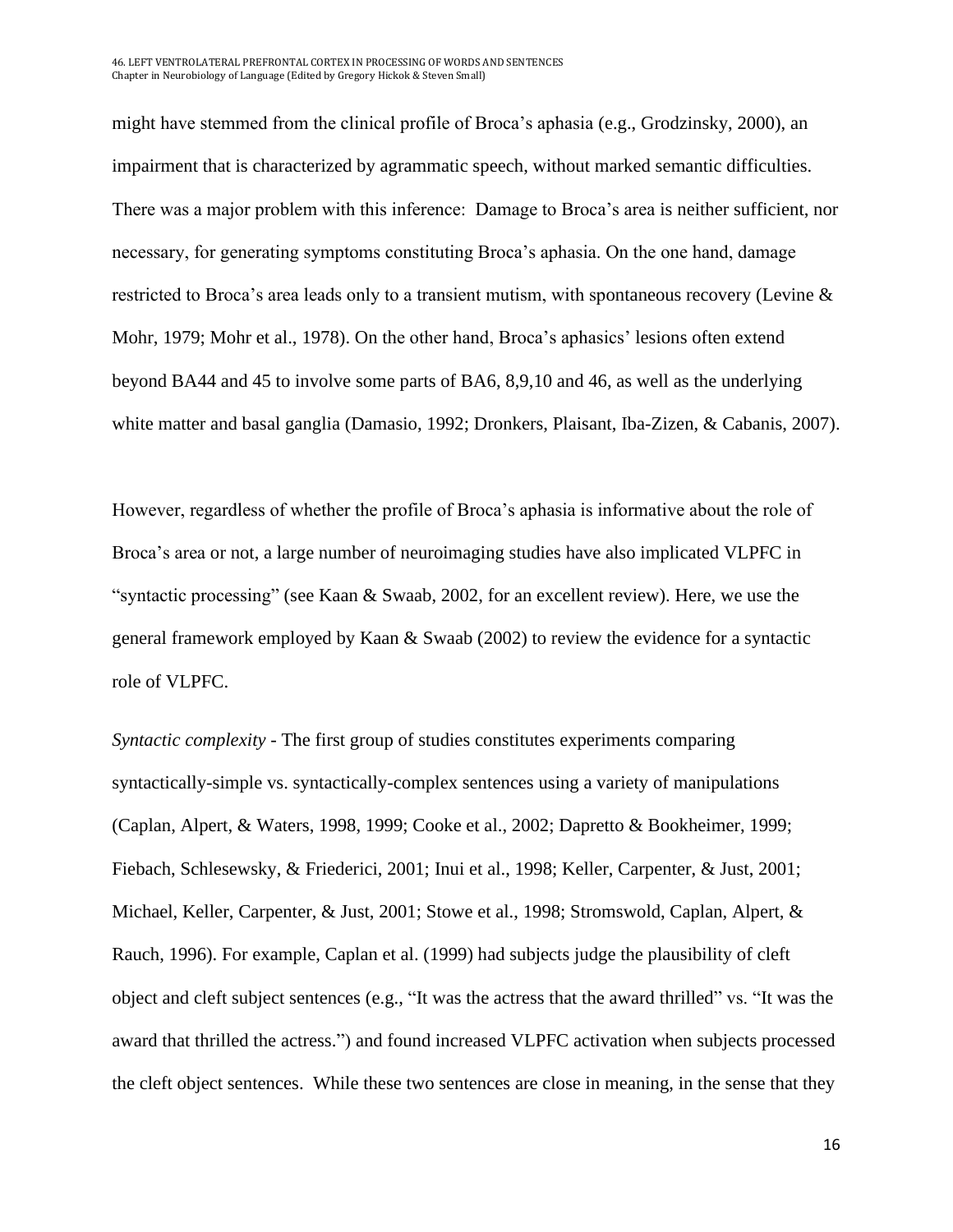might have stemmed from the clinical profile of Broca's aphasia (e.g., Grodzinsky, 2000), an impairment that is characterized by agrammatic speech, without marked semantic difficulties. There was a major problem with this inference: Damage to Broca's area is neither sufficient, nor necessary, for generating symptoms constituting Broca's aphasia. On the one hand, damage restricted to Broca's area leads only to a transient mutism, with spontaneous recovery (Levine & Mohr, 1979; Mohr et al., 1978). On the other hand, Broca's aphasics' lesions often extend beyond BA44 and 45 to involve some parts of BA6, 8,9,10 and 46, as well as the underlying white matter and basal ganglia (Damasio, 1992; Dronkers, Plaisant, Iba-Zizen, & Cabanis, 2007).

However, regardless of whether the profile of Broca's aphasia is informative about the role of Broca's area or not, a large number of neuroimaging studies have also implicated VLPFC in "syntactic processing" (see Kaan & Swaab, 2002, for an excellent review). Here, we use the general framework employed by Kaan & Swaab (2002) to review the evidence for a syntactic role of VLPFC.

*Syntactic complexity* - The first group of studies constitutes experiments comparing syntactically-simple vs. syntactically-complex sentences using a variety of manipulations (Caplan, Alpert, & Waters, 1998, 1999; Cooke et al., 2002; Dapretto & Bookheimer, 1999; Fiebach, Schlesewsky, & Friederici, 2001; Inui et al., 1998; Keller, Carpenter, & Just, 2001; Michael, Keller, Carpenter, & Just, 2001; Stowe et al., 1998; Stromswold, Caplan, Alpert, & Rauch, 1996). For example, Caplan et al. (1999) had subjects judge the plausibility of cleft object and cleft subject sentences (e.g., "It was the actress that the award thrilled" vs. "It was the award that thrilled the actress.") and found increased VLPFC activation when subjects processed the cleft object sentences. While these two sentences are close in meaning, in the sense that they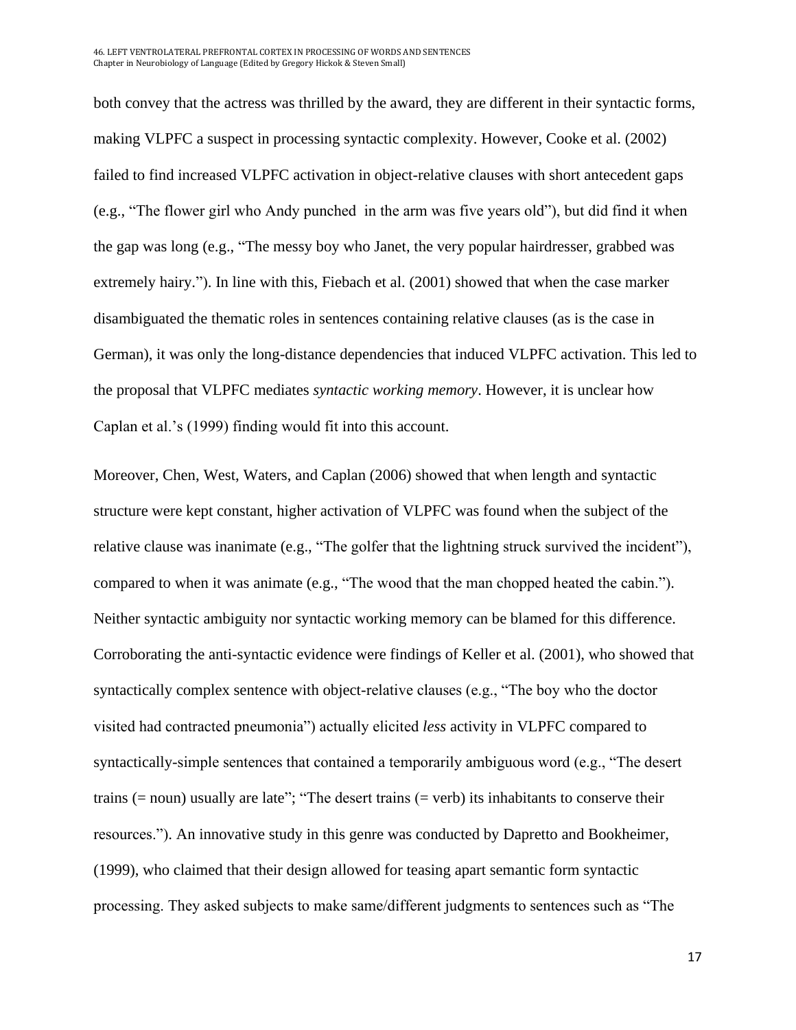both convey that the actress was thrilled by the award, they are different in their syntactic forms, making VLPFC a suspect in processing syntactic complexity. However, Cooke et al. (2002) failed to find increased VLPFC activation in object-relative clauses with short antecedent gaps (e.g., "The flower girl who Andy punched  in the arm was five years old"), but did find it when the gap was long (e.g., "The messy boy who Janet, the very popular hairdresser, grabbed was extremely hairy."). In line with this, Fiebach et al. (2001) showed that when the case marker disambiguated the thematic roles in sentences containing relative clauses (as is the case in German), it was only the long-distance dependencies that induced VLPFC activation. This led to the proposal that VLPFC mediates *syntactic working memory*. However, it is unclear how Caplan et al.'s (1999) finding would fit into this account.

Moreover, Chen, West, Waters, and Caplan (2006) showed that when length and syntactic structure were kept constant, higher activation of VLPFC was found when the subject of the relative clause was inanimate (e.g., "The golfer that the lightning struck survived the incident"), compared to when it was animate (e.g., "The wood that the man chopped heated the cabin."). Neither syntactic ambiguity nor syntactic working memory can be blamed for this difference. Corroborating the anti-syntactic evidence were findings of Keller et al. (2001), who showed that syntactically complex sentence with object-relative clauses (e.g., "The boy who the doctor visited had contracted pneumonia") actually elicited *less* activity in VLPFC compared to syntactically-simple sentences that contained a temporarily ambiguous word (e.g., "The desert trains (= noun) usually are late"; "The desert trains (= verb) its inhabitants to conserve their resources."). An innovative study in this genre was conducted by Dapretto and Bookheimer, (1999), who claimed that their design allowed for teasing apart semantic form syntactic processing. They asked subjects to make same/different judgments to sentences such as "The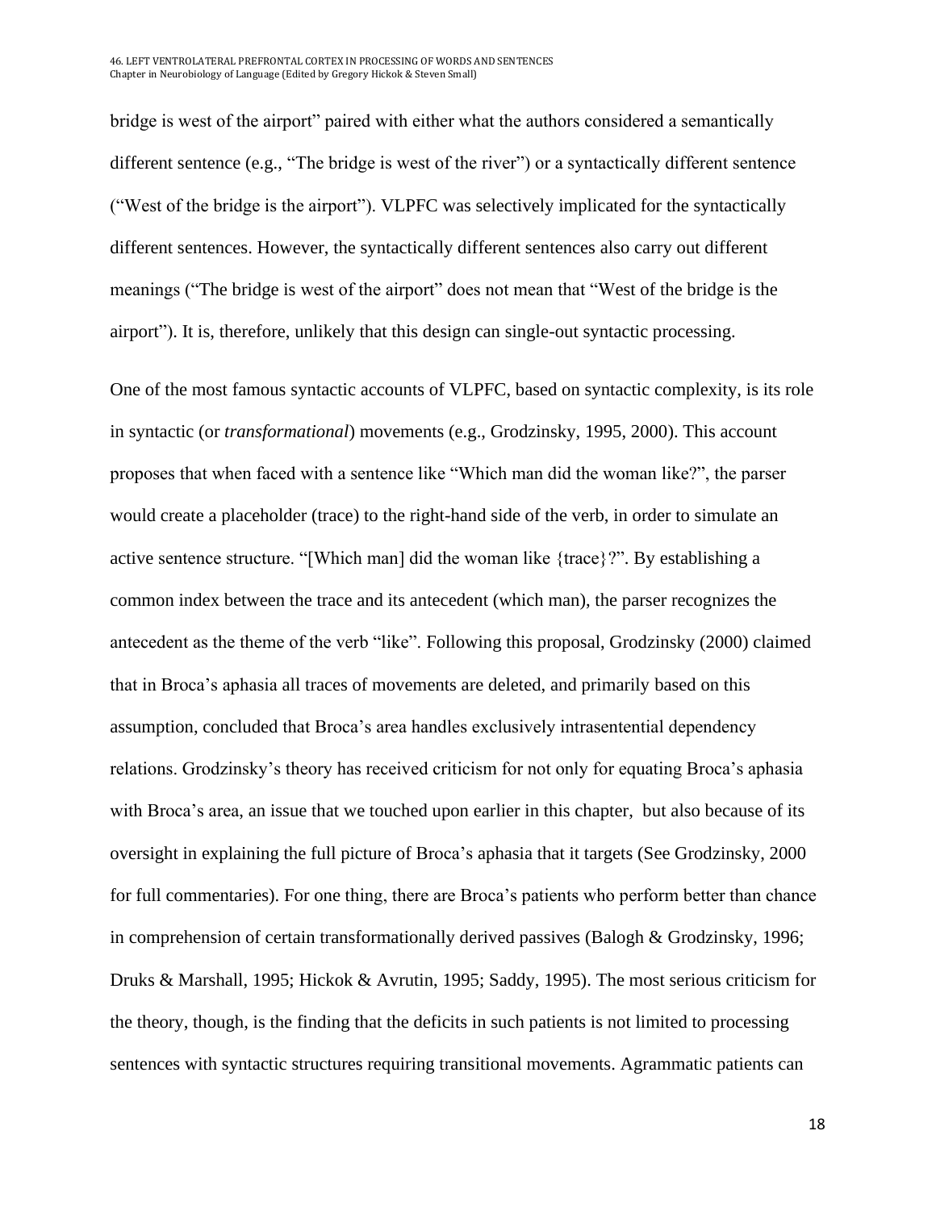bridge is west of the airport" paired with either what the authors considered a semantically different sentence (e.g., "The bridge is west of the river") or a syntactically different sentence ("West of the bridge is the airport"). VLPFC was selectively implicated for the syntactically different sentences. However, the syntactically different sentences also carry out different meanings ("The bridge is west of the airport" does not mean that "West of the bridge is the airport"). It is, therefore, unlikely that this design can single-out syntactic processing.

One of the most famous syntactic accounts of VLPFC, based on syntactic complexity, is its role in syntactic (or *transformational*) movements (e.g., Grodzinsky, 1995, 2000). This account proposes that when faced with a sentence like "Which man did the woman like?", the parser would create a placeholder (trace) to the right-hand side of the verb, in order to simulate an active sentence structure. "[Which man] did the woman like {trace}?". By establishing a common index between the trace and its antecedent (which man), the parser recognizes the antecedent as the theme of the verb "like". Following this proposal, Grodzinsky (2000) claimed that in Broca's aphasia all traces of movements are deleted, and primarily based on this assumption, concluded that Broca's area handles exclusively intrasentential dependency relations. Grodzinsky's theory has received criticism for not only for equating Broca's aphasia with Broca's area, an issue that we touched upon earlier in this chapter, but also because of its oversight in explaining the full picture of Broca's aphasia that it targets (See Grodzinsky, 2000 for full commentaries). For one thing, there are Broca's patients who perform better than chance in comprehension of certain transformationally derived passives (Balogh & Grodzinsky, 1996; Druks & Marshall, 1995; Hickok & Avrutin, 1995; Saddy, 1995). The most serious criticism for the theory, though, is the finding that the deficits in such patients is not limited to processing sentences with syntactic structures requiring transitional movements. Agrammatic patients can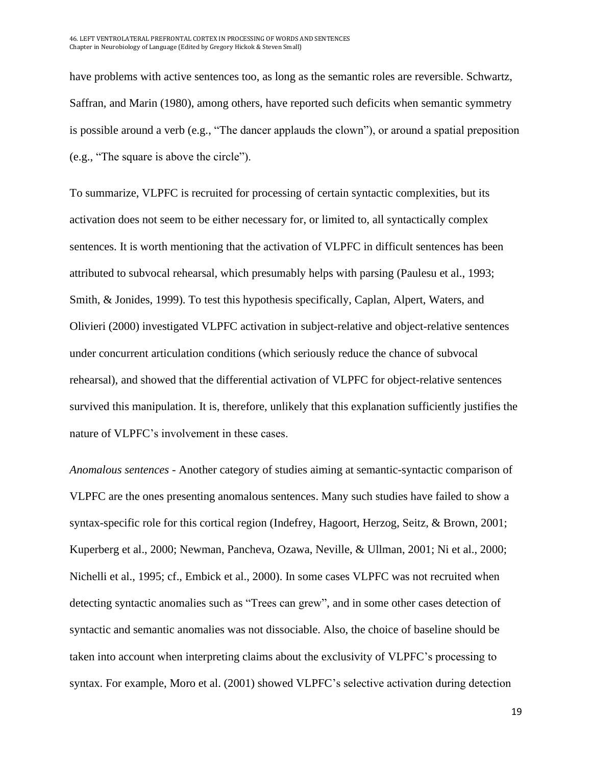have problems with active sentences too, as long as the semantic roles are reversible. Schwartz, Saffran, and Marin (1980), among others, have reported such deficits when semantic symmetry is possible around a verb (e.g., "The dancer applauds the clown"), or around a spatial preposition (e.g., "The square is above the circle").

To summarize, VLPFC is recruited for processing of certain syntactic complexities, but its activation does not seem to be either necessary for, or limited to, all syntactically complex sentences. It is worth mentioning that the activation of VLPFC in difficult sentences has been attributed to subvocal rehearsal, which presumably helps with parsing (Paulesu et al., 1993; Smith, & Jonides, 1999). To test this hypothesis specifically, Caplan, Alpert, Waters, and Olivieri (2000) investigated VLPFC activation in subject-relative and object-relative sentences under concurrent articulation conditions (which seriously reduce the chance of subvocal rehearsal), and showed that the differential activation of VLPFC for object-relative sentences survived this manipulation. It is, therefore, unlikely that this explanation sufficiently justifies the nature of VLPFC's involvement in these cases.

*Anomalous sentences* - Another category of studies aiming at semantic-syntactic comparison of VLPFC are the ones presenting anomalous sentences. Many such studies have failed to show a syntax-specific role for this cortical region (Indefrey, Hagoort, Herzog, Seitz, & Brown, 2001; Kuperberg et al., 2000; Newman, Pancheva, Ozawa, Neville, & Ullman, 2001; Ni et al., 2000; Nichelli et al., 1995; cf., Embick et al., 2000). In some cases VLPFC was not recruited when detecting syntactic anomalies such as "Trees can grew", and in some other cases detection of syntactic and semantic anomalies was not dissociable. Also, the choice of baseline should be taken into account when interpreting claims about the exclusivity of VLPFC's processing to syntax. For example, Moro et al. (2001) showed VLPFC's selective activation during detection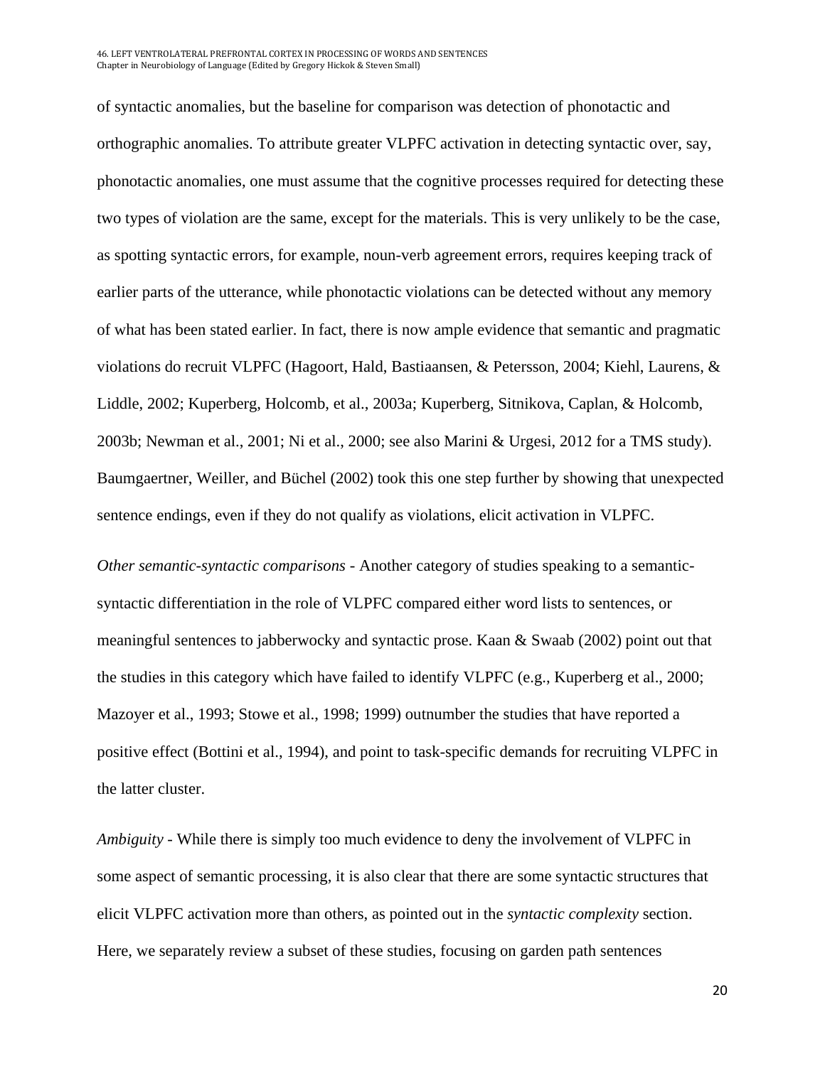of syntactic anomalies, but the baseline for comparison was detection of phonotactic and orthographic anomalies. To attribute greater VLPFC activation in detecting syntactic over, say, phonotactic anomalies, one must assume that the cognitive processes required for detecting these two types of violation are the same, except for the materials. This is very unlikely to be the case, as spotting syntactic errors, for example, noun-verb agreement errors, requires keeping track of earlier parts of the utterance, while phonotactic violations can be detected without any memory of what has been stated earlier. In fact, there is now ample evidence that semantic and pragmatic violations do recruit VLPFC (Hagoort, Hald, Bastiaansen, & Petersson, 2004; Kiehl, Laurens, & Liddle, 2002; Kuperberg, Holcomb, et al., 2003a; Kuperberg, Sitnikova, Caplan, & Holcomb, 2003b; Newman et al., 2001; Ni et al., 2000; see also Marini & Urgesi, 2012 for a TMS study). Baumgaertner, Weiller, and Büchel (2002) took this one step further by showing that unexpected sentence endings, even if they do not qualify as violations, elicit activation in VLPFC.

*Other semantic-syntactic comparisons* - Another category of studies speaking to a semantic-syntactic differentiation in the role of VLPFC compared either word lists to sentences, or meaningful sentences to jabberwocky and syntactic prose. Kaan & Swaab (2002) point out that the studies in this category which have failed to identify VLPFC (e.g., Kuperberg et al., 2000; Mazoyer et al., 1993; Stowe et al., 1998; 1999) outnumber the studies that have reported a positive effect (Bottini et al., 1994), and point to task-specific demands for recruiting VLPFC in the latter cluster.

*Ambiguity* - While there is simply too much evidence to deny the involvement of VLPFC in some aspect of semantic processing, it is also clear that there are some syntactic structures that elicit VLPFC activation more than others, as pointed out in the *syntactic complexity* section. Here, we separately review a subset of these studies, focusing on garden path sentences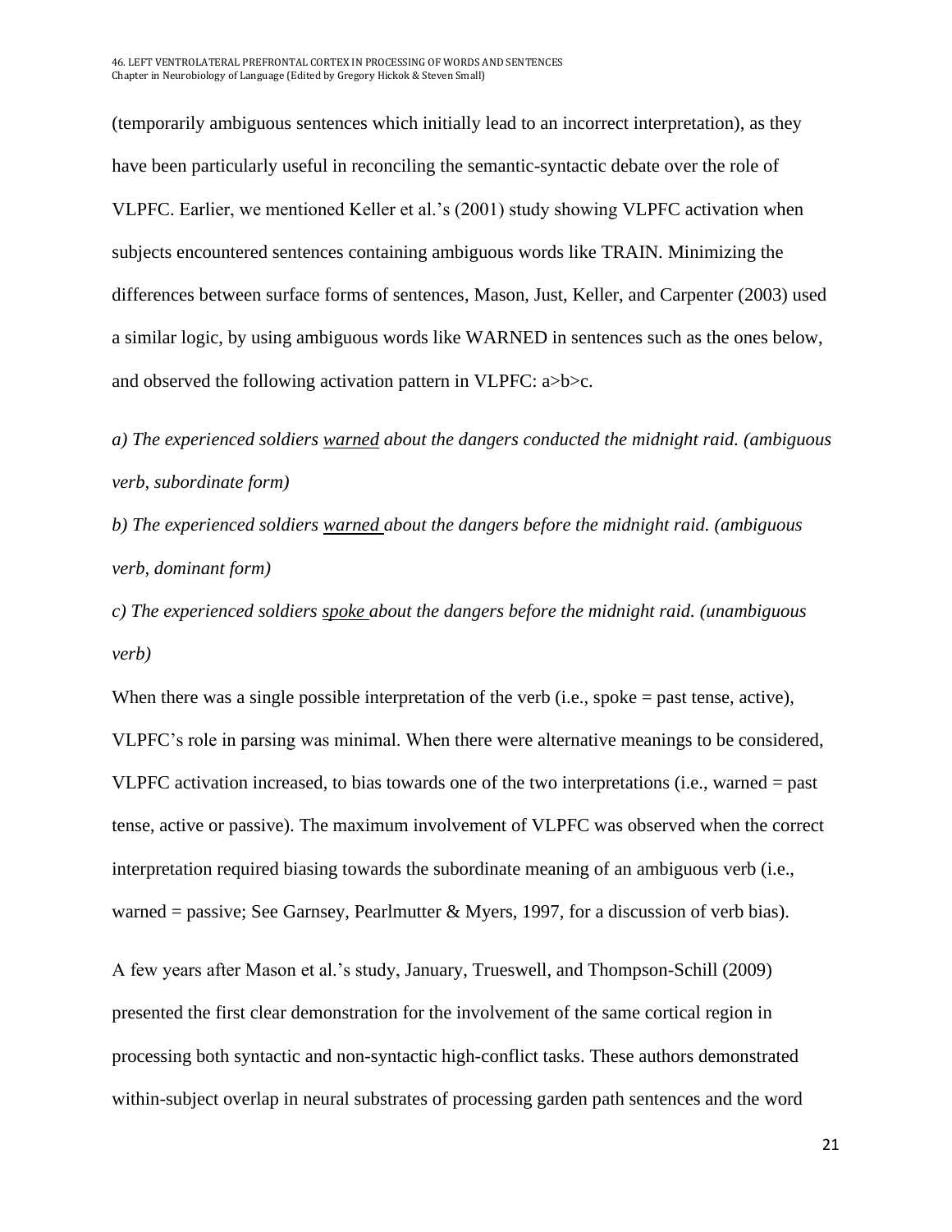(temporarily ambiguous sentences which initially lead to an incorrect interpretation), as they have been particularly useful in reconciling the semantic-syntactic debate over the role of VLPFC. Earlier, we mentioned Keller et al.'s (2001) study showing VLPFC activation when subjects encountered sentences containing ambiguous words like TRAIN. Minimizing the differences between surface forms of sentences, Mason, Just, Keller, and Carpenter (2003) used a similar logic, by using ambiguous words like WARNED in sentences such as the ones below, and observed the following activation pattern in VLPFC: a>b>c.

*a) The experienced soldiers <u>warned</u> about the dangers conducted the midnight raid. (ambiguous verb, subordinate form)*

*b) The experienced soldiers <u>warned</u> about the dangers before the midnight raid. (ambiguous verb, dominant form)*

*c) The experienced soldiers <u>spoke</u> about the dangers before the midnight raid. (unambiguous verb)*

When there was a single possible interpretation of the verb (i.e., spoke = past tense, active), VLPFC's role in parsing was minimal. When there were alternative meanings to be considered, VLPFC activation increased, to bias towards one of the two interpretations (i.e., warned = past tense, active or passive). The maximum involvement of VLPFC was observed when the correct interpretation required biasing towards the subordinate meaning of an ambiguous verb (i.e., warned = passive; See Garnsey, Pearlmutter & Myers, 1997, for a discussion of verb bias).

A few years after Mason et al.'s study, January, Trueswell, and Thompson-Schill (2009) presented the first clear demonstration for the involvement of the same cortical region in processing both syntactic and non-syntactic high-conflict tasks. These authors demonstrated within-subject overlap in neural substrates of processing garden path sentences and the word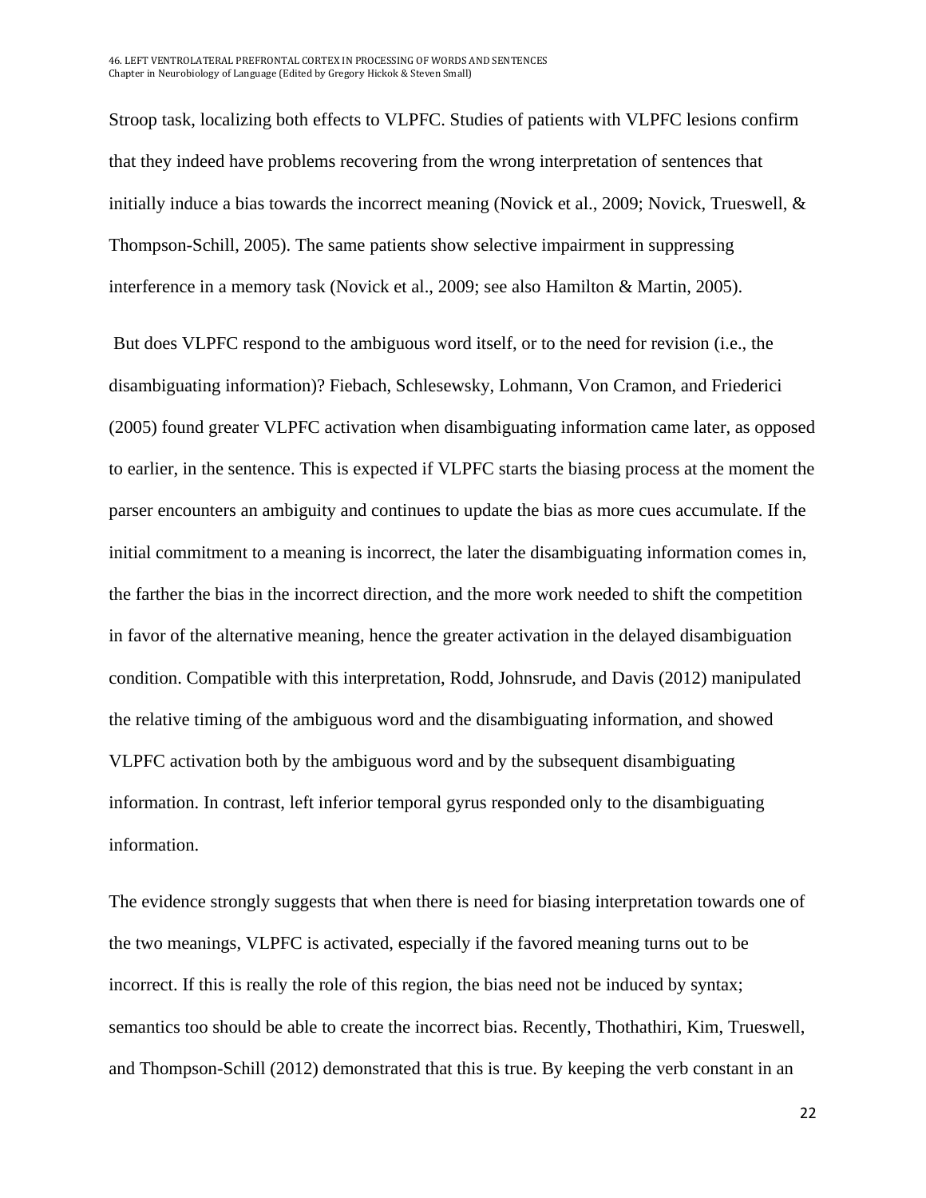Stroop task, localizing both effects to VLPFC. Studies of patients with VLPFC lesions confirm that they indeed have problems recovering from the wrong interpretation of sentences that initially induce a bias towards the incorrect meaning (Novick et al., 2009; Novick, Trueswell, & Thompson-Schill, 2005). The same patients show selective impairment in suppressing interference in a memory task (Novick et al., 2009; see also Hamilton & Martin, 2005).

But does VLPFC respond to the ambiguous word itself, or to the need for revision (i.e., the disambiguating information)? Fiebach, Schlesewsky, Lohmann, Von Cramon, and Friederici (2005) found greater VLPFC activation when disambiguating information came later, as opposed to earlier, in the sentence. This is expected if VLPFC starts the biasing process at the moment the parser encounters an ambiguity and continues to update the bias as more cues accumulate. If the initial commitment to a meaning is incorrect, the later the disambiguating information comes in, the farther the bias in the incorrect direction, and the more work needed to shift the competition in favor of the alternative meaning, hence the greater activation in the delayed disambiguation condition. Compatible with this interpretation, Rodd, Johnsrude, and Davis (2012) manipulated the relative timing of the ambiguous word and the disambiguating information, and showed VLPFC activation both by the ambiguous word and by the subsequent disambiguating information. In contrast, left inferior temporal gyrus responded only to the disambiguating information.

The evidence strongly suggests that when there is need for biasing interpretation towards one of the two meanings, VLPFC is activated, especially if the favored meaning turns out to be incorrect. If this is really the role of this region, the bias need not be induced by syntax; semantics too should be able to create the incorrect bias. Recently, Thothathiri, Kim, Trueswell, and Thompson-Schill (2012) demonstrated that this is true. By keeping the verb constant in an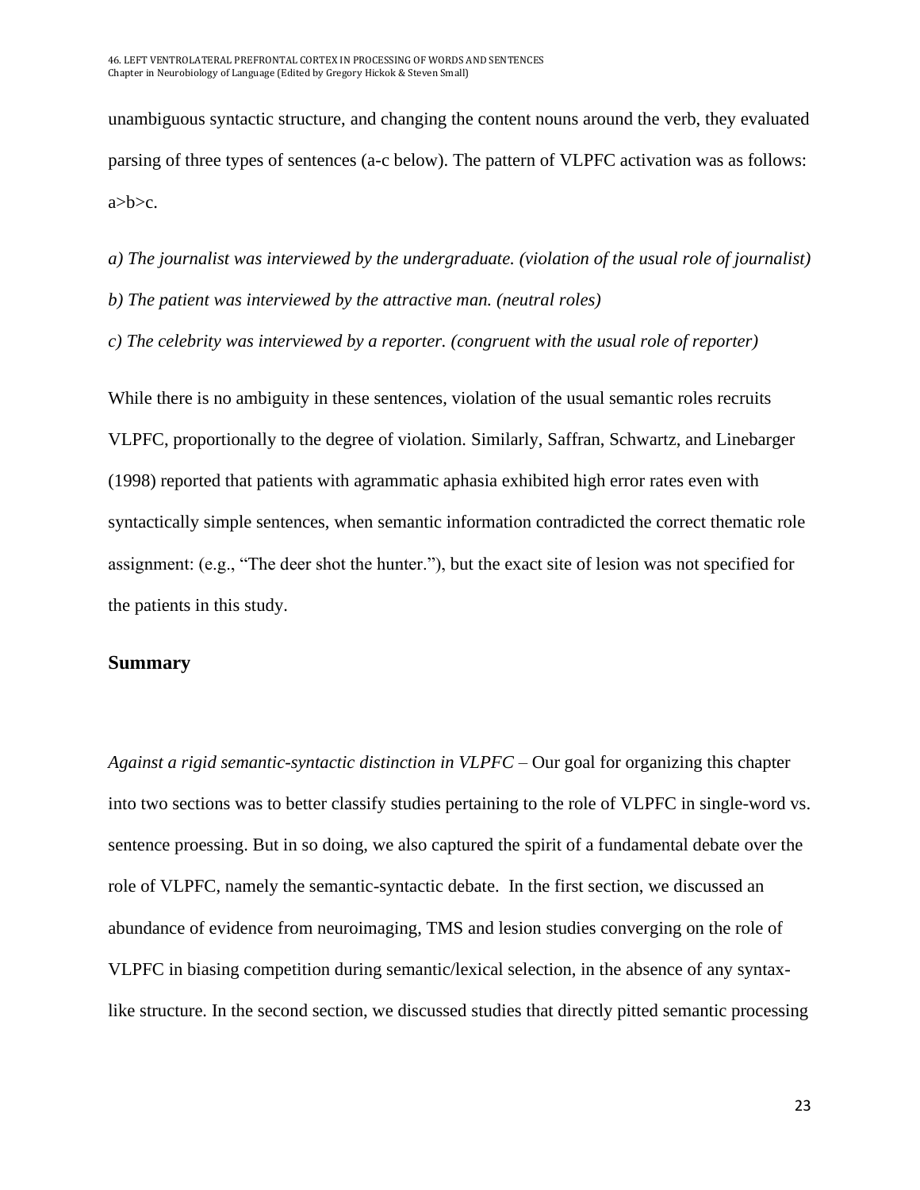unambiguous syntactic structure, and changing the content nouns around the verb, they evaluated parsing of three types of sentences (a-c below). The pattern of VLPFC activation was as follows: a>b>c.

*a) The journalist was interviewed by the undergraduate. (violation of the usual role of journalist)*

*b) The patient was interviewed by the attractive man. (neutral roles)*

*c) The celebrity was interviewed by a reporter. (congruent with the usual role of reporter)*

While there is no ambiguity in these sentences, violation of the usual semantic roles recruits VLPFC, proportionally to the degree of violation. Similarly, Saffran, Schwartz, and Linebarger (1998) reported that patients with agrammatic aphasia exhibited high error rates even with syntactically simple sentences, when semantic information contradicted the correct thematic role assignment: (e.g., "The deer shot the hunter."), but the exact site of lesion was not specified for the patients in this study.

## Summary

*Against a rigid semantic-syntactic distinction in VLPFC* – Our goal for organizing this chapter into two sections was to better classify studies pertaining to the role of VLPFC in single-word vs. sentence proessing. But in so doing, we also captured the spirit of a fundamental debate over the role of VLPFC, namely the semantic-syntactic debate. In the first section, we discussed an abundance of evidence from neuroimaging, TMS and lesion studies converging on the role of VLPFC in biasing competition during semantic/lexical selection, in the absence of any syntax-like structure. In the second section, we discussed studies that directly pitted semantic processing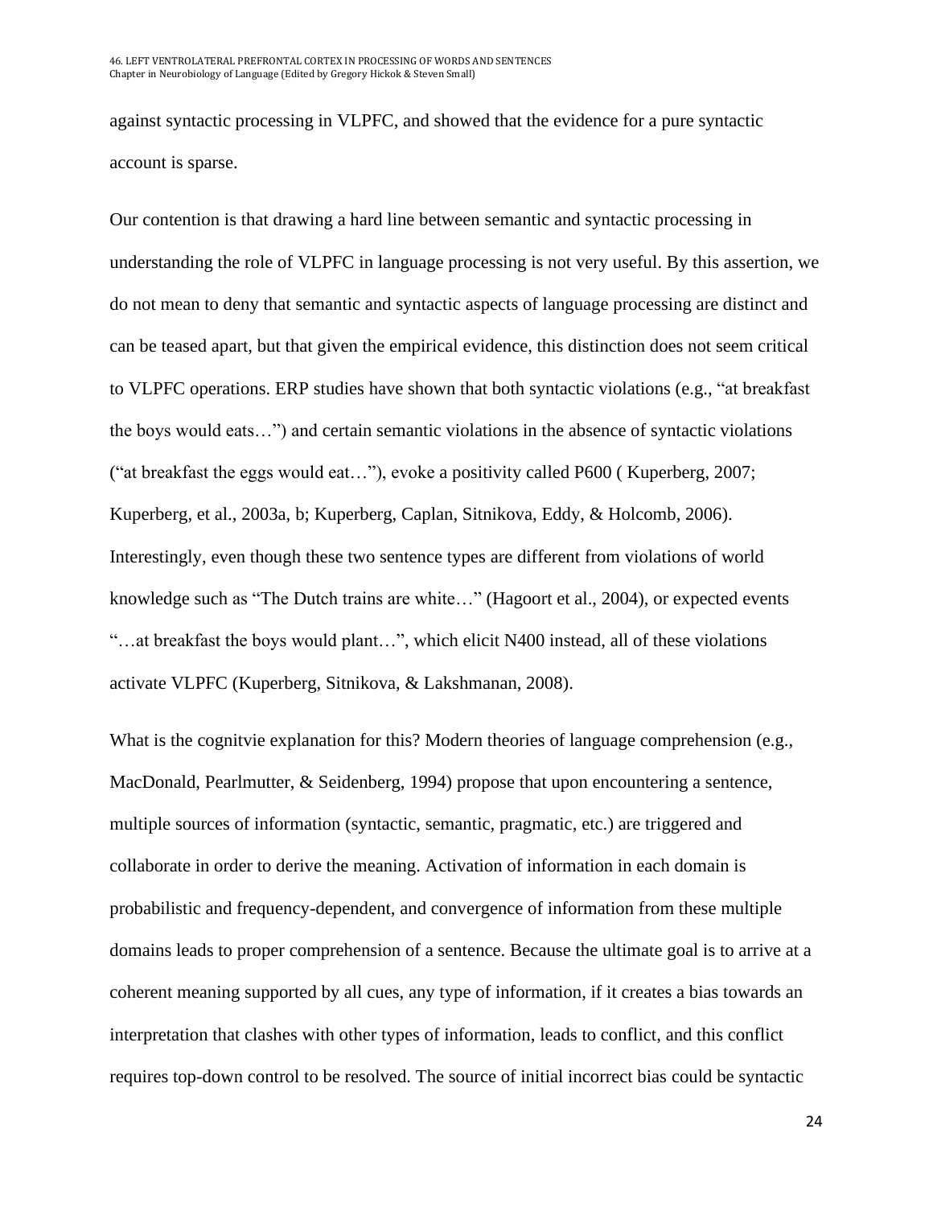against syntactic processing in VLPFC, and showed that the evidence for a pure syntactic account is sparse.

Our contention is that drawing a hard line between semantic and syntactic processing in understanding the role of VLPFC in language processing is not very useful. By this assertion, we do not mean to deny that semantic and syntactic aspects of language processing are distinct and can be teased apart, but that given the empirical evidence, this distinction does not seem critical to VLPFC operations. ERP studies have shown that both syntactic violations (e.g., "at breakfast the boys would eats…") and certain semantic violations in the absence of syntactic violations ("at breakfast the eggs would eat…"), evoke a positivity called P600 ( Kuperberg, 2007; Kuperberg, et al., 2003a, b; Kuperberg, Caplan, Sitnikova, Eddy, & Holcomb, 2006). Interestingly, even though these two sentence types are different from violations of world knowledge such as "The Dutch trains are white…" (Hagoort et al., 2004), or expected events "…at breakfast the boys would plant…", which elicit N400 instead, all of these violations activate VLPFC (Kuperberg, Sitnikova, & Lakshmanan, 2008).

What is the cognitvie explanation for this? Modern theories of language comprehension (e.g., MacDonald, Pearlmutter, & Seidenberg, 1994) propose that upon encountering a sentence, multiple sources of information (syntactic, semantic, pragmatic, etc.) are triggered and collaborate in order to derive the meaning. Activation of information in each domain is probabilistic and frequency-dependent, and convergence of information from these multiple domains leads to proper comprehension of a sentence. Because the ultimate goal is to arrive at a coherent meaning supported by all cues, any type of information, if it creates a bias towards an interpretation that clashes with other types of information, leads to conflict, and this conflict requires top-down control to be resolved. The source of initial incorrect bias could be syntactic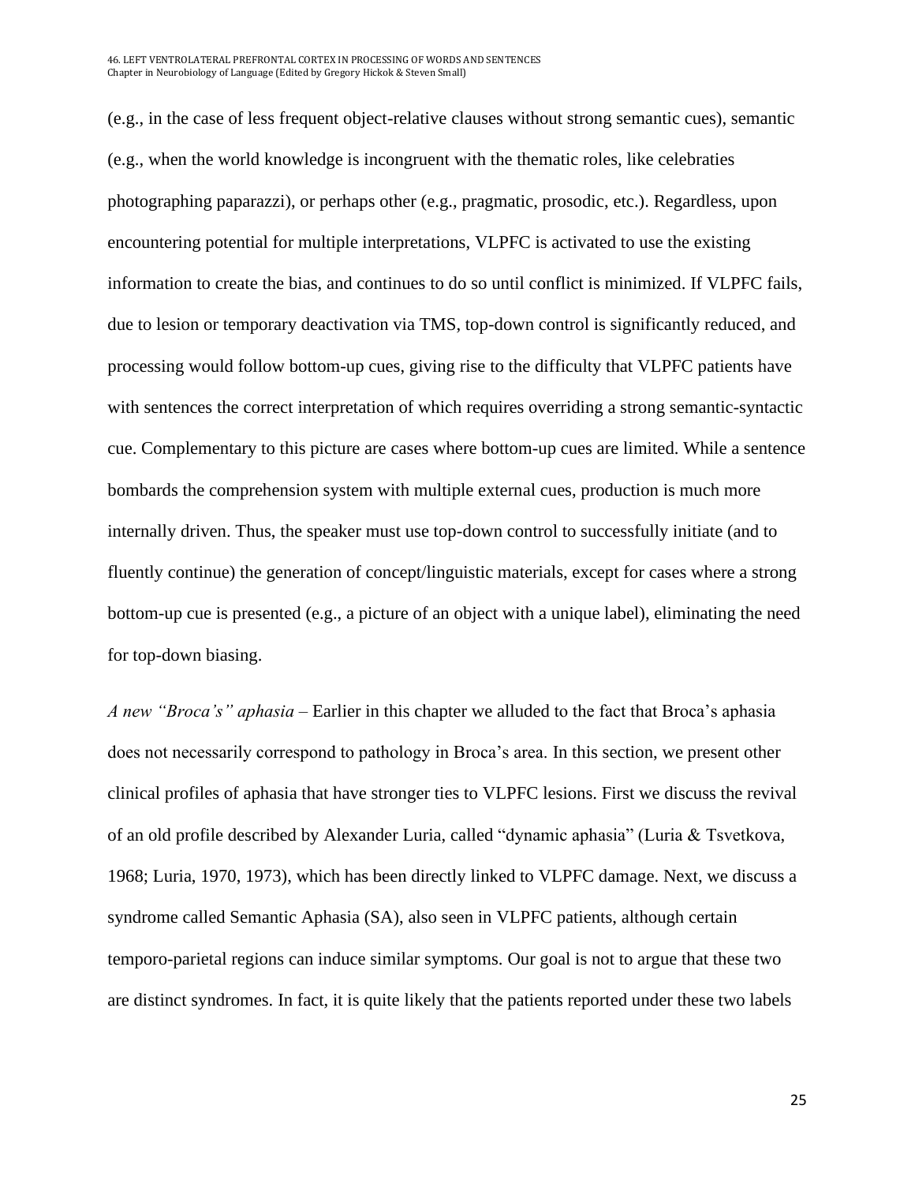(e.g., in the case of less frequent object-relative clauses without strong semantic cues), semantic (e.g., when the world knowledge is incongruent with the thematic roles, like celebraties photographing paparazzi), or perhaps other (e.g., pragmatic, prosodic, etc.). Regardless, upon encountering potential for multiple interpretations, VLPFC is activated to use the existing information to create the bias, and continues to do so until conflict is minimized. If VLPFC fails, due to lesion or temporary deactivation via TMS, top-down control is significantly reduced, and processing would follow bottom-up cues, giving rise to the difficulty that VLPFC patients have with sentences the correct interpretation of which requires overriding a strong semantic-syntactic cue. Complementary to this picture are cases where bottom-up cues are limited. While a sentence bombards the comprehension system with multiple external cues, production is much more internally driven. Thus, the speaker must use top-down control to successfully initiate (and to fluently continue) the generation of concept/linguistic materials, except for cases where a strong bottom-up cue is presented (e.g., a picture of an object with a unique label), eliminating the need for top-down biasing.

*A new "Broca's" aphasia* – Earlier in this chapter we alluded to the fact that Broca's aphasia does not necessarily correspond to pathology in Broca's area. In this section, we present other clinical profiles of aphasia that have stronger ties to VLPFC lesions. First we discuss the revival of an old profile described by Alexander Luria, called "dynamic aphasia" (Luria & Tsvetkova, 1968; Luria, 1970, 1973), which has been directly linked to VLPFC damage. Next, we discuss a syndrome called Semantic Aphasia (SA), also seen in VLPFC patients, although certain temporo-parietal regions can induce similar symptoms. Our goal is not to argue that these two are distinct syndromes. In fact, it is quite likely that the patients reported under these two labels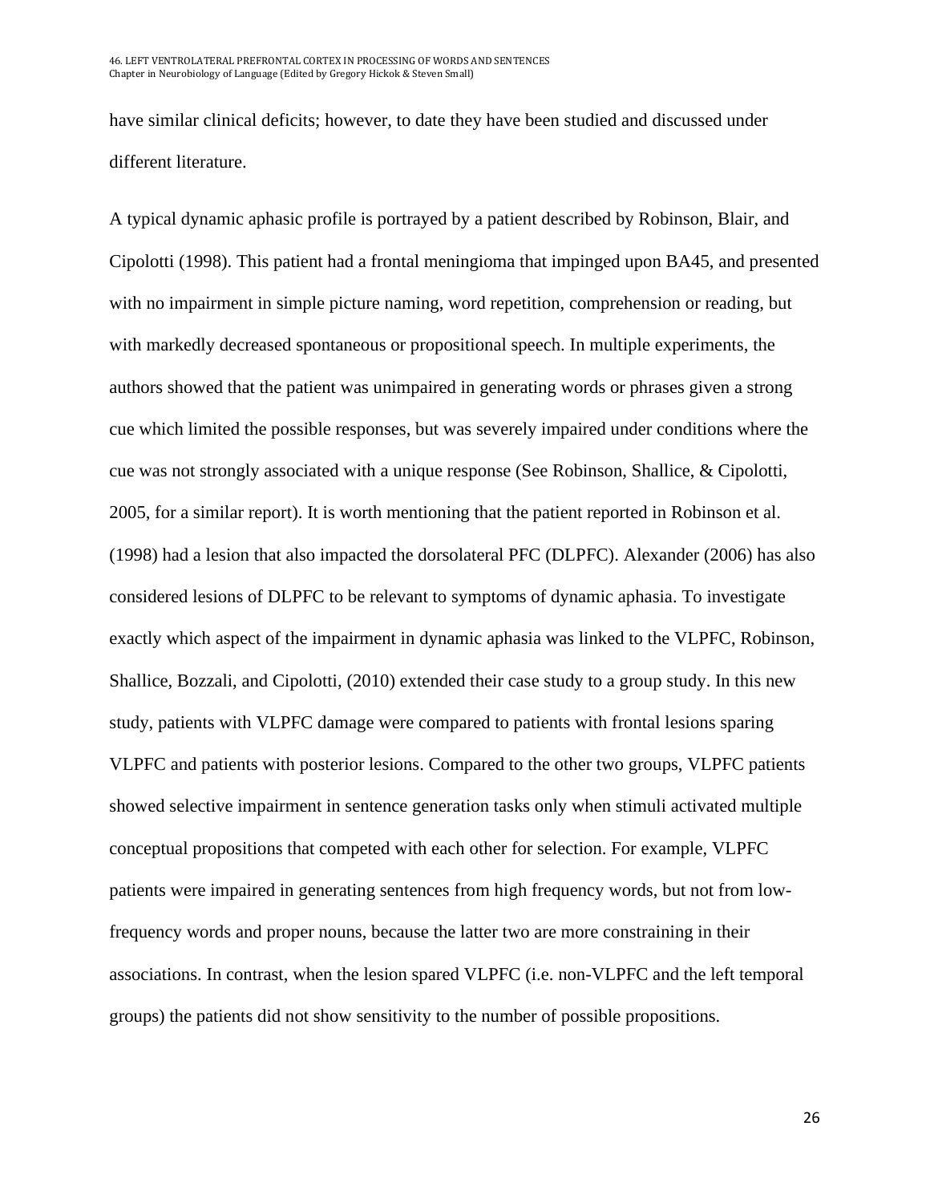have similar clinical deficits; however, to date they have been studied and discussed under different literature.

A typical dynamic aphasic profile is portrayed by a patient described by Robinson, Blair, and Cipolotti (1998). This patient had a frontal meningioma that impinged upon BA45, and presented with no impairment in simple picture naming, word repetition, comprehension or reading, but with markedly decreased spontaneous or propositional speech. In multiple experiments, the authors showed that the patient was unimpaired in generating words or phrases given a strong cue which limited the possible responses, but was severely impaired under conditions where the cue was not strongly associated with a unique response (See Robinson, Shallice, & Cipolotti, 2005, for a similar report). It is worth mentioning that the patient reported in Robinson et al. (1998) had a lesion that also impacted the dorsolateral PFC (DLPFC). Alexander (2006) has also considered lesions of DLPFC to be relevant to symptoms of dynamic aphasia. To investigate exactly which aspect of the impairment in dynamic aphasia was linked to the VLPFC, Robinson, Shallice, Bozzali, and Cipolotti, (2010) extended their case study to a group study. In this new study, patients with VLPFC damage were compared to patients with frontal lesions sparing VLPFC and patients with posterior lesions. Compared to the other two groups, VLPFC patients showed selective impairment in sentence generation tasks only when stimuli activated multiple conceptual propositions that competed with each other for selection. For example, VLPFC patients were impaired in generating sentences from high frequency words, but not from low-frequency words and proper nouns, because the latter two are more constraining in their associations. In contrast, when the lesion spared VLPFC (i.e. non-VLPFC and the left temporal groups) the patients did not show sensitivity to the number of possible propositions.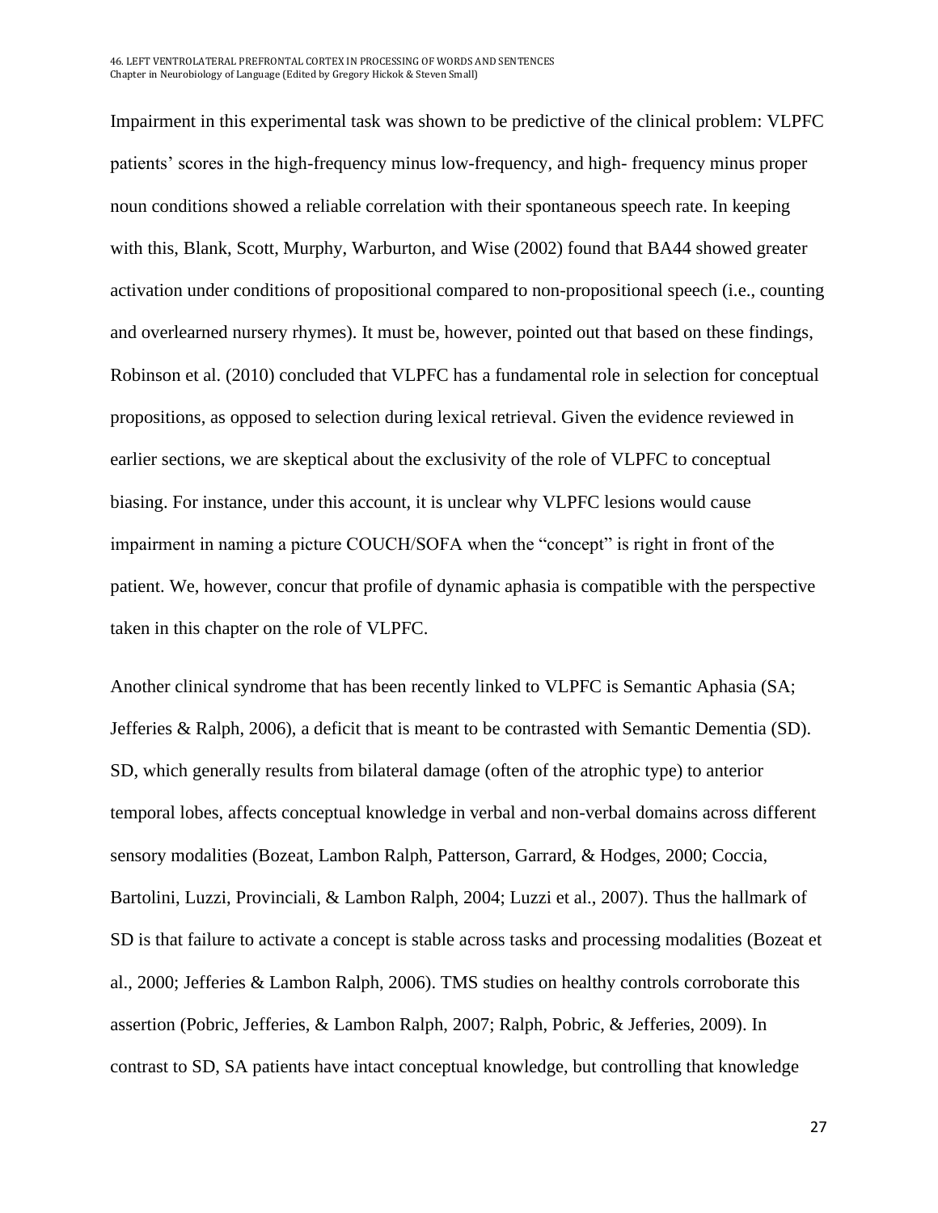Impairment in this experimental task was shown to be predictive of the clinical problem: VLPFC patients' scores in the high-frequency minus low-frequency, and high- frequency minus proper noun conditions showed a reliable correlation with their spontaneous speech rate. In keeping with this, Blank, Scott, Murphy, Warburton, and Wise (2002) found that BA44 showed greater activation under conditions of propositional compared to non-propositional speech (i.e., counting and overlearned nursery rhymes). It must be, however, pointed out that based on these findings, Robinson et al. (2010) concluded that VLPFC has a fundamental role in selection for conceptual propositions, as opposed to selection during lexical retrieval. Given the evidence reviewed in earlier sections, we are skeptical about the exclusivity of the role of VLPFC to conceptual biasing. For instance, under this account, it is unclear why VLPFC lesions would cause impairment in naming a picture COUCH/SOFA when the "concept" is right in front of the patient. We, however, concur that profile of dynamic aphasia is compatible with the perspective taken in this chapter on the role of VLPFC.

Another clinical syndrome that has been recently linked to VLPFC is Semantic Aphasia (SA; Jefferies & Ralph, 2006), a deficit that is meant to be contrasted with Semantic Dementia (SD). SD, which generally results from bilateral damage (often of the atrophic type) to anterior temporal lobes, affects conceptual knowledge in verbal and non-verbal domains across different sensory modalities (Bozeat, Lambon Ralph, Patterson, Garrard, & Hodges, 2000; Coccia, Bartolini, Luzzi, Provinciali, & Lambon Ralph, 2004; Luzzi et al., 2007). Thus the hallmark of SD is that failure to activate a concept is stable across tasks and processing modalities (Bozeat et al., 2000; Jefferies & Lambon Ralph, 2006). TMS studies on healthy controls corroborate this assertion (Pobric, Jefferies, & Lambon Ralph, 2007; Ralph, Pobric, & Jefferies, 2009). In contrast to SD, SA patients have intact conceptual knowledge, but controlling that knowledge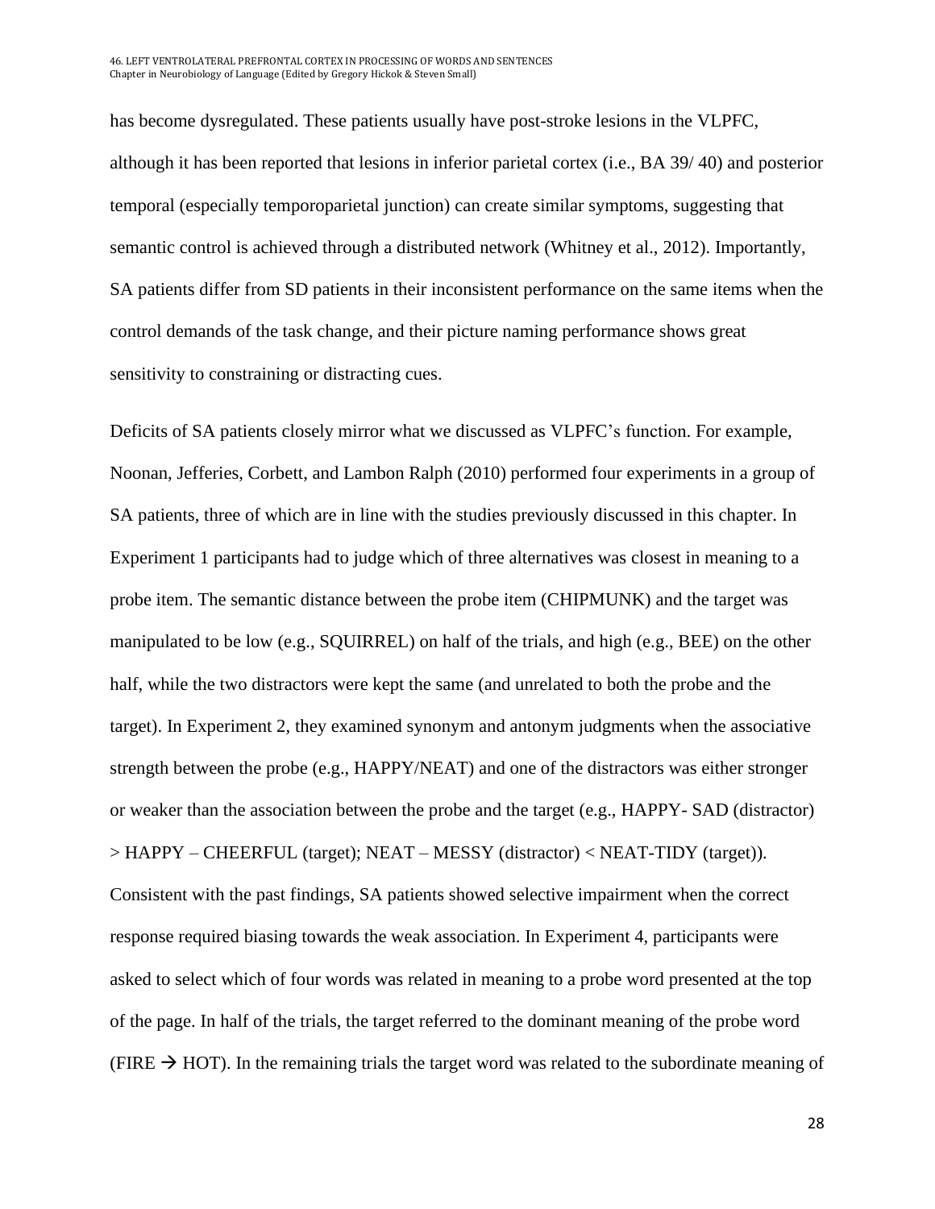has become dysregulated. These patients usually have post-stroke lesions in the VLPFC, although it has been reported that lesions in inferior parietal cortex (i.e., BA 39/ 40) and posterior temporal (especially temporoparietal junction) can create similar symptoms, suggesting that semantic control is achieved through a distributed network (Whitney et al., 2012). Importantly, SA patients differ from SD patients in their inconsistent performance on the same items when the control demands of the task change, and their picture naming performance shows great sensitivity to constraining or distracting cues.

Deficits of SA patients closely mirror what we discussed as VLPFC's function. For example, Noonan, Jefferies, Corbett, and Lambon Ralph (2010) performed four experiments in a group of SA patients, three of which are in line with the studies previously discussed in this chapter. In Experiment 1 participants had to judge which of three alternatives was closest in meaning to a probe item. The semantic distance between the probe item (CHIPMUNK) and the target was manipulated to be low (e.g., SQUIRREL) on half of the trials, and high (e.g., BEE) on the other half, while the two distractors were kept the same (and unrelated to both the probe and the target). In Experiment 2, they examined synonym and antonym judgments when the associative strength between the probe (e.g., HAPPY/NEAT) and one of the distractors was either stronger or weaker than the association between the probe and the target (e.g., HAPPY- SAD (distractor) > HAPPY – CHEERFUL (target); NEAT – MESSY (distractor) < NEAT-TIDY (target)). Consistent with the past findings, SA patients showed selective impairment when the correct response required biasing towards the weak association. In Experiment 4, participants were asked to select which of four words was related in meaning to a probe word presented at the top of the page. In half of the trials, the target referred to the dominant meaning of the probe word (FIRE → HOT). In the remaining trials the target word was related to the subordinate meaning of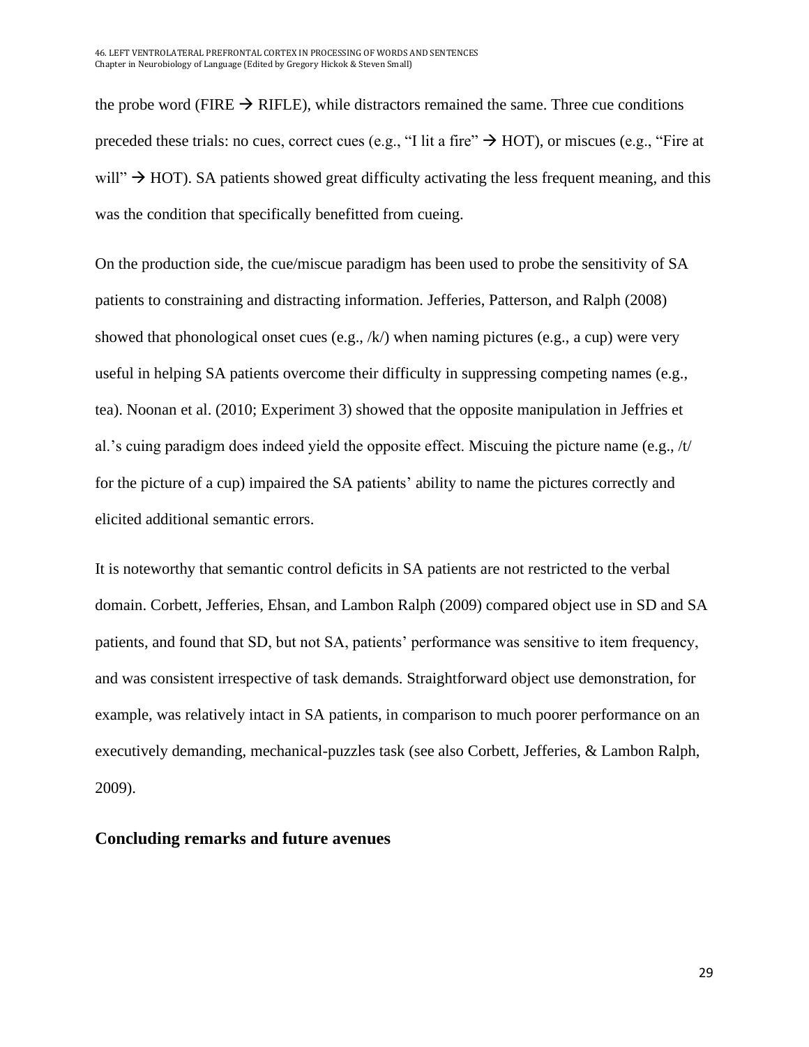the probe word (FIRE → RIFLE), while distractors remained the same. Three cue conditions preceded these trials: no cues, correct cues (e.g., "I lit a fire" → HOT), or miscues (e.g., "Fire at will" → HOT). SA patients showed great difficulty activating the less frequent meaning, and this was the condition that specifically benefitted from cueing.

On the production side, the cue/miscue paradigm has been used to probe the sensitivity of SA patients to constraining and distracting information. Jefferies, Patterson, and Ralph (2008) showed that phonological onset cues (e.g., /k/) when naming pictures (e.g., a cup) were very useful in helping SA patients overcome their difficulty in suppressing competing names (e.g., tea). Noonan et al. (2010; Experiment 3) showed that the opposite manipulation in Jeffries et al.'s cuing paradigm does indeed yield the opposite effect. Miscuing the picture name (e.g., /t/ for the picture of a cup) impaired the SA patients' ability to name the pictures correctly and elicited additional semantic errors.

It is noteworthy that semantic control deficits in SA patients are not restricted to the verbal domain. Corbett, Jefferies, Ehsan, and Lambon Ralph (2009) compared object use in SD and SA patients, and found that SD, but not SA, patients' performance was sensitive to item frequency, and was consistent irrespective of task demands. Straightforward object use demonstration, for example, was relatively intact in SA patients, in comparison to much poorer performance on an executively demanding, mechanical-puzzles task (see also Corbett, Jefferies, & Lambon Ralph, 2009).

## Concluding remarks and future avenues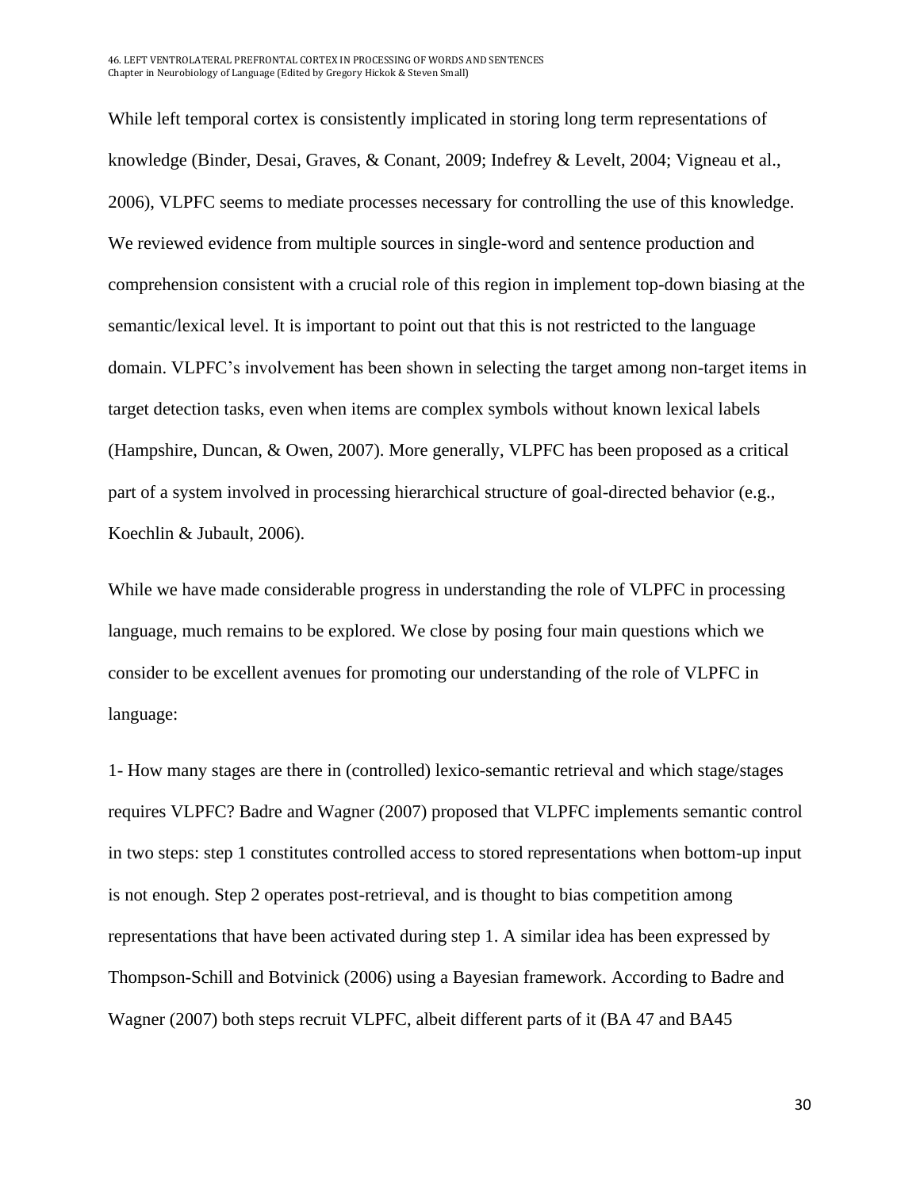While left temporal cortex is consistently implicated in storing long term representations of knowledge (Binder, Desai, Graves, & Conant, 2009; Indefrey & Levelt, 2004; Vigneau et al., 2006), VLPFC seems to mediate processes necessary for controlling the use of this knowledge. We reviewed evidence from multiple sources in single-word and sentence production and comprehension consistent with a crucial role of this region in implement top-down biasing at the semantic/lexical level. It is important to point out that this is not restricted to the language domain. VLPFC's involvement has been shown in selecting the target among non-target items in target detection tasks, even when items are complex symbols without known lexical labels (Hampshire, Duncan, & Owen, 2007). More generally, VLPFC has been proposed as a critical part of a system involved in processing hierarchical structure of goal-directed behavior (e.g., Koechlin & Jubault, 2006).

While we have made considerable progress in understanding the role of VLPFC in processing language, much remains to be explored. We close by posing four main questions which we consider to be excellent avenues for promoting our understanding of the role of VLPFC in language:

1- How many stages are there in (controlled) lexico-semantic retrieval and which stage/stages requires VLPFC? Badre and Wagner (2007) proposed that VLPFC implements semantic control in two steps: step 1 constitutes controlled access to stored representations when bottom-up input is not enough. Step 2 operates post-retrieval, and is thought to bias competition among representations that have been activated during step 1. A similar idea has been expressed by Thompson-Schill and Botvinick (2006) using a Bayesian framework. According to Badre and Wagner (2007) both steps recruit VLPFC, albeit different parts of it (BA 47 and BA45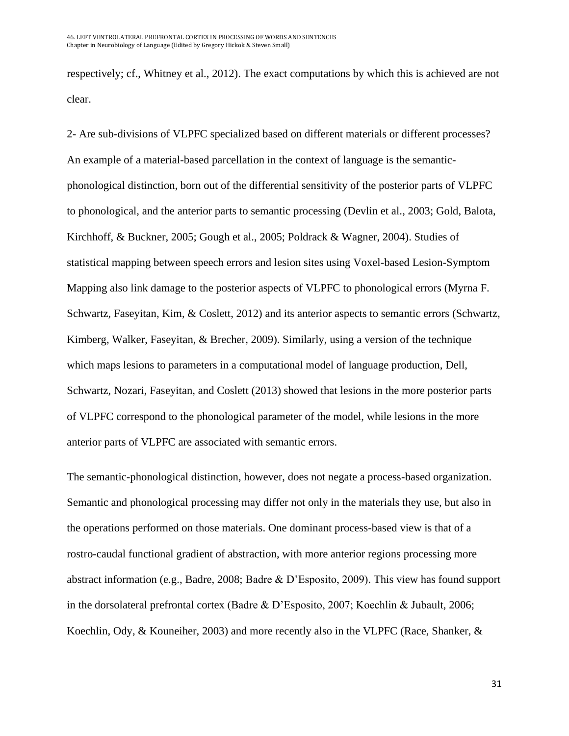respectively; cf., Whitney et al., 2012). The exact computations by which this is achieved are not clear.

2- Are sub-divisions of VLPFC specialized based on different materials or different processes? An example of a material-based parcellation in the context of language is the semantic-phonological distinction, born out of the differential sensitivity of the posterior parts of VLPFC to phonological, and the anterior parts to semantic processing (Devlin et al., 2003; Gold, Balota, Kirchhoff, & Buckner, 2005; Gough et al., 2005; Poldrack & Wagner, 2004). Studies of statistical mapping between speech errors and lesion sites using Voxel-based Lesion-Symptom Mapping also link damage to the posterior aspects of VLPFC to phonological errors (Myrna F. Schwartz, Faseyitan, Kim, & Coslett, 2012) and its anterior aspects to semantic errors (Schwartz, Kimberg, Walker, Faseyitan, & Brecher, 2009). Similarly, using a version of the technique which maps lesions to parameters in a computational model of language production, Dell, Schwartz, Nozari, Faseyitan, and Coslett (2013) showed that lesions in the more posterior parts of VLPFC correspond to the phonological parameter of the model, while lesions in the more anterior parts of VLPFC are associated with semantic errors.

The semantic-phonological distinction, however, does not negate a process-based organization. Semantic and phonological processing may differ not only in the materials they use, but also in the operations performed on those materials. One dominant process-based view is that of a rostro-caudal functional gradient of abstraction, with more anterior regions processing more abstract information (e.g., Badre, 2008; Badre & D'Esposito, 2009). This view has found support in the dorsolateral prefrontal cortex (Badre & D'Esposito, 2007; Koechlin & Jubault, 2006; Koechlin, Ody, & Kouneiher, 2003) and more recently also in the VLPFC (Race, Shanker, &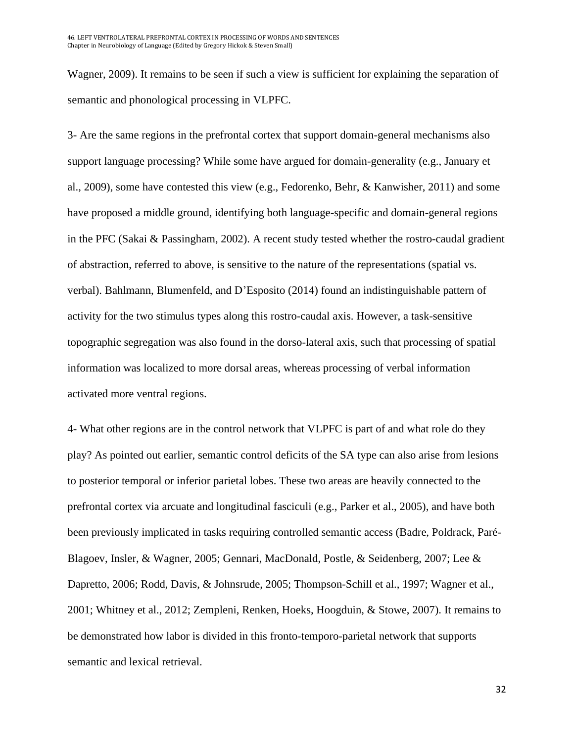Wagner, 2009). It remains to be seen if such a view is sufficient for explaining the separation of semantic and phonological processing in VLPFC.

3- Are the same regions in the prefrontal cortex that support domain-general mechanisms also support language processing? While some have argued for domain-generality (e.g., January et al., 2009), some have contested this view (e.g., Fedorenko, Behr, & Kanwisher, 2011) and some have proposed a middle ground, identifying both language-specific and domain-general regions in the PFC (Sakai & Passingham, 2002). A recent study tested whether the rostro-caudal gradient of abstraction, referred to above, is sensitive to the nature of the representations (spatial vs. verbal). Bahlmann, Blumenfeld, and D'Esposito (2014) found an indistinguishable pattern of activity for the two stimulus types along this rostro-caudal axis. However, a task-sensitive topographic segregation was also found in the dorso-lateral axis, such that processing of spatial information was localized to more dorsal areas, whereas processing of verbal information activated more ventral regions.

4- What other regions are in the control network that VLPFC is part of and what role do they play? As pointed out earlier, semantic control deficits of the SA type can also arise from lesions to posterior temporal or inferior parietal lobes. These two areas are heavily connected to the prefrontal cortex via arcuate and longitudinal fasciculi (e.g., Parker et al., 2005), and have both been previously implicated in tasks requiring controlled semantic access (Badre, Poldrack, Paré-Blagoev, Insler, & Wagner, 2005; Gennari, MacDonald, Postle, & Seidenberg, 2007; Lee & Dapretto, 2006; Rodd, Davis, & Johnsrude, 2005; Thompson-Schill et al., 1997; Wagner et al., 2001; Whitney et al., 2012; Zempleni, Renken, Hoeks, Hoogduin, & Stowe, 2007). It remains to be demonstrated how labor is divided in this fronto-temporo-parietal network that supports semantic and lexical retrieval.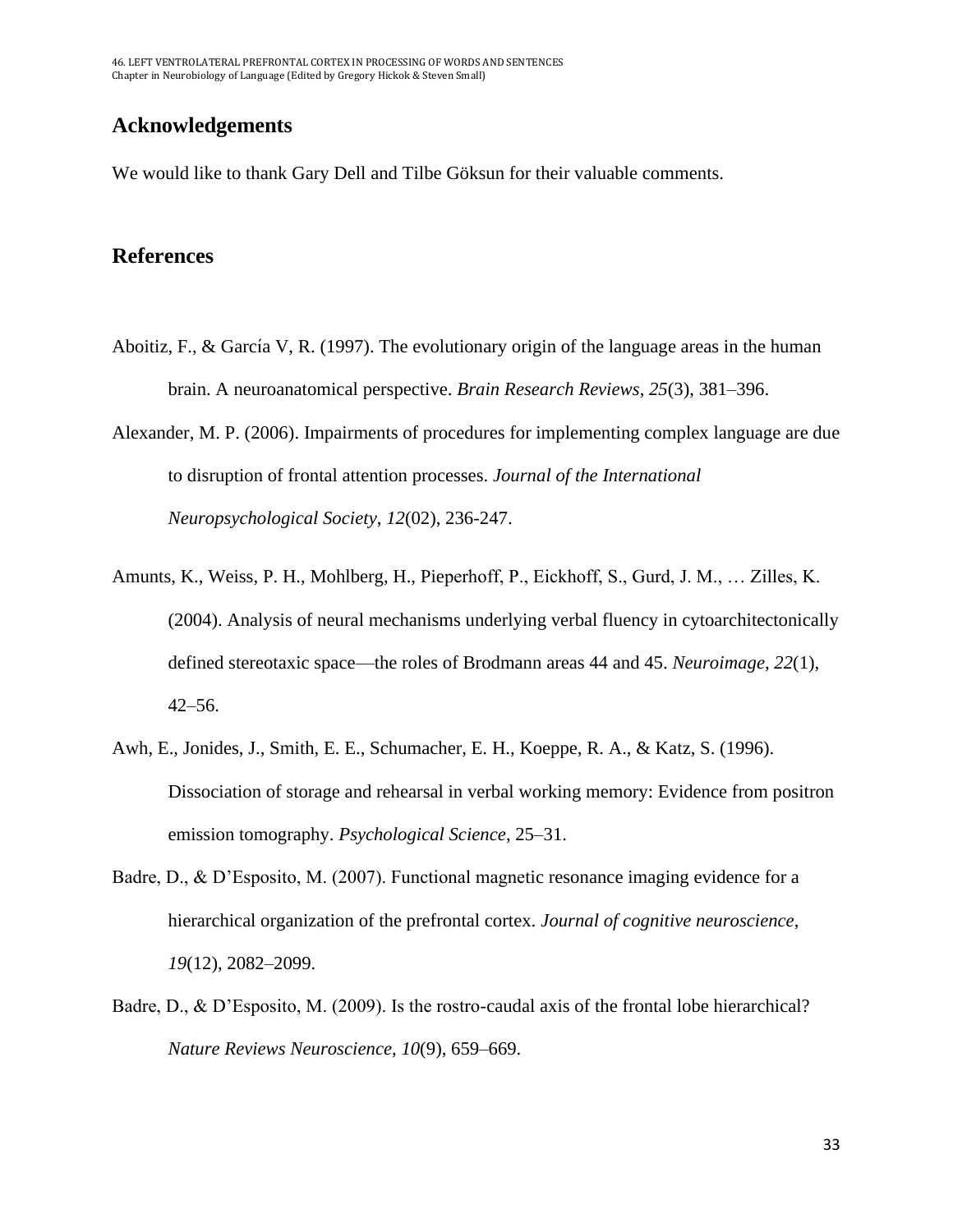## Acknowledgements

We would like to thank Gary Dell and Tilbe Göksun for their valuable comments.

## References

Aboitiz, F., & García V, R. (1997). The evolutionary origin of the language areas in the human brain. A neuroanatomical perspective. *Brain Research Reviews*, *25*(3), 381–396.

Alexander, M. P. (2006). Impairments of procedures for implementing complex language are due to disruption of frontal attention processes. *Journal of the International Neuropsychological Society*, *12*(02), 236-247.

Amunts, K., Weiss, P. H., Mohlberg, H., Pieperhoff, P., Eickhoff, S., Gurd, J. M., … Zilles, K. (2004). Analysis of neural mechanisms underlying verbal fluency in cytoarchitectonically defined stereotaxic space—the roles of Brodmann areas 44 and 45. *Neuroimage*, *22*(1), 42–56.

Awh, E., Jonides, J., Smith, E. E., Schumacher, E. H., Koeppe, R. A., & Katz, S. (1996). Dissociation of storage and rehearsal in verbal working memory: Evidence from positron emission tomography. *Psychological Science*, 25–31.

Badre, D., & D'Esposito, M. (2007). Functional magnetic resonance imaging evidence for a hierarchical organization of the prefrontal cortex. *Journal of cognitive neuroscience*, *19*(12), 2082–2099.

Badre, D., & D'Esposito, M. (2009). Is the rostro-caudal axis of the frontal lobe hierarchical? *Nature Reviews Neuroscience*, *10*(9), 659–669.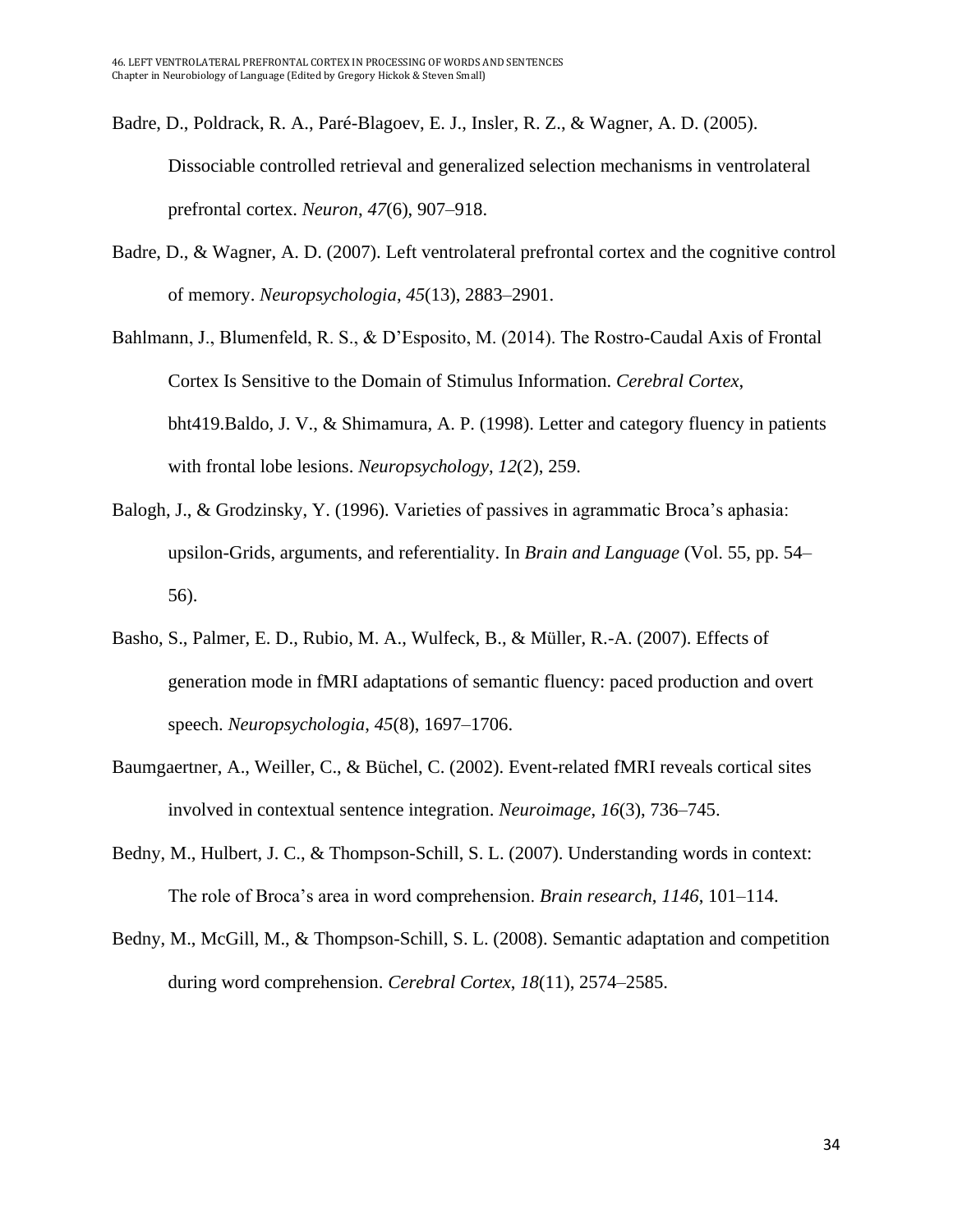Badre, D., Poldrack, R. A., Paré-Blagoev, E. J., Insler, R. Z., & Wagner, A. D. (2005). Dissociable controlled retrieval and generalized selection mechanisms in ventrolateral prefrontal cortex. *Neuron*, *47*(6), 907–918.

Badre, D., & Wagner, A. D. (2007). Left ventrolateral prefrontal cortex and the cognitive control of memory. *Neuropsychologia*, *45*(13), 2883–2901.

Bahlmann, J., Blumenfeld, R. S., & D'Esposito, M. (2014). The Rostro-Caudal Axis of Frontal Cortex Is Sensitive to the Domain of Stimulus Information. *Cerebral Cortex*, bht419.Baldo, J. V., & Shimamura, A. P. (1998). Letter and category fluency in patients with frontal lobe lesions. *Neuropsychology*, *12*(2), 259.

Balogh, J., & Grodzinsky, Y. (1996). Varieties of passives in agrammatic Broca's aphasia: upsilon-Grids, arguments, and referentiality. In *Brain and Language* (Vol. 55, pp. 54–56).

Basho, S., Palmer, E. D., Rubio, M. A., Wulfeck, B., & Müller, R.-A. (2007). Effects of generation mode in fMRI adaptations of semantic fluency: paced production and overt speech. *Neuropsychologia*, *45*(8), 1697–1706.

Baumgaertner, A., Weiller, C., & Büchel, C. (2002). Event-related fMRI reveals cortical sites involved in contextual sentence integration. *Neuroimage*, *16*(3), 736–745.

Bedny, M., Hulbert, J. C., & Thompson-Schill, S. L. (2007). Understanding words in context: The role of Broca's area in word comprehension. *Brain research*, *1146*, 101–114.

Bedny, M., McGill, M., & Thompson-Schill, S. L. (2008). Semantic adaptation and competition during word comprehension. *Cerebral Cortex*, *18*(11), 2574–2585.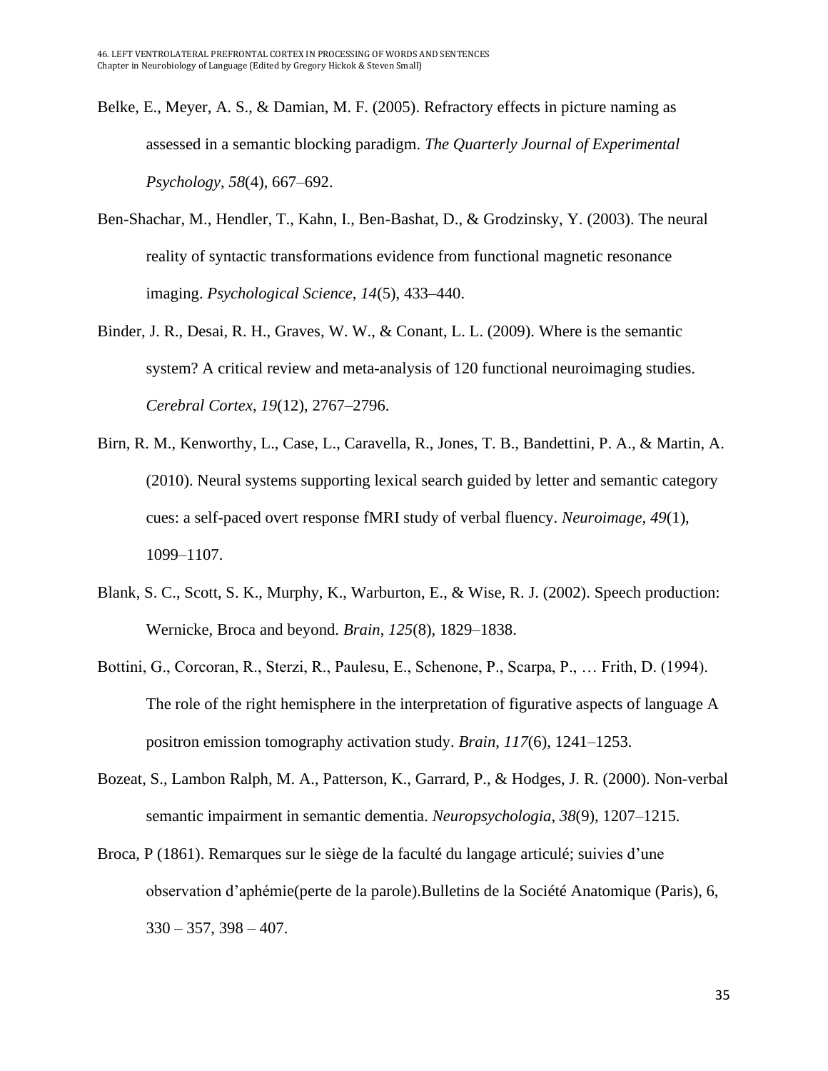Belke, E., Meyer, A. S., & Damian, M. F. (2005). Refractory effects in picture naming as assessed in a semantic blocking paradigm. *The Quarterly Journal of Experimental Psychology*, *58*(4), 667–692.

Ben-Shachar, M., Hendler, T., Kahn, I., Ben-Bashat, D., & Grodzinsky, Y. (2003). The neural reality of syntactic transformations evidence from functional magnetic resonance imaging. *Psychological Science*, *14*(5), 433–440.

Binder, J. R., Desai, R. H., Graves, W. W., & Conant, L. L. (2009). Where is the semantic system? A critical review and meta-analysis of 120 functional neuroimaging studies. *Cerebral Cortex*, *19*(12), 2767–2796.

Birn, R. M., Kenworthy, L., Case, L., Caravella, R., Jones, T. B., Bandettini, P. A., & Martin, A. (2010). Neural systems supporting lexical search guided by letter and semantic category cues: a self-paced overt response fMRI study of verbal fluency. *Neuroimage*, *49*(1), 1099–1107.

Blank, S. C., Scott, S. K., Murphy, K., Warburton, E., & Wise, R. J. (2002). Speech production: Wernicke, Broca and beyond. *Brain*, *125*(8), 1829–1838.

Bottini, G., Corcoran, R., Sterzi, R., Paulesu, E., Schenone, P., Scarpa, P., … Frith, D. (1994). The role of the right hemisphere in the interpretation of figurative aspects of language A positron emission tomography activation study. *Brain*, *117*(6), 1241–1253.

Bozeat, S., Lambon Ralph, M. A., Patterson, K., Garrard, P., & Hodges, J. R. (2000). Non-verbal semantic impairment in semantic dementia. *Neuropsychologia*, *38*(9), 1207–1215.

Broca, P (1861). Remarques sur le siège de la faculté du langage articulé; suivies d'une observation d'aphémie(perte de la parole).Bulletins de la Société Anatomique (Paris), 6, 330 – 357, 398 – 407.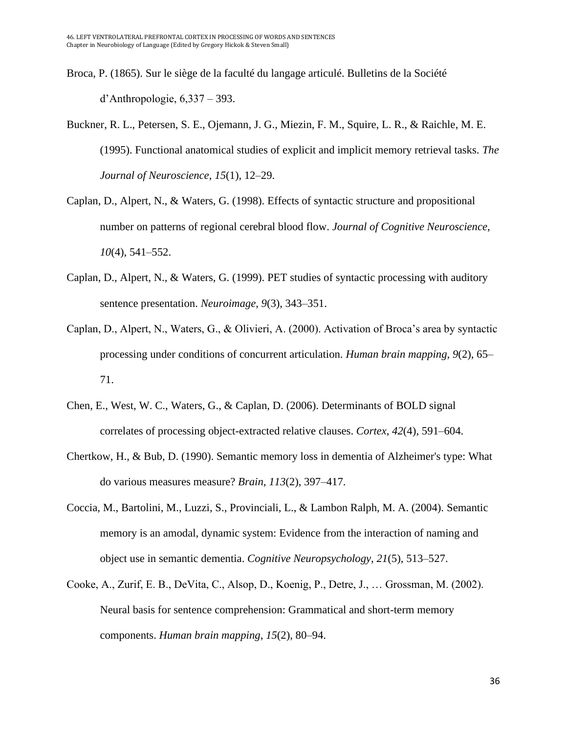Broca, P. (1865). Sur le siège de la faculté du langage articulé. Bulletins de la Société d'Anthropologie, 6,337 – 393.

Buckner, R. L., Petersen, S. E., Ojemann, J. G., Miezin, F. M., Squire, L. R., & Raichle, M. E. (1995). Functional anatomical studies of explicit and implicit memory retrieval tasks. *The Journal of Neuroscience*, *15*(1), 12–29.

Caplan, D., Alpert, N., & Waters, G. (1998). Effects of syntactic structure and propositional number on patterns of regional cerebral blood flow. *Journal of Cognitive Neuroscience*, *10*(4), 541–552.

Caplan, D., Alpert, N., & Waters, G. (1999). PET studies of syntactic processing with auditory sentence presentation. *Neuroimage*, *9*(3), 343–351.

Caplan, D., Alpert, N., Waters, G., & Olivieri, A. (2000). Activation of Broca's area by syntactic processing under conditions of concurrent articulation. *Human brain mapping*, *9*(2), 65–71.

Chen, E., West, W. C., Waters, G., & Caplan, D. (2006). Determinants of BOLD signal correlates of processing object-extracted relative clauses. *Cortex*, *42*(4), 591–604.

Chertkow, H., & Bub, D. (1990). Semantic memory loss in dementia of Alzheimer's type: What do various measures measure? *Brain*, *113*(2), 397–417.

Coccia, M., Bartolini, M., Luzzi, S., Provinciali, L., & Lambon Ralph, M. A. (2004). Semantic memory is an amodal, dynamic system: Evidence from the interaction of naming and object use in semantic dementia. *Cognitive Neuropsychology*, *21*(5), 513–527.

Cooke, A., Zurif, E. B., DeVita, C., Alsop, D., Koenig, P., Detre, J., … Grossman, M. (2002). Neural basis for sentence comprehension: Grammatical and short-term memory components. *Human brain mapping*, *15*(2), 80–94.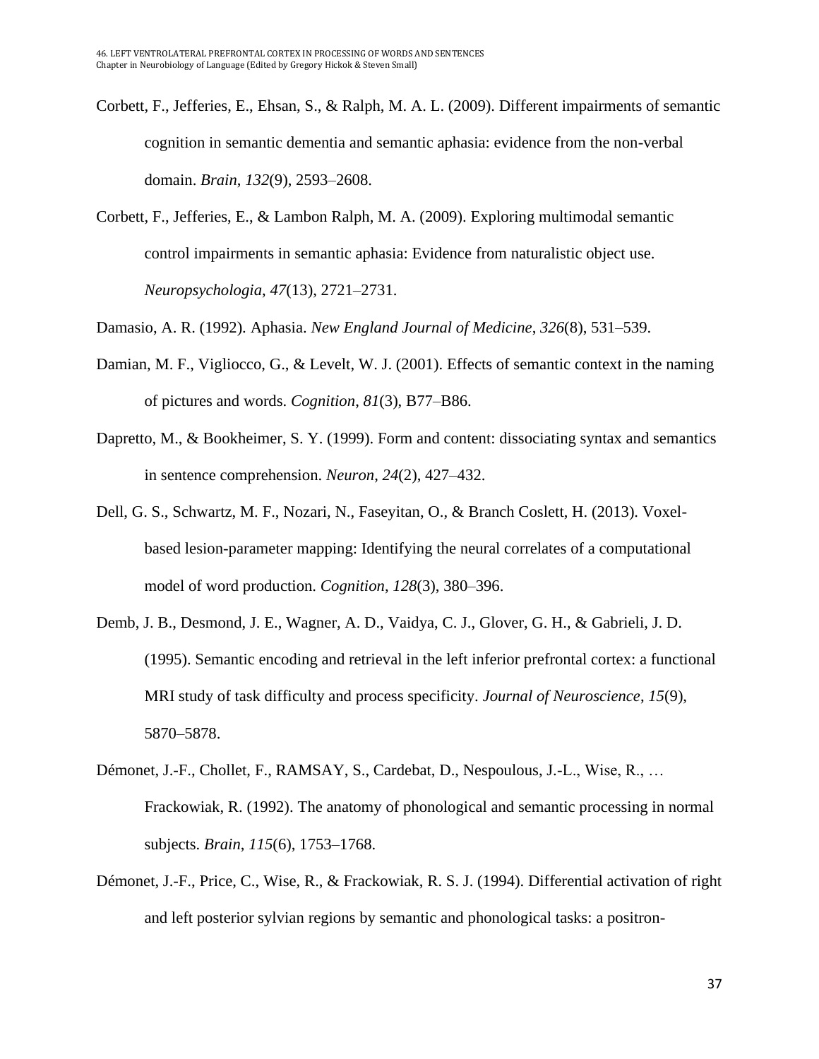Corbett, F., Jefferies, E., Ehsan, S., & Ralph, M. A. L. (2009). Different impairments of semantic cognition in semantic dementia and semantic aphasia: evidence from the non-verbal domain. *Brain*, *132*(9), 2593–2608.

Corbett, F., Jefferies, E., & Lambon Ralph, M. A. (2009). Exploring multimodal semantic control impairments in semantic aphasia: Evidence from naturalistic object use. *Neuropsychologia*, *47*(13), 2721–2731.

Damasio, A. R. (1992). Aphasia. *New England Journal of Medicine*, *326*(8), 531–539.

Damian, M. F., Vigliocco, G., & Levelt, W. J. (2001). Effects of semantic context in the naming of pictures and words. *Cognition, 81*(3), B77–B86.

Dapretto, M., & Bookheimer, S. Y. (1999). Form and content: dissociating syntax and semantics in sentence comprehension. *Neuron*, *24*(2), 427–432.

Dell, G. S., Schwartz, M. F., Nozari, N., Faseyitan, O., & Branch Coslett, H. (2013). Voxel-based lesion-parameter mapping: Identifying the neural correlates of a computational model of word production. *Cognition*, *128*(3), 380–396.

Demb, J. B., Desmond, J. E., Wagner, A. D., Vaidya, C. J., Glover, G. H., & Gabrieli, J. D. (1995). Semantic encoding and retrieval in the left inferior prefrontal cortex: a functional MRI study of task difficulty and process specificity. *Journal of Neuroscience*, *15*(9), 5870–5878.

Démonet, J.-F., Chollet, F., RAMSAY, S., Cardebat, D., Nespoulous, J.-L., Wise, R., … Frackowiak, R. (1992). The anatomy of phonological and semantic processing in normal subjects. *Brain*, *115*(6), 1753–1768.

Démonet, J.-F., Price, C., Wise, R., & Frackowiak, R. S. J. (1994). Differential activation of right and left posterior sylvian regions by semantic and phonological tasks: a positron-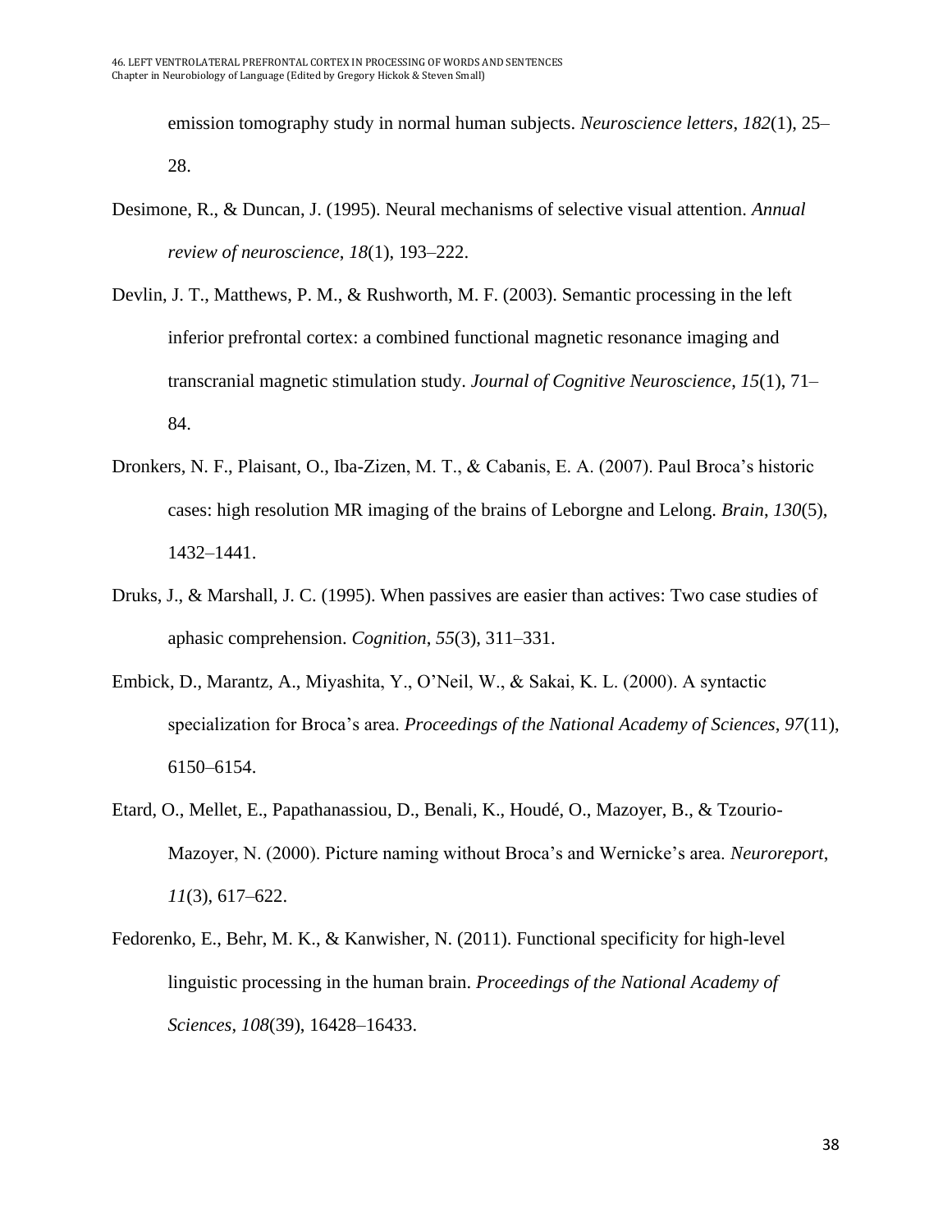emission tomography study in normal human subjects. *Neuroscience letters*, *182*(1), 25–28.

Desimone, R., & Duncan, J. (1995). Neural mechanisms of selective visual attention. *Annual review of neuroscience*, *18*(1), 193–222.

Devlin, J. T., Matthews, P. M., & Rushworth, M. F. (2003). Semantic processing in the left inferior prefrontal cortex: a combined functional magnetic resonance imaging and transcranial magnetic stimulation study. *Journal of Cognitive Neuroscience*, *15*(1), 71–84.

Dronkers, N. F., Plaisant, O., Iba-Zizen, M. T., & Cabanis, E. A. (2007). Paul Broca's historic cases: high resolution MR imaging of the brains of Leborgne and Lelong. *Brain*, *130*(5), 1432–1441.

Druks, J., & Marshall, J. C. (1995). When passives are easier than actives: Two case studies of aphasic comprehension. *Cognition*, *55*(3), 311–331.

Embick, D., Marantz, A., Miyashita, Y., O'Neil, W., & Sakai, K. L. (2000). A syntactic specialization for Broca's area. *Proceedings of the National Academy of Sciences*, *97*(11), 6150–6154.

Etard, O., Mellet, E., Papathanassiou, D., Benali, K., Houdé, O., Mazoyer, B., & Tzourio-Mazoyer, N. (2000). Picture naming without Broca's and Wernicke's area. *Neuroreport*, *11*(3), 617–622.

Fedorenko, E., Behr, M. K., & Kanwisher, N. (2011). Functional specificity for high-level linguistic processing in the human brain. *Proceedings of the National Academy of Sciences*, *108*(39), 16428–16433.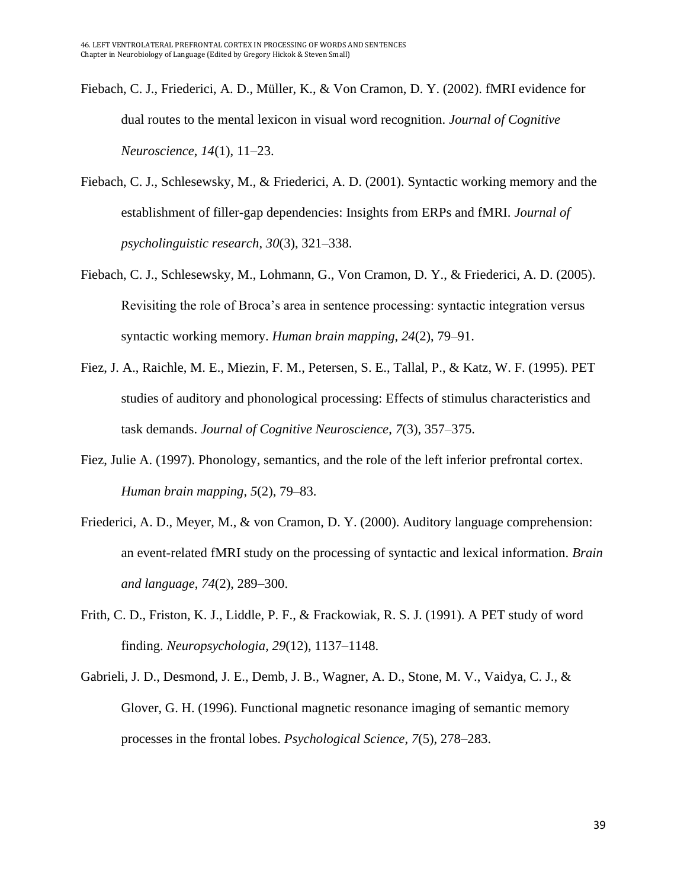Fiebach, C. J., Friederici, A. D., Müller, K., & Von Cramon, D. Y. (2002). fMRI evidence for dual routes to the mental lexicon in visual word recognition. *Journal of Cognitive Neuroscience*, *14*(1), 11–23.

Fiebach, C. J., Schlesewsky, M., & Friederici, A. D. (2001). Syntactic working memory and the establishment of filler-gap dependencies: Insights from ERPs and fMRI. *Journal of psycholinguistic research*, *30*(3), 321–338.

Fiebach, C. J., Schlesewsky, M., Lohmann, G., Von Cramon, D. Y., & Friederici, A. D. (2005). Revisiting the role of Broca's area in sentence processing: syntactic integration versus syntactic working memory. *Human brain mapping*, *24*(2), 79–91.

Fiez, J. A., Raichle, M. E., Miezin, F. M., Petersen, S. E., Tallal, P., & Katz, W. F. (1995). PET studies of auditory and phonological processing: Effects of stimulus characteristics and task demands. *Journal of Cognitive Neuroscience*, *7*(3), 357–375.

Fiez, Julie A. (1997). Phonology, semantics, and the role of the left inferior prefrontal cortex. *Human brain mapping*, *5*(2), 79–83.

Friederici, A. D., Meyer, M., & von Cramon, D. Y. (2000). Auditory language comprehension: an event-related fMRI study on the processing of syntactic and lexical information. *Brain and language*, *74*(2), 289–300.

Frith, C. D., Friston, K. J., Liddle, P. F., & Frackowiak, R. S. J. (1991). A PET study of word finding. *Neuropsychologia*, *29*(12), 1137–1148.

Gabrieli, J. D., Desmond, J. E., Demb, J. B., Wagner, A. D., Stone, M. V., Vaidya, C. J., & Glover, G. H. (1996). Functional magnetic resonance imaging of semantic memory processes in the frontal lobes. *Psychological Science*, *7*(5), 278–283.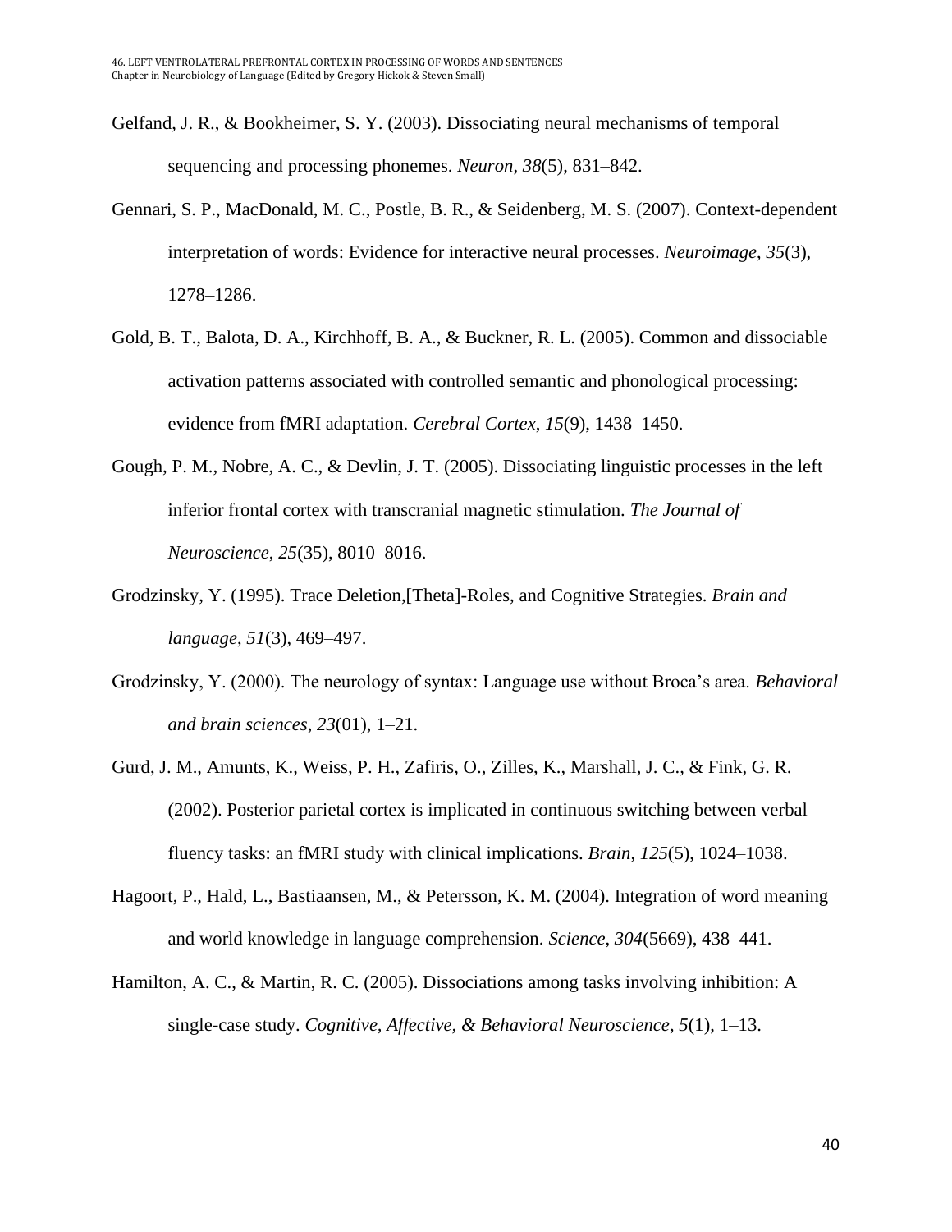Gelfand, J. R., & Bookheimer, S. Y. (2003). Dissociating neural mechanisms of temporal sequencing and processing phonemes. *Neuron*, *38*(5), 831–842.

Gennari, S. P., MacDonald, M. C., Postle, B. R., & Seidenberg, M. S. (2007). Context-dependent interpretation of words: Evidence for interactive neural processes. *Neuroimage*, *35*(3), 1278–1286.

Gold, B. T., Balota, D. A., Kirchhoff, B. A., & Buckner, R. L. (2005). Common and dissociable activation patterns associated with controlled semantic and phonological processing: evidence from fMRI adaptation. *Cerebral Cortex*, *15*(9), 1438–1450.

Gough, P. M., Nobre, A. C., & Devlin, J. T. (2005). Dissociating linguistic processes in the left inferior frontal cortex with transcranial magnetic stimulation. *The Journal of Neuroscience*, *25*(35), 8010–8016.

Grodzinsky, Y. (1995). Trace Deletion,[Theta]-Roles, and Cognitive Strategies. *Brain and language*, *51*(3), 469–497.

Grodzinsky, Y. (2000). The neurology of syntax: Language use without Broca's area. *Behavioral and brain sciences*, *23*(01), 1–21.

Gurd, J. M., Amunts, K., Weiss, P. H., Zafiris, O., Zilles, K., Marshall, J. C., & Fink, G. R. (2002). Posterior parietal cortex is implicated in continuous switching between verbal fluency tasks: an fMRI study with clinical implications. *Brain*, *125*(5), 1024–1038.

Hagoort, P., Hald, L., Bastiaansen, M., & Petersson, K. M. (2004). Integration of word meaning and world knowledge in language comprehension. *Science*, *304*(5669), 438–441.

Hamilton, A. C., & Martin, R. C. (2005). Dissociations among tasks involving inhibition: A single-case study. *Cognitive, Affective, & Behavioral Neuroscience*, *5*(1), 1–13.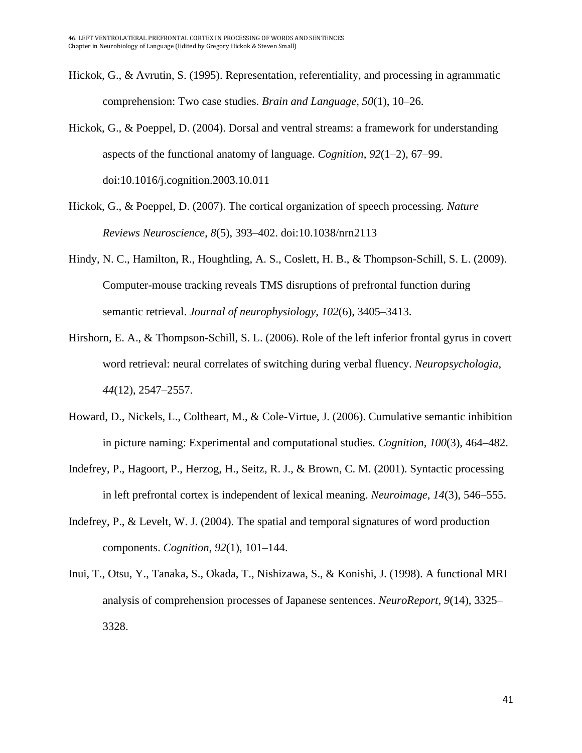Hickok, G., & Avrutin, S. (1995). Representation, referentiality, and processing in agrammatic comprehension: Two case studies. *Brain and Language*, *50*(1), 10–26.

Hickok, G., & Poeppel, D. (2004). Dorsal and ventral streams: a framework for understanding aspects of the functional anatomy of language. *Cognition*, *92*(1–2), 67–99. doi:10.1016/j.cognition.2003.10.011

Hickok, G., & Poeppel, D. (2007). The cortical organization of speech processing. *Nature Reviews Neuroscience*, *8*(5), 393–402. doi:10.1038/nrn2113

Hindy, N. C., Hamilton, R., Houghtling, A. S., Coslett, H. B., & Thompson-Schill, S. L. (2009). Computer-mouse tracking reveals TMS disruptions of prefrontal function during semantic retrieval. *Journal of neurophysiology*, *102*(6), 3405–3413.

Hirshorn, E. A., & Thompson-Schill, S. L. (2006). Role of the left inferior frontal gyrus in covert word retrieval: neural correlates of switching during verbal fluency. *Neuropsychologia*, *44*(12), 2547–2557.

Howard, D., Nickels, L., Coltheart, M., & Cole-Virtue, J. (2006). Cumulative semantic inhibition in picture naming: Experimental and computational studies. *Cognition*, *100*(3), 464–482.

Indefrey, P., Hagoort, P., Herzog, H., Seitz, R. J., & Brown, C. M. (2001). Syntactic processing in left prefrontal cortex is independent of lexical meaning. *Neuroimage*, *14*(3), 546–555.

Indefrey, P., & Levelt, W. J. (2004). The spatial and temporal signatures of word production components. *Cognition*, *92*(1), 101–144.

Inui, T., Otsu, Y., Tanaka, S., Okada, T., Nishizawa, S., & Konishi, J. (1998). A functional MRI analysis of comprehension processes of Japanese sentences. *NeuroReport*, *9*(14), 3325–3328.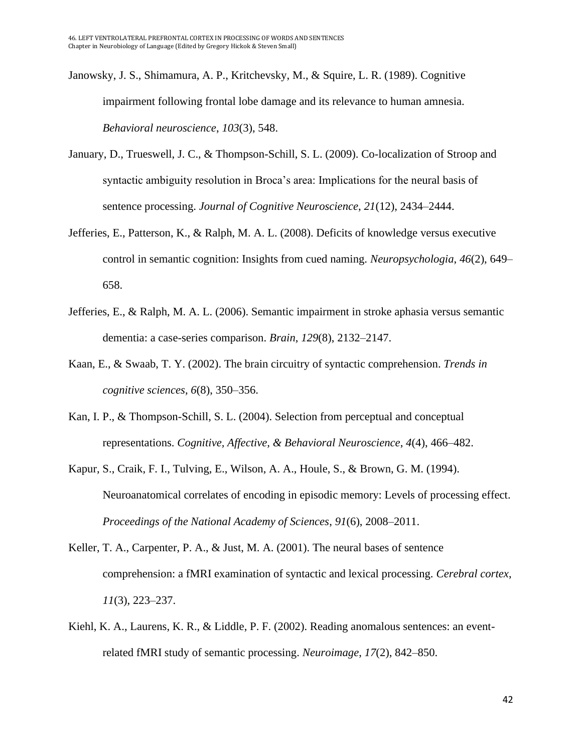Janowsky, J. S., Shimamura, A. P., Kritchevsky, M., & Squire, L. R. (1989). Cognitive impairment following frontal lobe damage and its relevance to human amnesia. *Behavioral neuroscience*, *103*(3), 548.

January, D., Trueswell, J. C., & Thompson-Schill, S. L. (2009). Co-localization of Stroop and syntactic ambiguity resolution in Broca's area: Implications for the neural basis of sentence processing. *Journal of Cognitive Neuroscience*, *21*(12), 2434–2444.

Jefferies, E., Patterson, K., & Ralph, M. A. L. (2008). Deficits of knowledge versus executive control in semantic cognition: Insights from cued naming. *Neuropsychologia*, *46*(2), 649–658.

Jefferies, E., & Ralph, M. A. L. (2006). Semantic impairment in stroke aphasia versus semantic dementia: a case-series comparison. *Brain*, *129*(8), 2132–2147.

Kaan, E., & Swaab, T. Y. (2002). The brain circuitry of syntactic comprehension. *Trends in cognitive sciences*, *6*(8), 350–356.

Kan, I. P., & Thompson-Schill, S. L. (2004). Selection from perceptual and conceptual representations. *Cognitive, Affective, & Behavioral Neuroscience*, *4*(4), 466–482.

Kapur, S., Craik, F. I., Tulving, E., Wilson, A. A., Houle, S., & Brown, G. M. (1994). Neuroanatomical correlates of encoding in episodic memory: Levels of processing effect. *Proceedings of the National Academy of Sciences*, *91*(6), 2008–2011.

Keller, T. A., Carpenter, P. A., & Just, M. A. (2001). The neural bases of sentence comprehension: a fMRI examination of syntactic and lexical processing. *Cerebral cortex*, *11*(3), 223–237.

Kiehl, K. A., Laurens, K. R., & Liddle, P. F. (2002). Reading anomalous sentences: an event-related fMRI study of semantic processing. *Neuroimage*, *17*(2), 842–850.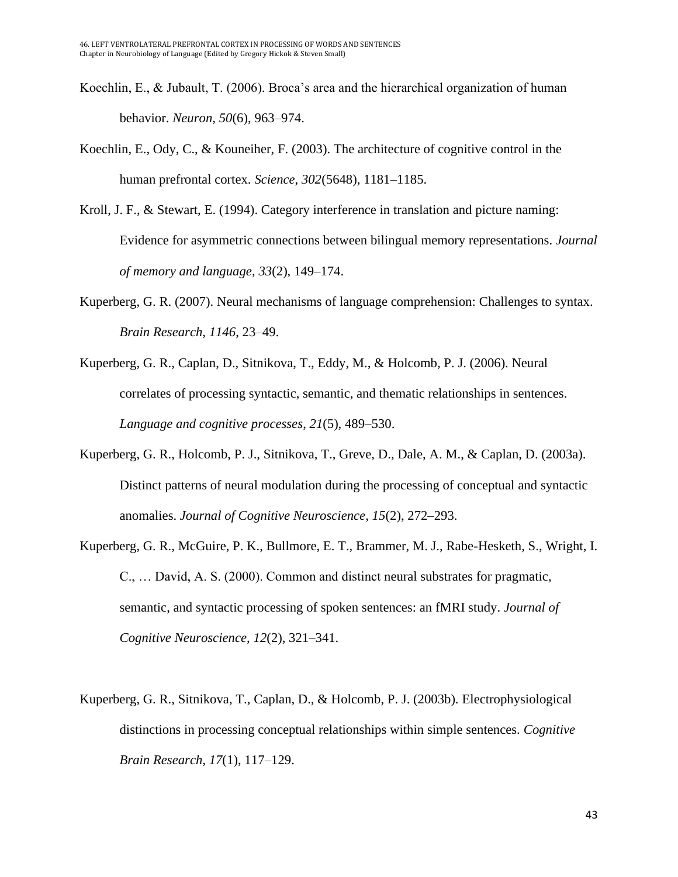Koechlin, E., & Jubault, T. (2006). Broca's area and the hierarchical organization of human behavior. *Neuron*, *50*(6), 963–974.

Koechlin, E., Ody, C., & Kouneiher, F. (2003). The architecture of cognitive control in the human prefrontal cortex. *Science*, *302*(5648), 1181–1185.

Kroll, J. F., & Stewart, E. (1994). Category interference in translation and picture naming: Evidence for asymmetric connections between bilingual memory representations. *Journal of memory and language*, *33*(2), 149–174.

Kuperberg, G. R. (2007). Neural mechanisms of language comprehension: Challenges to syntax. *Brain Research*, *1146*, 23–49.

Kuperberg, G. R., Caplan, D., Sitnikova, T., Eddy, M., & Holcomb, P. J. (2006). Neural correlates of processing syntactic, semantic, and thematic relationships in sentences. *Language and cognitive processes*, *21*(5), 489–530.

Kuperberg, G. R., Holcomb, P. J., Sitnikova, T., Greve, D., Dale, A. M., & Caplan, D. (2003a). Distinct patterns of neural modulation during the processing of conceptual and syntactic anomalies. *Journal of Cognitive Neuroscience*, *15*(2), 272–293.

Kuperberg, G. R., McGuire, P. K., Bullmore, E. T., Brammer, M. J., Rabe-Hesketh, S., Wright, I. C., … David, A. S. (2000). Common and distinct neural substrates for pragmatic, semantic, and syntactic processing of spoken sentences: an fMRI study. *Journal of Cognitive Neuroscience*, *12*(2), 321–341.

Kuperberg, G. R., Sitnikova, T., Caplan, D., & Holcomb, P. J. (2003b). Electrophysiological distinctions in processing conceptual relationships within simple sentences. *Cognitive Brain Research*, *17*(1), 117–129.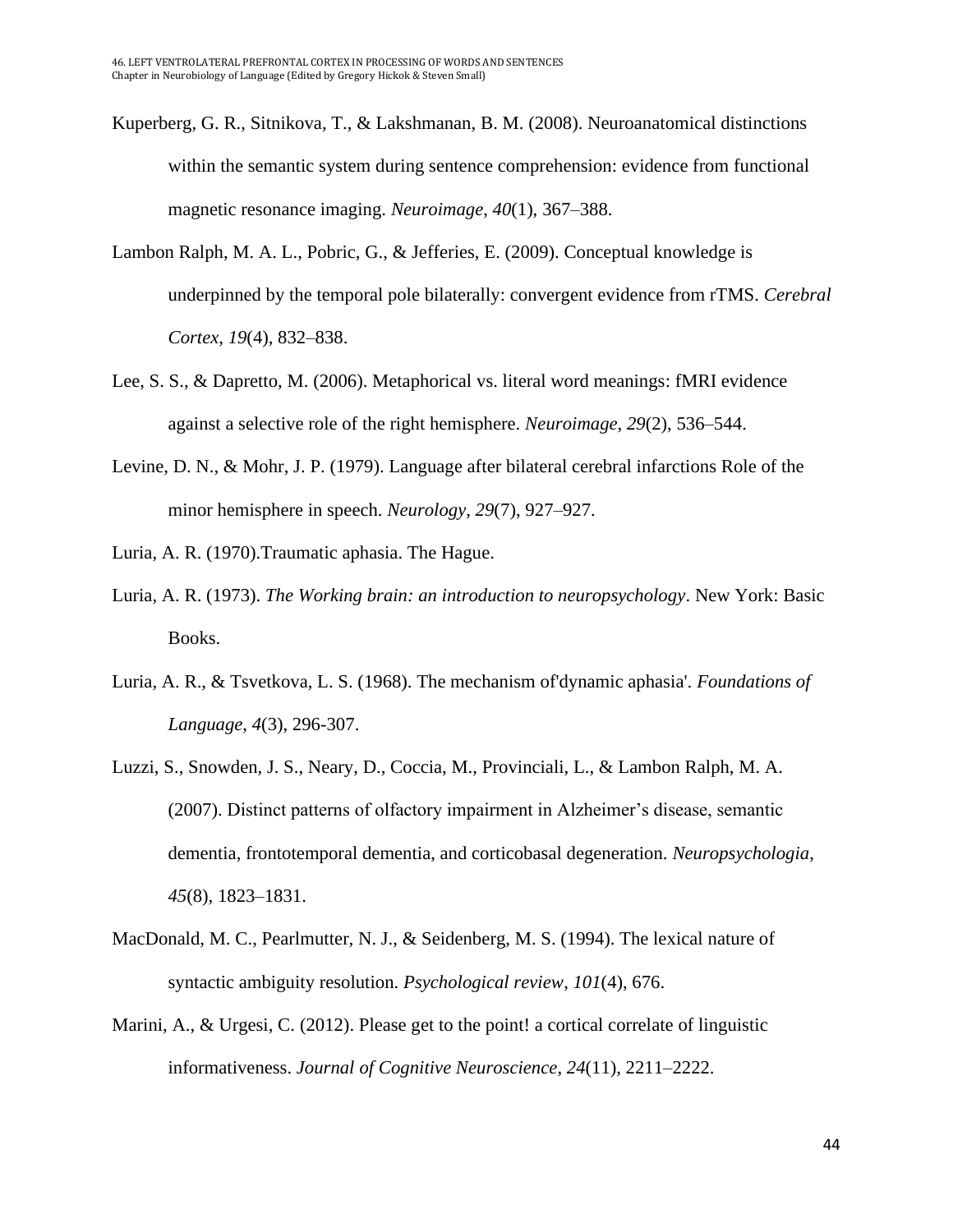Kuperberg, G. R., Sitnikova, T., & Lakshmanan, B. M. (2008). Neuroanatomical distinctions within the semantic system during sentence comprehension: evidence from functional magnetic resonance imaging. *Neuroimage*, *40*(1), 367–388.

Lambon Ralph, M. A. L., Pobric, G., & Jefferies, E. (2009). Conceptual knowledge is underpinned by the temporal pole bilaterally: convergent evidence from rTMS. *Cerebral Cortex*, *19*(4), 832–838.

Lee, S. S., & Dapretto, M. (2006). Metaphorical vs. literal word meanings: fMRI evidence against a selective role of the right hemisphere. *Neuroimage*, *29*(2), 536–544.

Levine, D. N., & Mohr, J. P. (1979). Language after bilateral cerebral infarctions Role of the minor hemisphere in speech. *Neurology*, *29*(7), 927–927.

Luria, A. R. (1970).Traumatic aphasia. The Hague.

Luria, A. R. (1973). *The Working brain: an introduction to neuropsychology*. New York: Basic Books.

Luria, A. R., & Tsvetkova, L. S. (1968). The mechanism of'dynamic aphasia'. *Foundations of Language*, *4*(3), 296-307.

Luzzi, S., Snowden, J. S., Neary, D., Coccia, M., Provinciali, L., & Lambon Ralph, M. A. (2007). Distinct patterns of olfactory impairment in Alzheimer's disease, semantic dementia, frontotemporal dementia, and corticobasal degeneration. *Neuropsychologia*, *45*(8), 1823–1831.

MacDonald, M. C., Pearlmutter, N. J., & Seidenberg, M. S. (1994). The lexical nature of syntactic ambiguity resolution. *Psychological review*, *101*(4), 676.

Marini, A., & Urgesi, C. (2012). Please get to the point! a cortical correlate of linguistic informativeness. *Journal of Cognitive Neuroscience*, *24*(11), 2211–2222.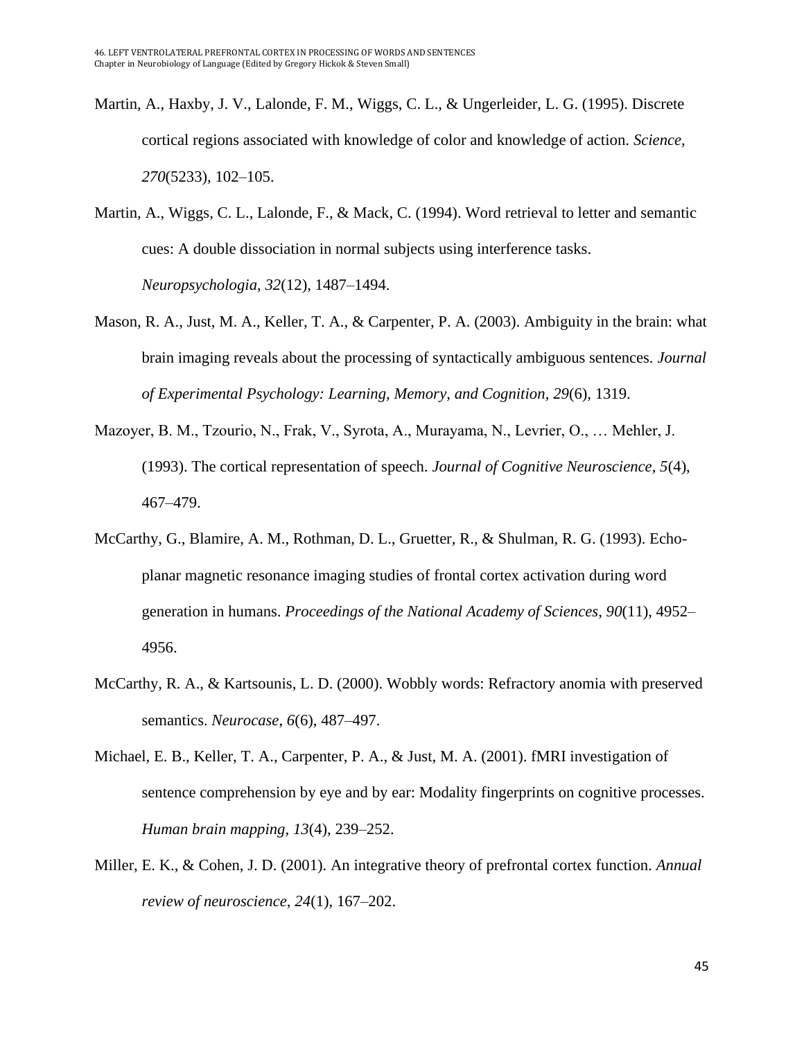Martin, A., Haxby, J. V., Lalonde, F. M., Wiggs, C. L., & Ungerleider, L. G. (1995). Discrete cortical regions associated with knowledge of color and knowledge of action. *Science*, *270*(5233), 102–105.

Martin, A., Wiggs, C. L., Lalonde, F., & Mack, C. (1994). Word retrieval to letter and semantic cues: A double dissociation in normal subjects using interference tasks. *Neuropsychologia*, *32*(12), 1487–1494.

Mason, R. A., Just, M. A., Keller, T. A., & Carpenter, P. A. (2003). Ambiguity in the brain: what brain imaging reveals about the processing of syntactically ambiguous sentences. *Journal of Experimental Psychology: Learning, Memory, and Cognition*, *29*(6), 1319.

Mazoyer, B. M., Tzourio, N., Frak, V., Syrota, A., Murayama, N., Levrier, O., … Mehler, J. (1993). The cortical representation of speech. *Journal of Cognitive Neuroscience*, *5*(4), 467–479.

McCarthy, G., Blamire, A. M., Rothman, D. L., Gruetter, R., & Shulman, R. G. (1993). Echo-planar magnetic resonance imaging studies of frontal cortex activation during word generation in humans. *Proceedings of the National Academy of Sciences*, *90*(11), 4952–4956.

McCarthy, R. A., & Kartsounis, L. D. (2000). Wobbly words: Refractory anomia with preserved semantics. *Neurocase*, *6*(6), 487–497.

Michael, E. B., Keller, T. A., Carpenter, P. A., & Just, M. A. (2001). fMRI investigation of sentence comprehension by eye and by ear: Modality fingerprints on cognitive processes. *Human brain mapping*, *13*(4), 239–252.

Miller, E. K., & Cohen, J. D. (2001). An integrative theory of prefrontal cortex function. *Annual review of neuroscience*, *24*(1), 167–202.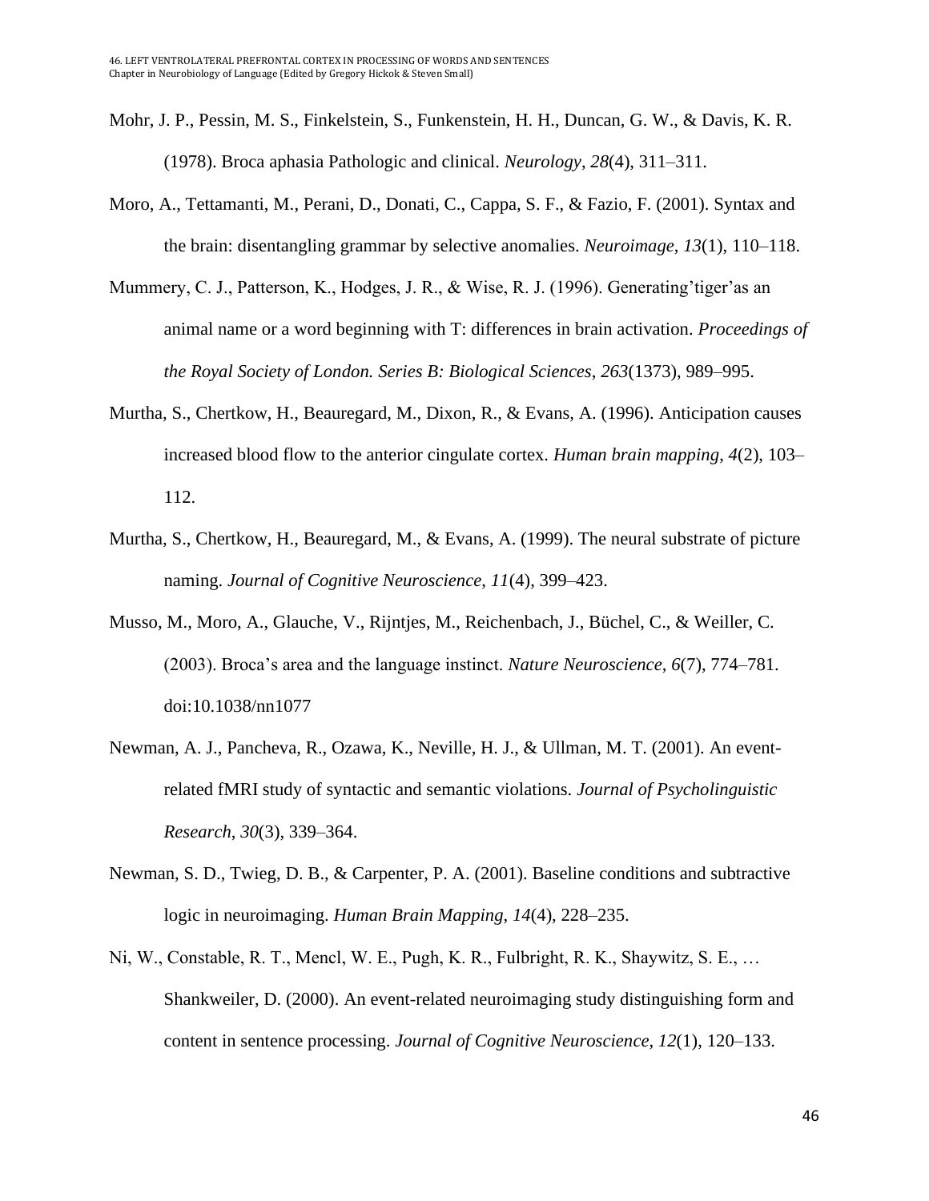Mohr, J. P., Pessin, M. S., Finkelstein, S., Funkenstein, H. H., Duncan, G. W., & Davis, K. R. (1978). Broca aphasia Pathologic and clinical. *Neurology*, *28*(4), 311–311.

Moro, A., Tettamanti, M., Perani, D., Donati, C., Cappa, S. F., & Fazio, F. (2001). Syntax and the brain: disentangling grammar by selective anomalies. *Neuroimage*, *13*(1), 110–118.

Mummery, C. J., Patterson, K., Hodges, J. R., & Wise, R. J. (1996). Generating'tiger'as an animal name or a word beginning with T: differences in brain activation. *Proceedings of the Royal Society of London. Series B: Biological Sciences*, *263*(1373), 989–995.

Murtha, S., Chertkow, H., Beauregard, M., Dixon, R., & Evans, A. (1996). Anticipation causes increased blood flow to the anterior cingulate cortex. *Human brain mapping*, *4*(2), 103–112.

Murtha, S., Chertkow, H., Beauregard, M., & Evans, A. (1999). The neural substrate of picture naming. *Journal of Cognitive Neuroscience*, *11*(4), 399–423.

Musso, M., Moro, A., Glauche, V., Rijntjes, M., Reichenbach, J., Büchel, C., & Weiller, C. (2003). Broca's area and the language instinct. *Nature Neuroscience*, *6*(7), 774–781. doi:10.1038/nn1077

Newman, A. J., Pancheva, R., Ozawa, K., Neville, H. J., & Ullman, M. T. (2001). An event-related fMRI study of syntactic and semantic violations. *Journal of Psycholinguistic Research*, *30*(3), 339–364.

Newman, S. D., Twieg, D. B., & Carpenter, P. A. (2001). Baseline conditions and subtractive logic in neuroimaging. *Human Brain Mapping*, *14*(4), 228–235.

Ni, W., Constable, R. T., Mencl, W. E., Pugh, K. R., Fulbright, R. K., Shaywitz, S. E., … Shankweiler, D. (2000). An event-related neuroimaging study distinguishing form and content in sentence processing. *Journal of Cognitive Neuroscience*, *12*(1), 120–133.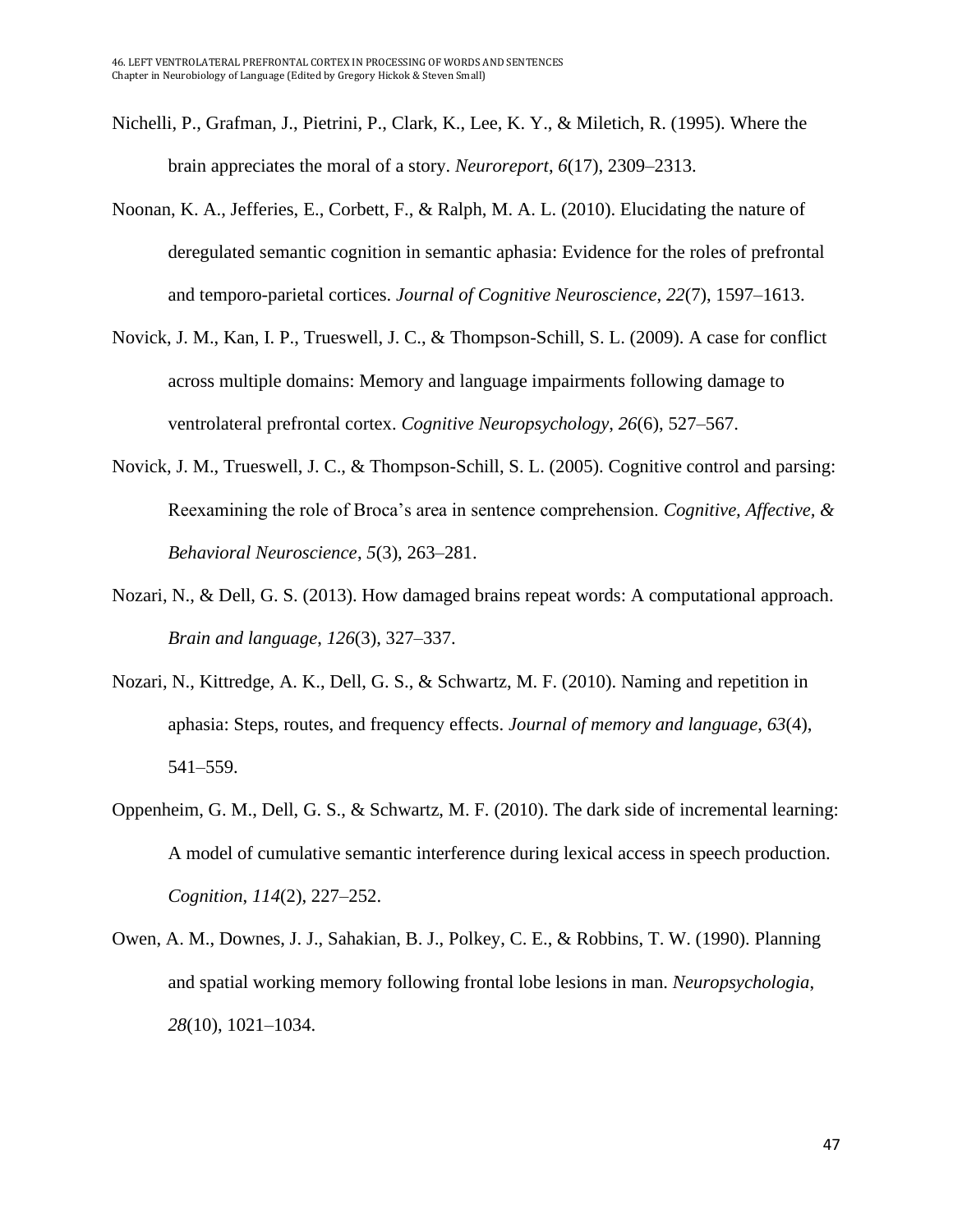Nichelli, P., Grafman, J., Pietrini, P., Clark, K., Lee, K. Y., & Miletich, R. (1995). Where the brain appreciates the moral of a story. *Neuroreport*, *6*(17), 2309–2313.

Noonan, K. A., Jefferies, E., Corbett, F., & Ralph, M. A. L. (2010). Elucidating the nature of deregulated semantic cognition in semantic aphasia: Evidence for the roles of prefrontal and temporo-parietal cortices. *Journal of Cognitive Neuroscience*, *22*(7), 1597–1613.

Novick, J. M., Kan, I. P., Trueswell, J. C., & Thompson-Schill, S. L. (2009). A case for conflict across multiple domains: Memory and language impairments following damage to ventrolateral prefrontal cortex. *Cognitive Neuropsychology*, *26*(6), 527–567.

Novick, J. M., Trueswell, J. C., & Thompson-Schill, S. L. (2005). Cognitive control and parsing: Reexamining the role of Broca's area in sentence comprehension. *Cognitive, Affective, & Behavioral Neuroscience*, *5*(3), 263–281.

Nozari, N., & Dell, G. S. (2013). How damaged brains repeat words: A computational approach. *Brain and language*, *126*(3), 327–337.

Nozari, N., Kittredge, A. K., Dell, G. S., & Schwartz, M. F. (2010). Naming and repetition in aphasia: Steps, routes, and frequency effects. *Journal of memory and language*, *63*(4), 541–559.

Oppenheim, G. M., Dell, G. S., & Schwartz, M. F. (2010). The dark side of incremental learning: A model of cumulative semantic interference during lexical access in speech production. *Cognition*, *114*(2), 227–252.

Owen, A. M., Downes, J. J., Sahakian, B. J., Polkey, C. E., & Robbins, T. W. (1990). Planning and spatial working memory following frontal lobe lesions in man. *Neuropsychologia*, *28*(10), 1021–1034.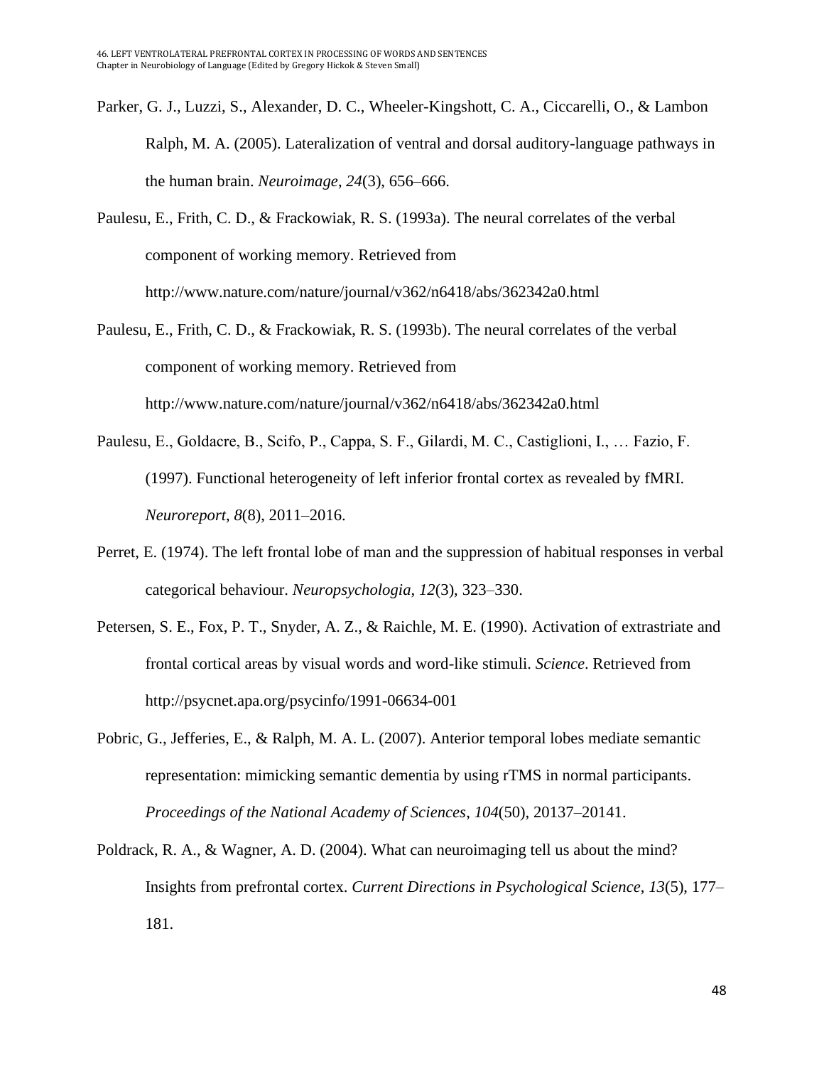Parker, G. J., Luzzi, S., Alexander, D. C., Wheeler-Kingshott, C. A., Ciccarelli, O., & Lambon Ralph, M. A. (2005). Lateralization of ventral and dorsal auditory-language pathways in the human brain. *Neuroimage*, *24*(3), 656–666.

Paulesu, E., Frith, C. D., & Frackowiak, R. S. (1993a). The neural correlates of the verbal component of working memory. Retrieved from http://www.nature.com/nature/journal/v362/n6418/abs/362342a0.html

Paulesu, E., Frith, C. D., & Frackowiak, R. S. (1993b). The neural correlates of the verbal component of working memory. Retrieved from http://www.nature.com/nature/journal/v362/n6418/abs/362342a0.html

Paulesu, E., Goldacre, B., Scifo, P., Cappa, S. F., Gilardi, M. C., Castiglioni, I., … Fazio, F. (1997). Functional heterogeneity of left inferior frontal cortex as revealed by fMRI. *Neuroreport*, *8*(8), 2011–2016.

Perret, E. (1974). The left frontal lobe of man and the suppression of habitual responses in verbal categorical behaviour. *Neuropsychologia*, *12*(3), 323–330.

Petersen, S. E., Fox, P. T., Snyder, A. Z., & Raichle, M. E. (1990). Activation of extrastriate and frontal cortical areas by visual words and word-like stimuli. *Science*. Retrieved from http://psycnet.apa.org/psycinfo/1991-06634-001

Pobric, G., Jefferies, E., & Ralph, M. A. L. (2007). Anterior temporal lobes mediate semantic representation: mimicking semantic dementia by using rTMS in normal participants. *Proceedings of the National Academy of Sciences*, *104*(50), 20137–20141.

Poldrack, R. A., & Wagner, A. D. (2004). What can neuroimaging tell us about the mind? Insights from prefrontal cortex. *Current Directions in Psychological Science*, *13*(5), 177–181.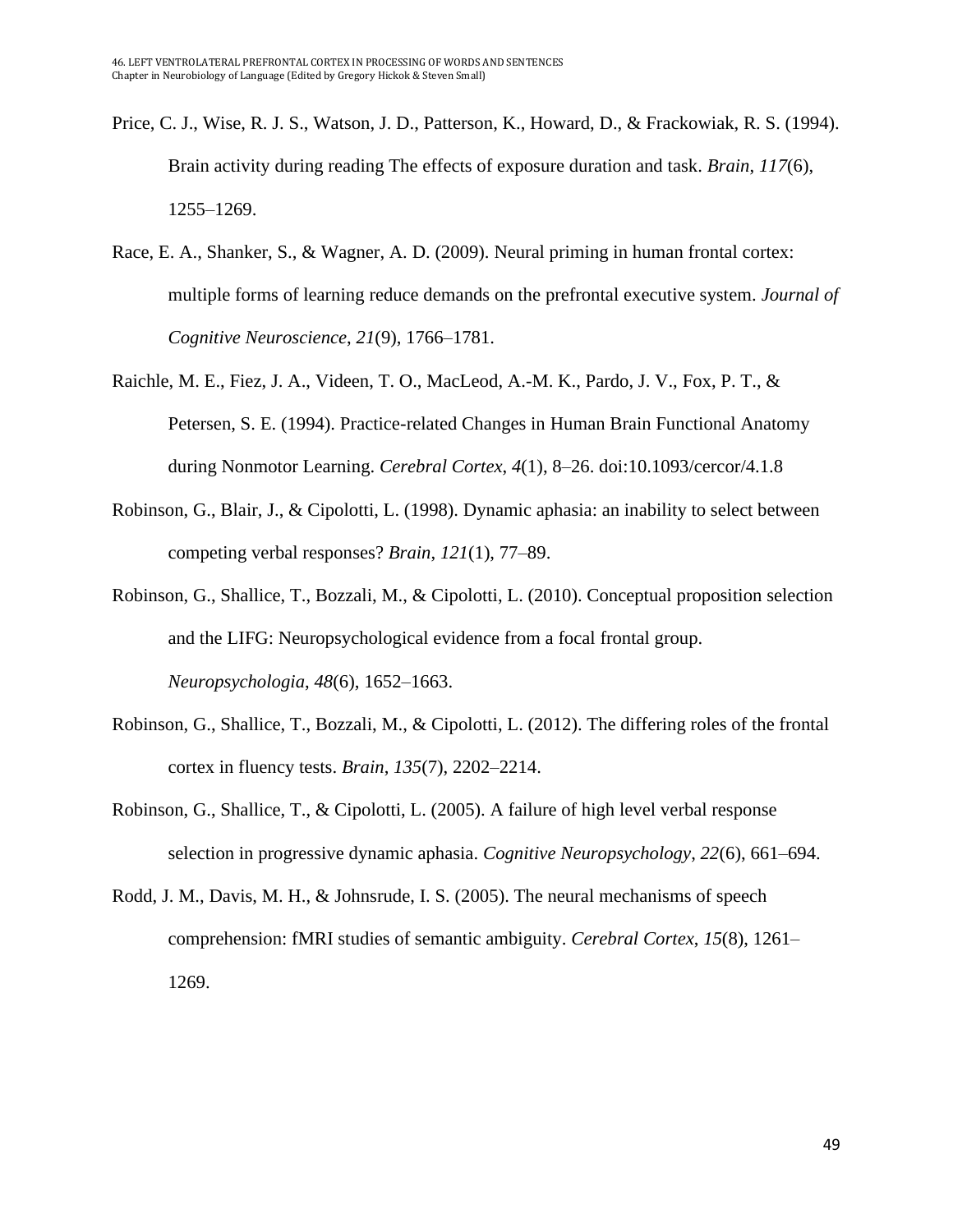Price, C. J., Wise, R. J. S., Watson, J. D., Patterson, K., Howard, D., & Frackowiak, R. S. (1994). Brain activity during reading The effects of exposure duration and task. *Brain*, *117*(6), 1255–1269.

Race, E. A., Shanker, S., & Wagner, A. D. (2009). Neural priming in human frontal cortex: multiple forms of learning reduce demands on the prefrontal executive system. *Journal of Cognitive Neuroscience*, *21*(9), 1766–1781.

Raichle, M. E., Fiez, J. A., Videen, T. O., MacLeod, A.-M. K., Pardo, J. V., Fox, P. T., & Petersen, S. E. (1994). Practice-related Changes in Human Brain Functional Anatomy during Nonmotor Learning. *Cerebral Cortex*, *4*(1), 8–26. doi:10.1093/cercor/4.1.8

Robinson, G., Blair, J., & Cipolotti, L. (1998). Dynamic aphasia: an inability to select between competing verbal responses? *Brain*, *121*(1), 77–89.

Robinson, G., Shallice, T., Bozzali, M., & Cipolotti, L. (2010). Conceptual proposition selection and the LIFG: Neuropsychological evidence from a focal frontal group. *Neuropsychologia*, *48*(6), 1652–1663.

Robinson, G., Shallice, T., Bozzali, M., & Cipolotti, L. (2012). The differing roles of the frontal cortex in fluency tests. *Brain*, *135*(7), 2202–2214.

Robinson, G., Shallice, T., & Cipolotti, L. (2005). A failure of high level verbal response selection in progressive dynamic aphasia. *Cognitive Neuropsychology*, *22*(6), 661–694.

Rodd, J. M., Davis, M. H., & Johnsrude, I. S. (2005). The neural mechanisms of speech comprehension: fMRI studies of semantic ambiguity. *Cerebral Cortex*, *15*(8), 1261–1269.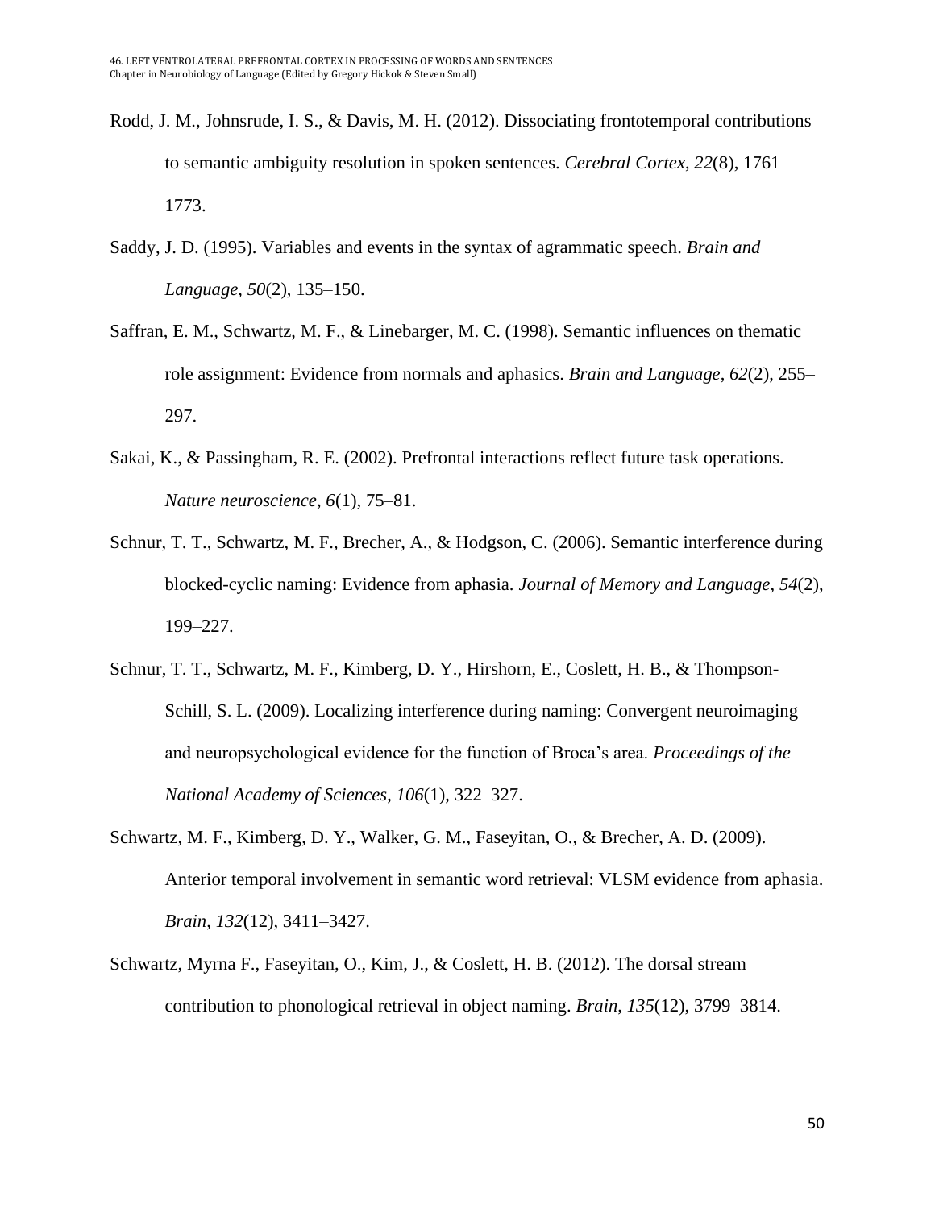Rodd, J. M., Johnsrude, I. S., & Davis, M. H. (2012). Dissociating frontotemporal contributions to semantic ambiguity resolution in spoken sentences. *Cerebral Cortex*, *22*(8), 1761–1773.

Saddy, J. D. (1995). Variables and events in the syntax of agrammatic speech. *Brain and Language*, *50*(2), 135–150.

Saffran, E. M., Schwartz, M. F., & Linebarger, M. C. (1998). Semantic influences on thematic role assignment: Evidence from normals and aphasics. *Brain and Language*, *62*(2), 255–297.

Sakai, K., & Passingham, R. E. (2002). Prefrontal interactions reflect future task operations. *Nature neuroscience*, *6*(1), 75–81.

Schnur, T. T., Schwartz, M. F., Brecher, A., & Hodgson, C. (2006). Semantic interference during blocked-cyclic naming: Evidence from aphasia. *Journal of Memory and Language*, *54*(2), 199–227.

Schnur, T. T., Schwartz, M. F., Kimberg, D. Y., Hirshorn, E., Coslett, H. B., & Thompson-Schill, S. L. (2009). Localizing interference during naming: Convergent neuroimaging and neuropsychological evidence for the function of Broca's area. *Proceedings of the National Academy of Sciences*, *106*(1), 322–327.

Schwartz, M. F., Kimberg, D. Y., Walker, G. M., Faseyitan, O., & Brecher, A. D. (2009). Anterior temporal involvement in semantic word retrieval: VLSM evidence from aphasia. *Brain*, *132*(12), 3411–3427.

Schwartz, Myrna F., Faseyitan, O., Kim, J., & Coslett, H. B. (2012). The dorsal stream contribution to phonological retrieval in object naming. *Brain*, *135*(12), 3799–3814.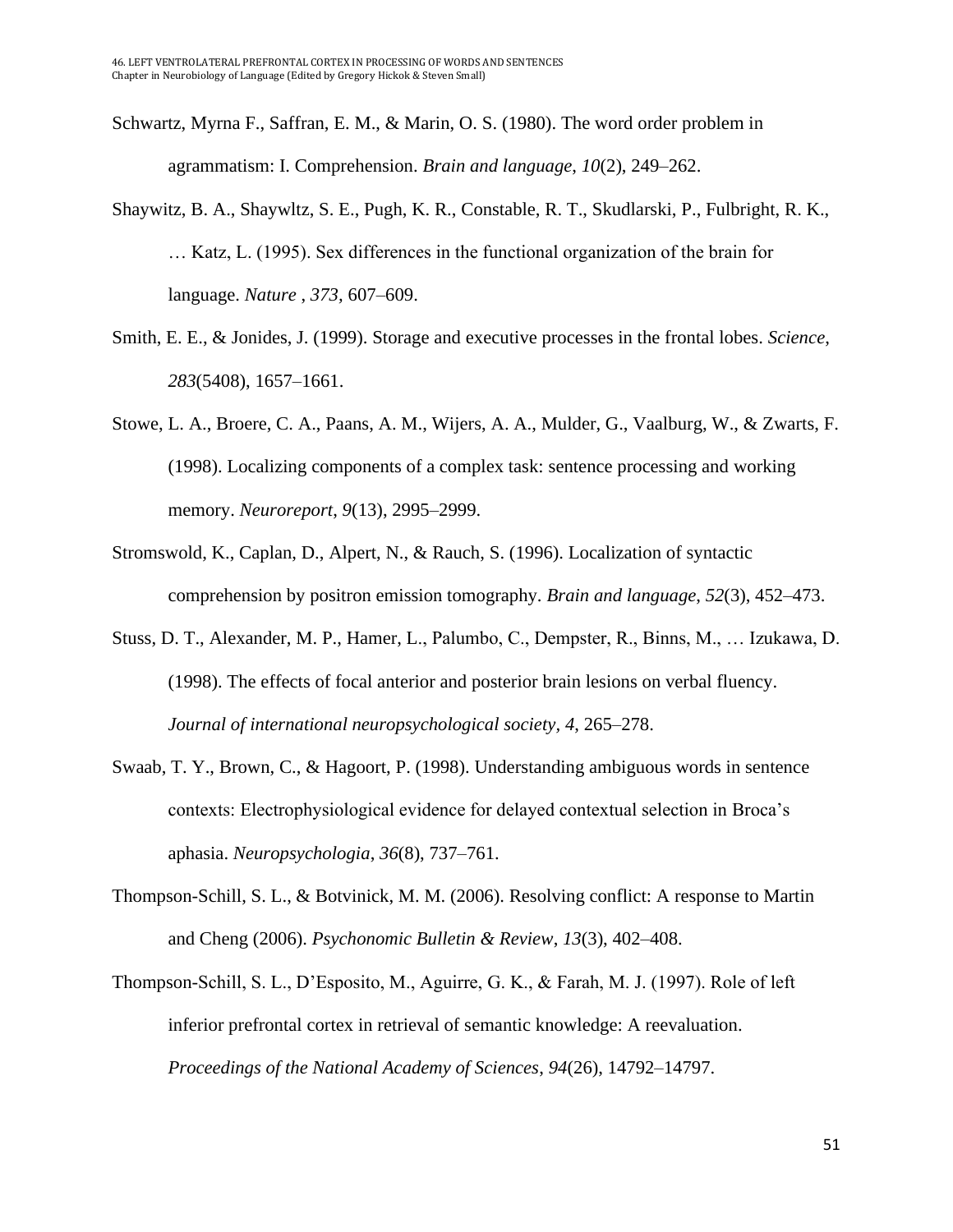Schwartz, Myrna F., Saffran, E. M., & Marin, O. S. (1980). The word order problem in agrammatism: I. Comprehension. *Brain and language*, *10*(2), 249–262.

Shaywitz, B. A., Shaywltz, S. E., Pugh, K. R., Constable, R. T., Skudlarski, P., Fulbright, R. K., … Katz, L. (1995). Sex differences in the functional organization of the brain for language. *Nature* , *373*, 607–609.

Smith, E. E., & Jonides, J. (1999). Storage and executive processes in the frontal lobes. *Science*, *283*(5408), 1657–1661.

Stowe, L. A., Broere, C. A., Paans, A. M., Wijers, A. A., Mulder, G., Vaalburg, W., & Zwarts, F. (1998). Localizing components of a complex task: sentence processing and working memory. *Neuroreport*, *9*(13), 2995–2999.

Stromswold, K., Caplan, D., Alpert, N., & Rauch, S. (1996). Localization of syntactic comprehension by positron emission tomography. *Brain and language*, *52*(3), 452–473.

Stuss, D. T., Alexander, M. P., Hamer, L., Palumbo, C., Dempster, R., Binns, M., … Izukawa, D. (1998). The effects of focal anterior and posterior brain lesions on verbal fluency. *Journal of international neuropsychological society*, *4*, 265–278.

Swaab, T. Y., Brown, C., & Hagoort, P. (1998). Understanding ambiguous words in sentence contexts: Electrophysiological evidence for delayed contextual selection in Broca's aphasia. *Neuropsychologia*, *36*(8), 737–761.

Thompson-Schill, S. L., & Botvinick, M. M. (2006). Resolving conflict: A response to Martin and Cheng (2006). *Psychonomic Bulletin & Review*, *13*(3), 402–408.

Thompson-Schill, S. L., D'Esposito, M., Aguirre, G. K., & Farah, M. J. (1997). Role of left inferior prefrontal cortex in retrieval of semantic knowledge: A reevaluation. *Proceedings of the National Academy of Sciences*, *94*(26), 14792–14797.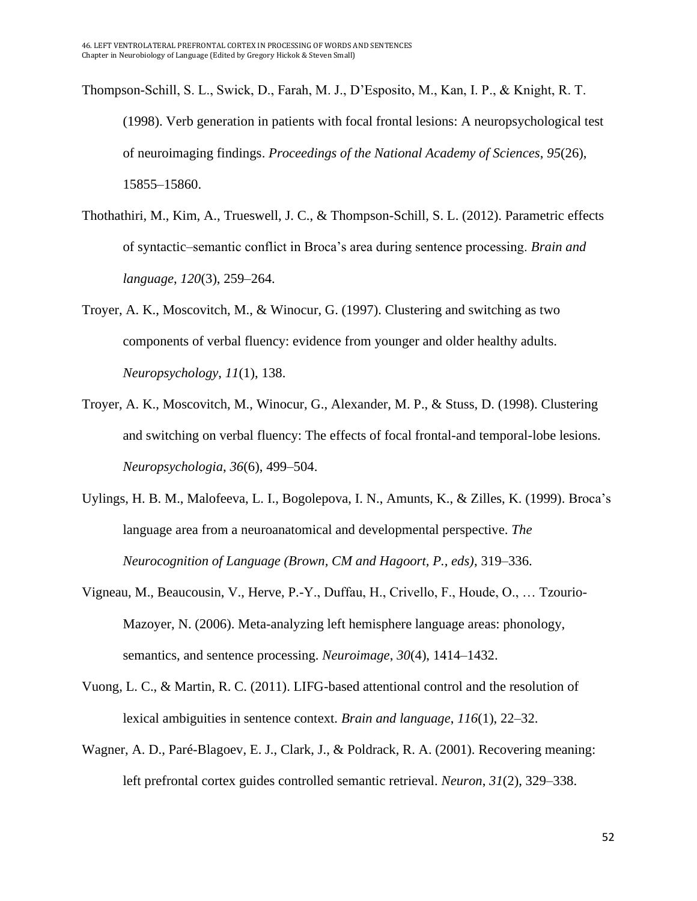Thompson-Schill, S. L., Swick, D., Farah, M. J., D'Esposito, M., Kan, I. P., & Knight, R. T. (1998). Verb generation in patients with focal frontal lesions: A neuropsychological test of neuroimaging findings. *Proceedings of the National Academy of Sciences*, *95*(26), 15855–15860.

Thothathiri, M., Kim, A., Trueswell, J. C., & Thompson-Schill, S. L. (2012). Parametric effects of syntactic–semantic conflict in Broca's area during sentence processing. *Brain and language*, *120*(3), 259–264.

Troyer, A. K., Moscovitch, M., & Winocur, G. (1997). Clustering and switching as two components of verbal fluency: evidence from younger and older healthy adults. *Neuropsychology*, *11*(1), 138.

Troyer, A. K., Moscovitch, M., Winocur, G., Alexander, M. P., & Stuss, D. (1998). Clustering and switching on verbal fluency: The effects of focal frontal-and temporal-lobe lesions. *Neuropsychologia*, *36*(6), 499–504.

Uylings, H. B. M., Malofeeva, L. I., Bogolepova, I. N., Amunts, K., & Zilles, K. (1999). Broca's language area from a neuroanatomical and developmental perspective. *The Neurocognition of Language (Brown, CM and Hagoort, P., eds)*, 319–336.

Vigneau, M., Beaucousin, V., Herve, P.-Y., Duffau, H., Crivello, F., Houde, O., … Tzourio-Mazoyer, N. (2006). Meta-analyzing left hemisphere language areas: phonology, semantics, and sentence processing. *Neuroimage*, *30*(4), 1414–1432.

Vuong, L. C., & Martin, R. C. (2011). LIFG-based attentional control and the resolution of lexical ambiguities in sentence context. *Brain and language*, *116*(1), 22–32.

Wagner, A. D., Paré-Blagoev, E. J., Clark, J., & Poldrack, R. A. (2001). Recovering meaning: left prefrontal cortex guides controlled semantic retrieval. *Neuron*, *31*(2), 329–338.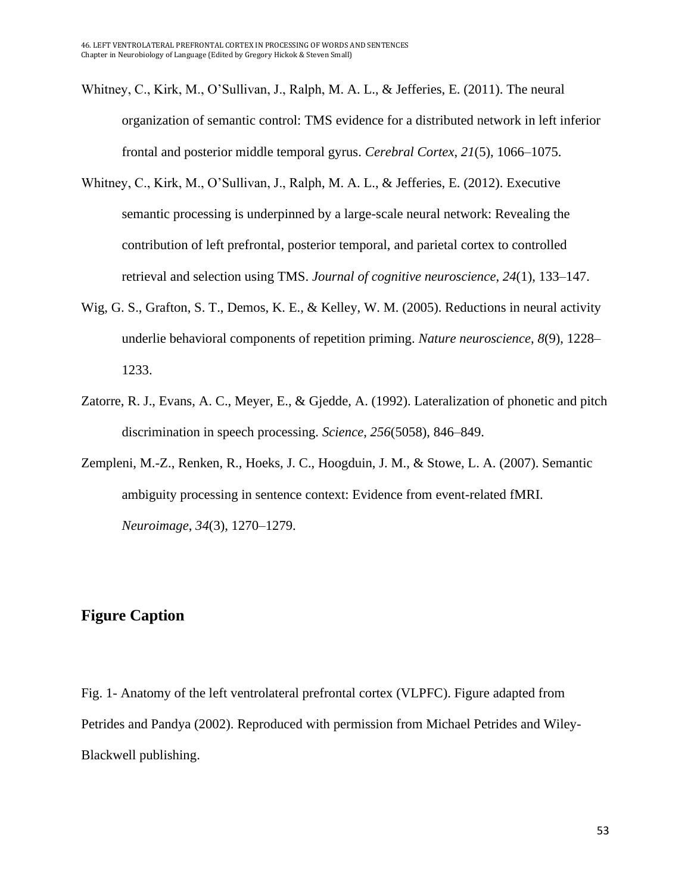Whitney, C., Kirk, M., O'Sullivan, J., Ralph, M. A. L., & Jefferies, E. (2011). The neural organization of semantic control: TMS evidence for a distributed network in left inferior frontal and posterior middle temporal gyrus. *Cerebral Cortex*, *21*(5), 1066–1075.

Whitney, C., Kirk, M., O'Sullivan, J., Ralph, M. A. L., & Jefferies, E. (2012). Executive semantic processing is underpinned by a large-scale neural network: Revealing the contribution of left prefrontal, posterior temporal, and parietal cortex to controlled retrieval and selection using TMS. *Journal of cognitive neuroscience*, *24*(1), 133–147.

Wig, G. S., Grafton, S. T., Demos, K. E., & Kelley, W. M. (2005). Reductions in neural activity underlie behavioral components of repetition priming. *Nature neuroscience*, *8*(9), 1228–1233.

Zatorre, R. J., Evans, A. C., Meyer, E., & Gjedde, A. (1992). Lateralization of phonetic and pitch discrimination in speech processing. *Science*, *256*(5058), 846–849.

Zempleni, M.-Z., Renken, R., Hoeks, J. C., Hoogduin, J. M., & Stowe, L. A. (2007). Semantic ambiguity processing in sentence context: Evidence from event-related fMRI. *Neuroimage*, *34*(3), 1270–1279.

## Figure Caption

Fig. 1- Anatomy of the left ventrolateral prefrontal cortex (VLPFC). Figure adapted from Petrides and Pandya (2002). Reproduced with permission from Michael Petrides and Wiley-Blackwell publishing.